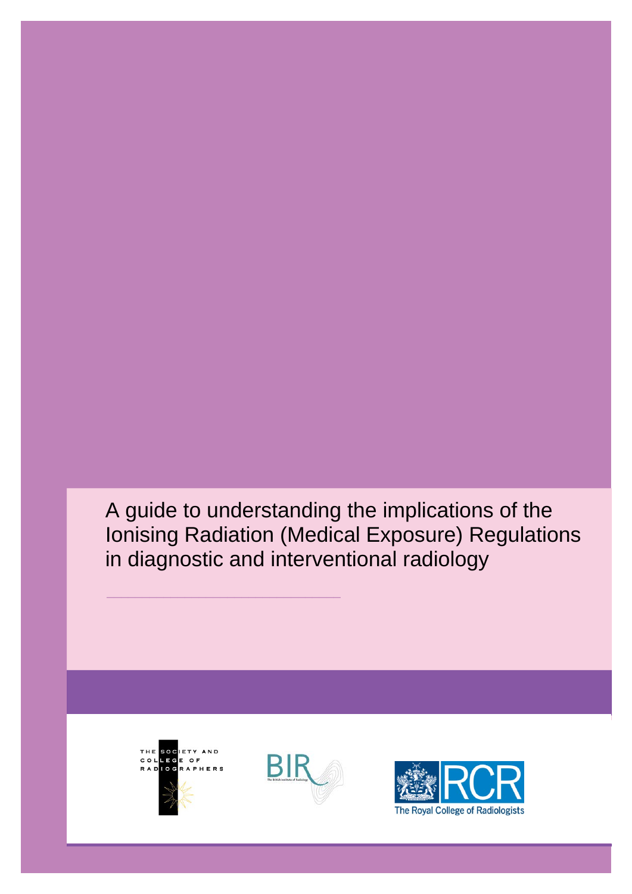# A guide to understanding the implications of the Ionising Radiation (Medical Exposure) Regulations in diagnostic and interventional radiology

THE SOCIETY AND COLLEGE OF RADIOGRAPHERS

BIR The British Institute of Radiology

RCR The Royal College of Radiologists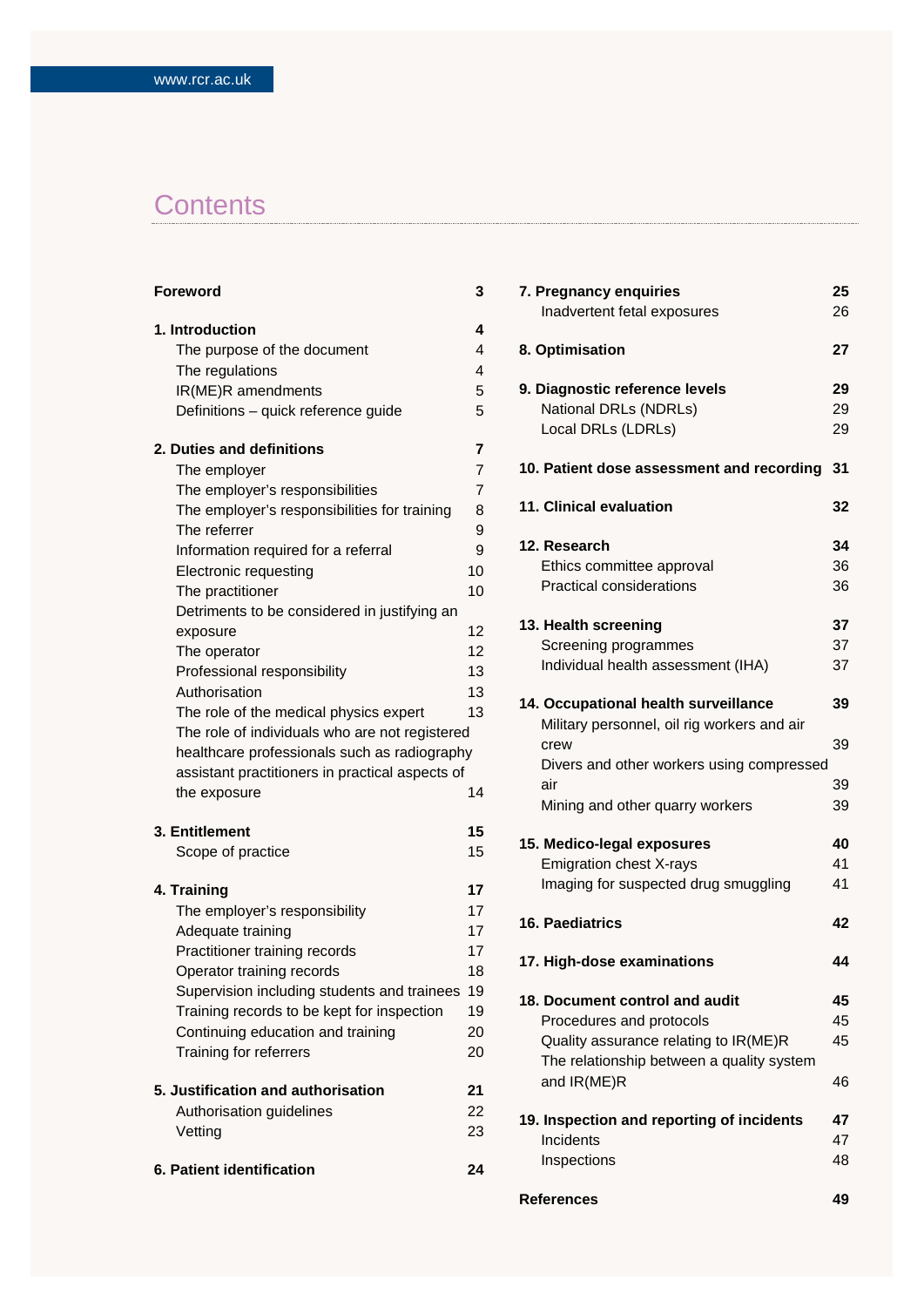# Contents

| | |
|---|---|
| **Foreword** | **3** |
| **1. Introduction** | **4** |
| The purpose of the document | 4 |
| The regulations | 4 |
| IR(ME)R amendments | 5 |
| Definitions – quick reference guide | 5 |
| **2. Duties and definitions** | **7** |
| The employer | 7 |
| The employer's responsibilities | 7 |
| The employer's responsibilities for training | 8 |
| The referrer | 9 |
| Information required for a referral | 9 |
| Electronic requesting | 10 |
| The practitioner | 10 |
| Detriments to be considered in justifying an exposure | 12 |
| The operator | 12 |
| Professional responsibility | 13 |
| Authorisation | 13 |
| The role of the medical physics expert | 13 |
| The role of individuals who are not registered healthcare professionals such as radiography assistant practitioners in practical aspects of the exposure | 14 |
| **3. Entitlement** | **15** |
| Scope of practice | 15 |
| **4. Training** | **17** |
| The employer's responsibility | 17 |
| Adequate training | 17 |
| Practitioner training records | 17 |
| Operator training records | 18 |
| Supervision including students and trainees | 19 |
| Training records to be kept for inspection | 19 |
| Continuing education and training | 20 |
| Training for referrers | 20 |
| **5. Justification and authorisation** | **21** |
| Authorisation guidelines | 22 |
| Vetting | 23 |
| **6. Patient identification** | **24** |
| **7. Pregnancy enquiries** | **25** |
| Inadvertent fetal exposures | 26 |
| **8. Optimisation** | **27** |
| **9. Diagnostic reference levels** | **29** |
| National DRLs (NDRLs) | 29 |
| Local DRLs (LDRLs) | 29 |
| **10. Patient dose assessment and recording** | **31** |
| **11. Clinical evaluation** | **32** |
| **12. Research** | **34** |
| Ethics committee approval | 36 |
| Practical considerations | 36 |
| **13. Health screening** | **37** |
| Screening programmes | 37 |
| Individual health assessment (IHA) | 37 |
| **14. Occupational health surveillance** | **39** |
| Military personnel, oil rig workers and air crew | 39 |
| Divers and other workers using compressed air | 39 |
| Mining and other quarry workers | 39 |
| **15. Medico-legal exposures** | **40** |
| Emigration chest X-rays | 41 |
| Imaging for suspected drug smuggling | 41 |
| **16. Paediatrics** | **42** |
| **17. High-dose examinations** | **44** |
| **18. Document control and audit** | **45** |
| Procedures and protocols | 45 |
| Quality assurance relating to IR(ME)R | 45 |
| The relationship between a quality system and IR(ME)R | 46 |
| **19. Inspection and reporting of incidents** | **47** |
| Incidents | 47 |
| Inspections | 48 |
| **References** | **49** |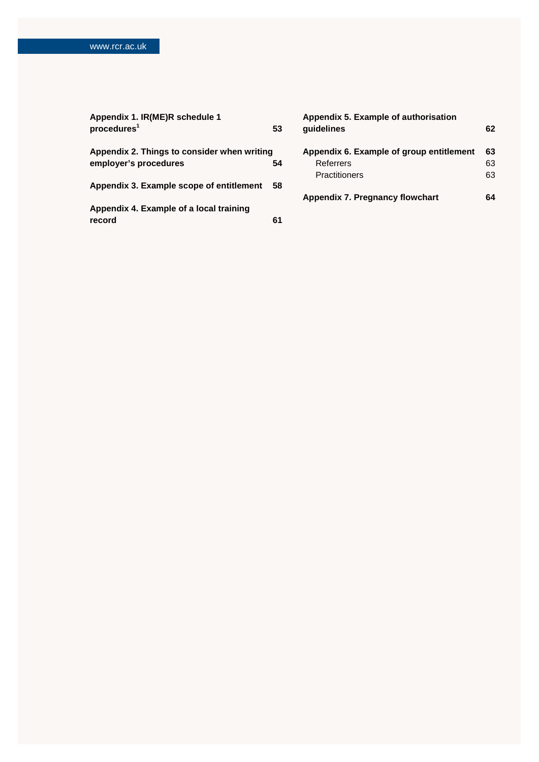**Appendix 1. IR(ME)R schedule 1 procedures[1]** **53**

**Appendix 2. Things to consider when writing employer's procedures** **54**

**Appendix 3. Example scope of entitlement** **58**

**Appendix 4. Example of a local training record** **61**

**Appendix 5. Example of authorisation guidelines** **62**

**Appendix 6. Example of group entitlement** **63**

Referrers 63

Practitioners 63

**Appendix 7. Pregnancy flowchart** **64**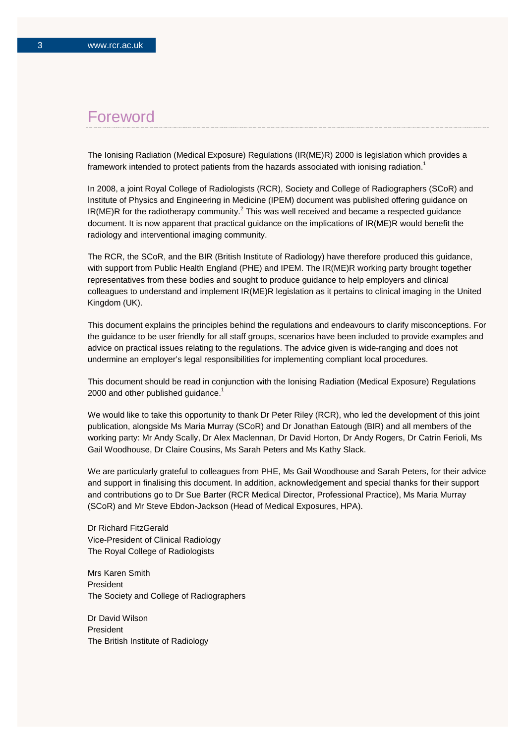# Foreword

The Ionising Radiation (Medical Exposure) Regulations (IR(ME)R) 2000 is legislation which provides a framework intended to protect patients from the hazards associated with ionising radiation.[1]

In 2008, a joint Royal College of Radiologists (RCR), Society and College of Radiographers (SCoR) and Institute of Physics and Engineering in Medicine (IPEM) document was published offering guidance on IR(ME)R for the radiotherapy community.[2] This was well received and became a respected guidance document. It is now apparent that practical guidance on the implications of IR(ME)R would benefit the radiology and interventional imaging community.

The RCR, the SCoR, and the BIR (British Institute of Radiology) have therefore produced this guidance, with support from Public Health England (PHE) and IPEM. The IR(ME)R working party brought together representatives from these bodies and sought to produce guidance to help employers and clinical colleagues to understand and implement IR(ME)R legislation as it pertains to clinical imaging in the United Kingdom (UK).

This document explains the principles behind the regulations and endeavours to clarify misconceptions. For the guidance to be user friendly for all staff groups, scenarios have been included to provide examples and advice on practical issues relating to the regulations. The advice given is wide-ranging and does not undermine an employer's legal responsibilities for implementing compliant local procedures.

This document should be read in conjunction with the Ionising Radiation (Medical Exposure) Regulations 2000 and other published guidance.[1]

We would like to take this opportunity to thank Dr Peter Riley (RCR), who led the development of this joint publication, alongside Ms Maria Murray (SCoR) and Dr Jonathan Eatough (BIR) and all members of the working party: Mr Andy Scally, Dr Alex Maclennan, Dr David Horton, Dr Andy Rogers, Dr Catrin Ferioli, Ms Gail Woodhouse, Dr Claire Cousins, Ms Sarah Peters and Ms Kathy Slack.

We are particularly grateful to colleagues from PHE, Ms Gail Woodhouse and Sarah Peters, for their advice and support in finalising this document. In addition, acknowledgement and special thanks for their support and contributions go to Dr Sue Barter (RCR Medical Director, Professional Practice), Ms Maria Murray (SCoR) and Mr Steve Ebdon-Jackson (Head of Medical Exposures, HPA).

Dr Richard FitzGerald  
Vice-President of Clinical Radiology  
The Royal College of Radiologists

Mrs Karen Smith  
President  
The Society and College of Radiographers

Dr David Wilson  
President  
The British Institute of Radiology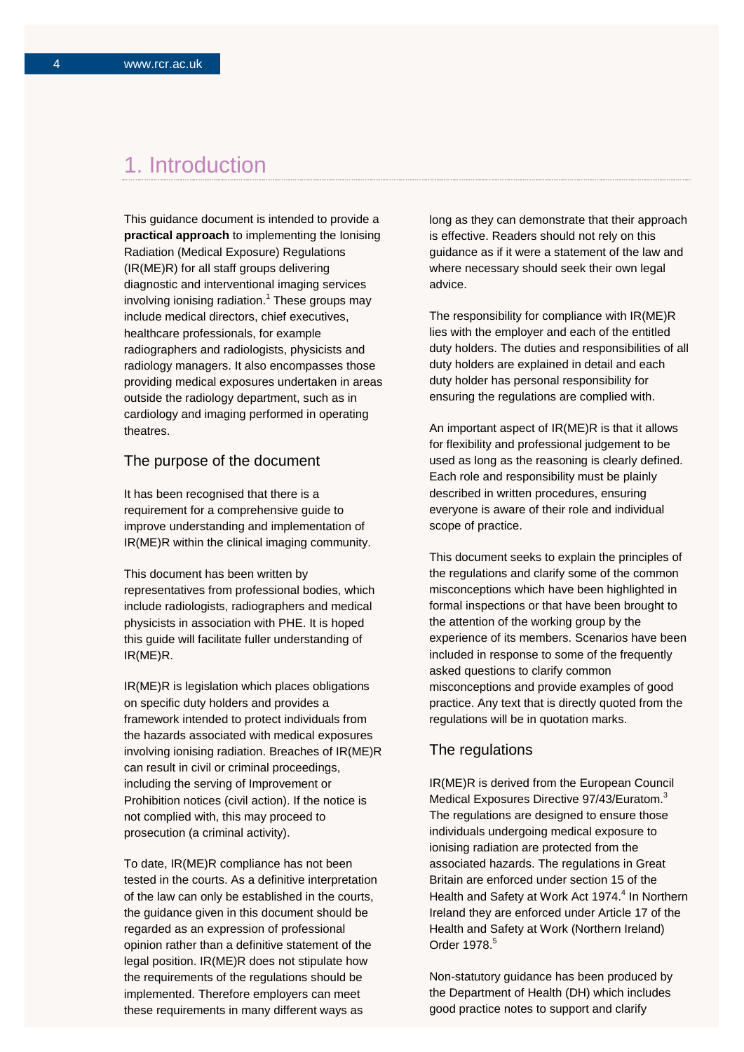# 1. Introduction

This guidance document is intended to provide a **practical approach** to implementing the Ionising Radiation (Medical Exposure) Regulations (IR(ME)R) for all staff groups delivering diagnostic and interventional imaging services involving ionising radiation.[1] These groups may include medical directors, chief executives, healthcare professionals, for example radiographers and radiologists, physicists and radiology managers. It also encompasses those providing medical exposures undertaken in areas outside the radiology department, such as in cardiology and imaging performed in operating theatres.

## The purpose of the document

It has been recognised that there is a requirement for a comprehensive guide to improve understanding and implementation of IR(ME)R within the clinical imaging community.

This document has been written by representatives from professional bodies, which include radiologists, radiographers and medical physicists in association with PHE. It is hoped this guide will facilitate fuller understanding of IR(ME)R.

IR(ME)R is legislation which places obligations on specific duty holders and provides a framework intended to protect individuals from the hazards associated with medical exposures involving ionising radiation. Breaches of IR(ME)R can result in civil or criminal proceedings, including the serving of Improvement or Prohibition notices (civil action). If the notice is not complied with, this may proceed to prosecution (a criminal activity).

To date, IR(ME)R compliance has not been tested in the courts. As a definitive interpretation of the law can only be established in the courts, the guidance given in this document should be regarded as an expression of professional opinion rather than a definitive statement of the legal position. IR(ME)R does not stipulate how the requirements of the regulations should be implemented. Therefore employers can meet these requirements in many different ways as long as they can demonstrate that their approach is effective. Readers should not rely on this guidance as if it were a statement of the law and where necessary should seek their own legal advice.

The responsibility for compliance with IR(ME)R lies with the employer and each of the entitled duty holders. The duties and responsibilities of all duty holders are explained in detail and each duty holder has personal responsibility for ensuring the regulations are complied with.

An important aspect of IR(ME)R is that it allows for flexibility and professional judgement to be used as long as the reasoning is clearly defined. Each role and responsibility must be plainly described in written procedures, ensuring everyone is aware of their role and individual scope of practice.

This document seeks to explain the principles of the regulations and clarify some of the common misconceptions which have been highlighted in formal inspections or that have been brought to the attention of the working group by the experience of its members. Scenarios have been included in response to some of the frequently asked questions to clarify common misconceptions and provide examples of good practice. Any text that is directly quoted from the regulations will be in quotation marks.

## The regulations

IR(ME)R is derived from the European Council Medical Exposures Directive 97/43/Euratom.[3] The regulations are designed to ensure those individuals undergoing medical exposure to ionising radiation are protected from the associated hazards. The regulations in Great Britain are enforced under section 15 of the Health and Safety at Work Act 1974.[4] In Northern Ireland they are enforced under Article 17 of the Health and Safety at Work (Northern Ireland) Order 1978.[5]

Non-statutory guidance has been produced by the Department of Health (DH) which includes good practice notes to support and clarify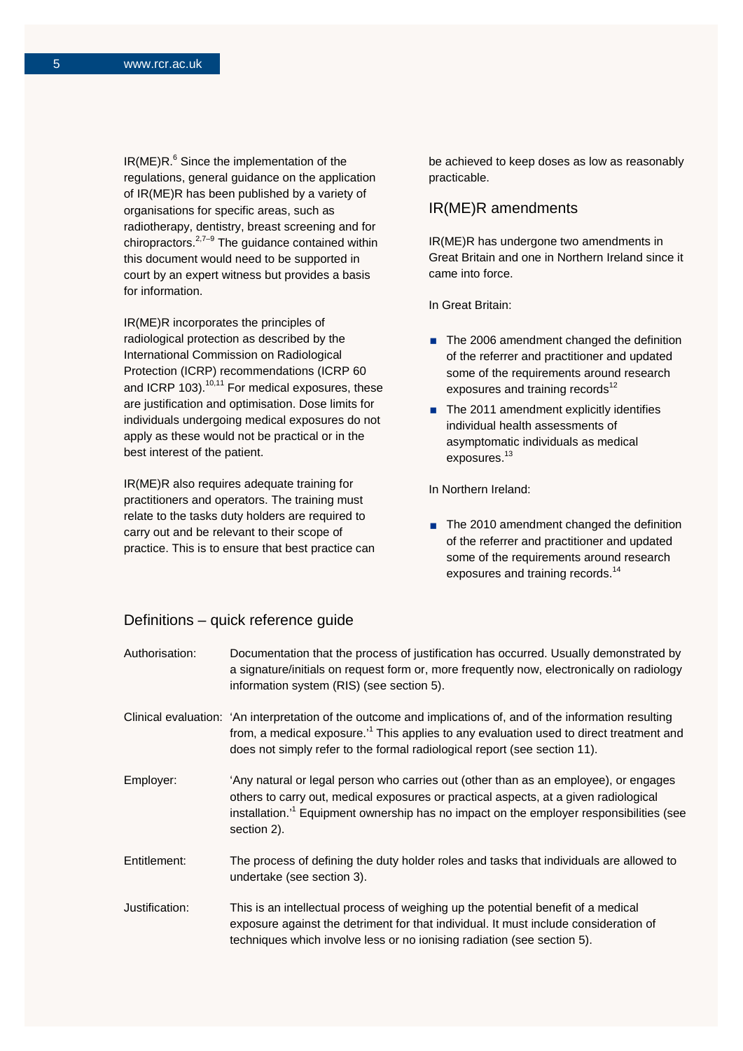IR(ME)R.[6] Since the implementation of the regulations, general guidance on the application of IR(ME)R has been published by a variety of organisations for specific areas, such as radiotherapy, dentistry, breast screening and for chiropractors.[2,7–9] The guidance contained within this document would need to be supported in court by an expert witness but provides a basis for information.

IR(ME)R incorporates the principles of radiological protection as described by the International Commission on Radiological Protection (ICRP) recommendations (ICRP 60 and ICRP 103).[10,11] For medical exposures, these are justification and optimisation. Dose limits for individuals undergoing medical exposures do not apply as these would not be practical or in the best interest of the patient.

IR(ME)R also requires adequate training for practitioners and operators. The training must relate to the tasks duty holders are required to carry out and be relevant to their scope of practice. This is to ensure that best practice can be achieved to keep doses as low as reasonably practicable.

## IR(ME)R amendments

IR(ME)R has undergone two amendments in Great Britain and one in Northern Ireland since it came into force.

In Great Britain:

- The 2006 amendment changed the definition of the referrer and practitioner and updated some of the requirements around research exposures and training records[12]
- The 2011 amendment explicitly identifies individual health assessments of asymptomatic individuals as medical exposures.[13]

In Northern Ireland:

- The 2010 amendment changed the definition of the referrer and practitioner and updated some of the requirements around research exposures and training records.[14]

## Definitions – quick reference guide

| | |
|---|---|
| Authorisation: | Documentation that the process of justification has occurred. Usually demonstrated by a signature/initials on request form or, more frequently now, electronically on radiology information system (RIS) (see section 5). |
| Clinical evaluation: | 'An interpretation of the outcome and implications of, and of the information resulting from, a medical exposure.'[1] This applies to any evaluation used to direct treatment and does not simply refer to the formal radiological report (see section 11). |
| Employer: | 'Any natural or legal person who carries out (other than as an employee), or engages others to carry out, medical exposures or practical aspects, at a given radiological installation.'[1] Equipment ownership has no impact on the employer responsibilities (see section 2). |
| Entitlement: | The process of defining the duty holder roles and tasks that individuals are allowed to undertake (see section 3). |
| Justification: | This is an intellectual process of weighing up the potential benefit of a medical exposure against the detriment for that individual. It must include consideration of techniques which involve less or no ionising radiation (see section 5). |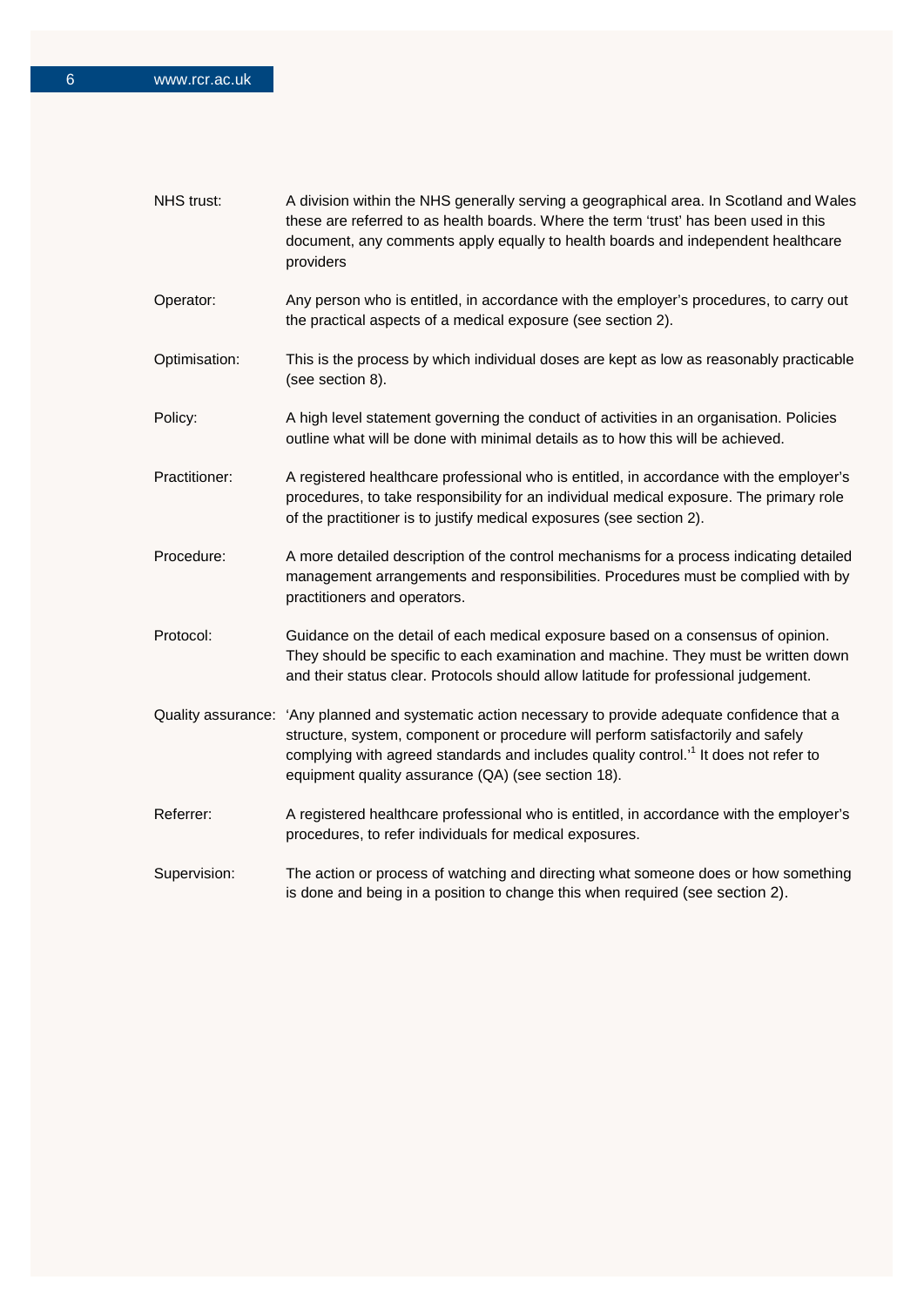**NHS trust:** A division within the NHS generally serving a geographical area. In Scotland and Wales these are referred to as health boards. Where the term 'trust' has been used in this document, any comments apply equally to health boards and independent healthcare providers

**Operator:** Any person who is entitled, in accordance with the employer's procedures, to carry out the practical aspects of a medical exposure (see section 2).

**Optimisation:** This is the process by which individual doses are kept as low as reasonably practicable (see section 8).

**Policy:** A high level statement governing the conduct of activities in an organisation. Policies outline what will be done with minimal details as to how this will be achieved.

**Practitioner:** A registered healthcare professional who is entitled, in accordance with the employer's procedures, to take responsibility for an individual medical exposure. The primary role of the practitioner is to justify medical exposures (see section 2).

**Procedure:** A more detailed description of the control mechanisms for a process indicating detailed management arrangements and responsibilities. Procedures must be complied with by practitioners and operators.

**Protocol:** Guidance on the detail of each medical exposure based on a consensus of opinion. They should be specific to each examination and machine. They must be written down and their status clear. Protocols should allow latitude for professional judgement.

**Quality assurance:** 'Any planned and systematic action necessary to provide adequate confidence that a structure, system, component or procedure will perform satisfactorily and safely complying with agreed standards and includes quality control.'[1] It does not refer to equipment quality assurance (QA) (see section 18).

**Referrer:** A registered healthcare professional who is entitled, in accordance with the employer's procedures, to refer individuals for medical exposures.

**Supervision:** The action or process of watching and directing what someone does or how something is done and being in a position to change this when required (see section 2).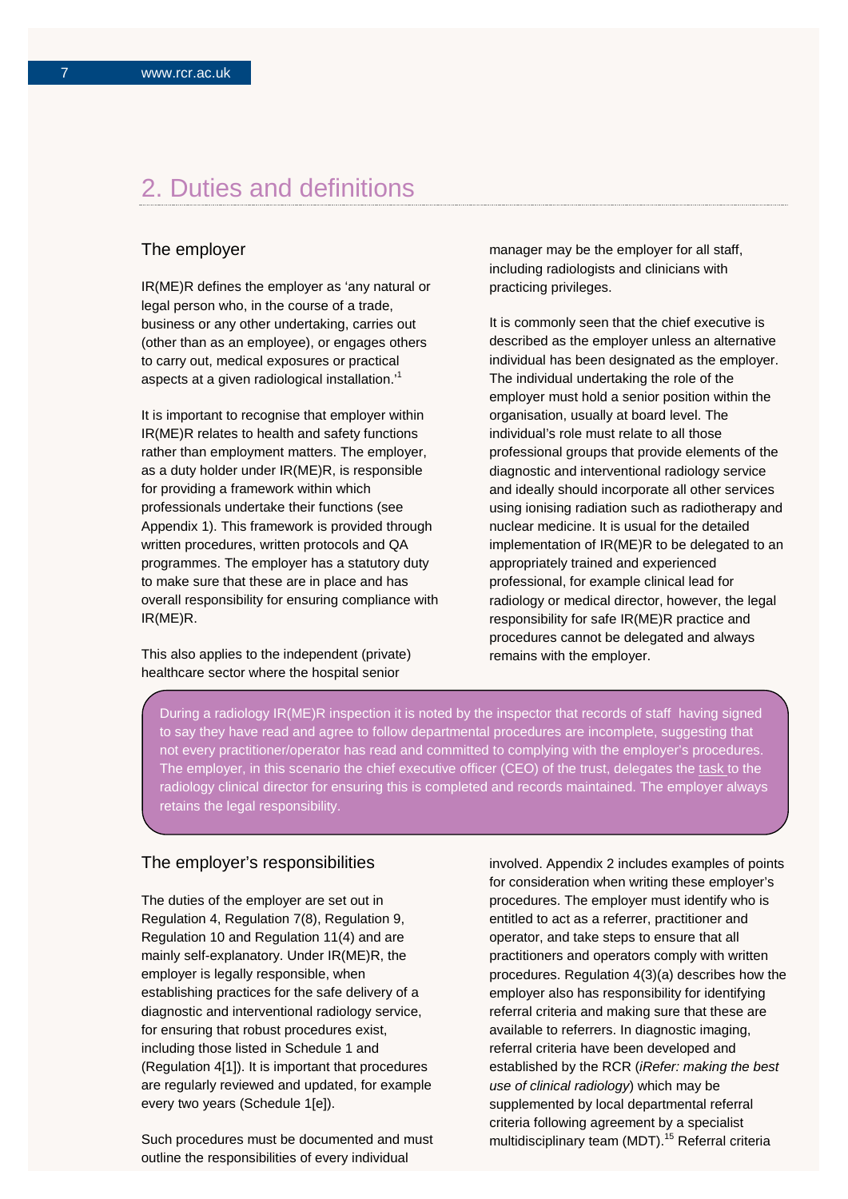## 2. Duties and definitions

### The employer

IR(ME)R defines the employer as 'any natural or legal person who, in the course of a trade, business or any other undertaking, carries out (other than as an employee), or engages others to carry out, medical exposures or practical aspects at a given radiological installation.'[1]

It is important to recognise that employer within IR(ME)R relates to health and safety functions rather than employment matters. The employer, as a duty holder under IR(ME)R, is responsible for providing a framework within which professionals undertake their functions (see Appendix 1). This framework is provided through written procedures, written protocols and QA programmes. The employer has a statutory duty to make sure that these are in place and has overall responsibility for ensuring compliance with IR(ME)R.

This also applies to the independent (private) healthcare sector where the hospital senior manager may be the employer for all staff, including radiologists and clinicians with practicing privileges.

It is commonly seen that the chief executive is described as the employer unless an alternative individual has been designated as the employer. The individual undertaking the role of the employer must hold a senior position within the organisation, usually at board level. The individual's role must relate to all those professional groups that provide elements of the diagnostic and interventional radiology service and ideally should incorporate all other services using ionising radiation such as radiotherapy and nuclear medicine. It is usual for the detailed implementation of IR(ME)R to be delegated to an appropriately trained and experienced professional, for example clinical lead for radiology or medical director, however, the legal responsibility for safe IR(ME)R practice and procedures cannot be delegated and always remains with the employer.

> During a radiology IR(ME)R inspection it is noted by the inspector that records of staff having signed to say they have read and agree to follow departmental procedures are incomplete, suggesting that not every practitioner/operator has read and committed to complying with the employer's procedures. The employer, in this scenario the chief executive officer (CEO) of the trust, delegates the task to the radiology clinical director for ensuring this is completed and records maintained. The employer always retains the legal responsibility.

### The employer's responsibilities

The duties of the employer are set out in Regulation 4, Regulation 7(8), Regulation 9, Regulation 10 and Regulation 11(4) and are mainly self-explanatory. Under IR(ME)R, the employer is legally responsible, when establishing practices for the safe delivery of a diagnostic and interventional radiology service, for ensuring that robust procedures exist, including those listed in Schedule 1 and (Regulation 4[1]). It is important that procedures are regularly reviewed and updated, for example every two years (Schedule 1[e]).

Such procedures must be documented and must outline the responsibilities of every individual involved. Appendix 2 includes examples of points for consideration when writing these employer's procedures. The employer must identify who is entitled to act as a referrer, practitioner and operator, and take steps to ensure that all practitioners and operators comply with written procedures. Regulation 4(3)(a) describes how the employer also has responsibility for identifying referral criteria and making sure that these are available to referrers. In diagnostic imaging, referral criteria have been developed and established by the RCR (*iRefer: making the best use of clinical radiology*) which may be supplemented by local departmental referral criteria following agreement by a specialist multidisciplinary team (MDT).[15] Referral criteria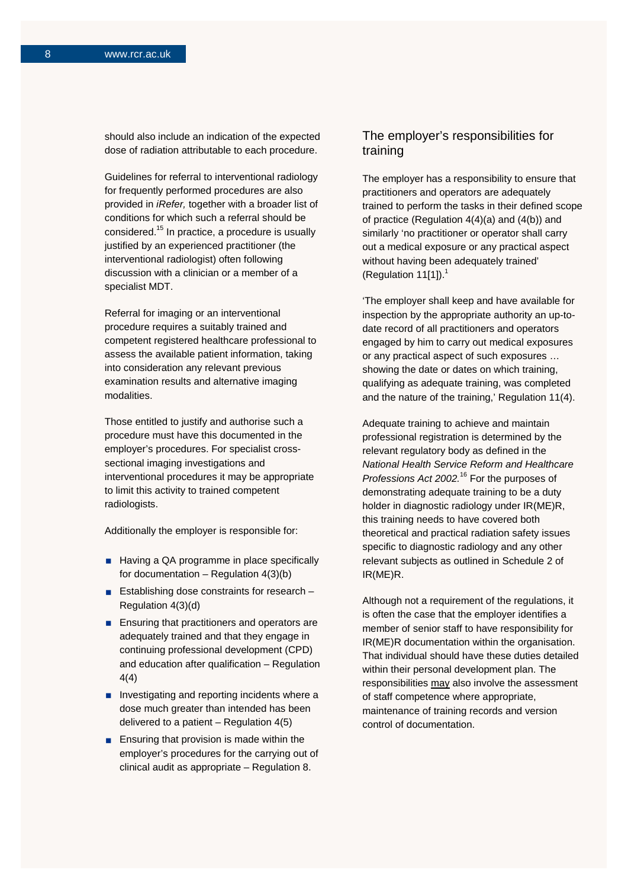should also include an indication of the expected dose of radiation attributable to each procedure.

Guidelines for referral to interventional radiology for frequently performed procedures are also provided in *iRefer,* together with a broader list of conditions for which such a referral should be considered.[15] In practice, a procedure is usually justified by an experienced practitioner (the interventional radiologist) often following discussion with a clinician or a member of a specialist MDT.

Referral for imaging or an interventional procedure requires a suitably trained and competent registered healthcare professional to assess the available patient information, taking into consideration any relevant previous examination results and alternative imaging modalities.

Those entitled to justify and authorise such a procedure must have this documented in the employer's procedures. For specialist cross-sectional imaging investigations and interventional procedures it may be appropriate to limit this activity to trained competent radiologists.

Additionally the employer is responsible for:

- Having a QA programme in place specifically for documentation – Regulation 4(3)(b)
- Establishing dose constraints for research – Regulation 4(3)(d)
- Ensuring that practitioners and operators are adequately trained and that they engage in continuing professional development (CPD) and education after qualification – Regulation 4(4)
- Investigating and reporting incidents where a dose much greater than intended has been delivered to a patient – Regulation 4(5)
- Ensuring that provision is made within the employer's procedures for the carrying out of clinical audit as appropriate – Regulation 8.

## The employer's responsibilities for training

The employer has a responsibility to ensure that practitioners and operators are adequately trained to perform the tasks in their defined scope of practice (Regulation 4(4)(a) and (4(b)) and similarly 'no practitioner or operator shall carry out a medical exposure or any practical aspect without having been adequately trained' (Regulation 11[1]).[1]

'The employer shall keep and have available for inspection by the appropriate authority an up-to-date record of all practitioners and operators engaged by him to carry out medical exposures or any practical aspect of such exposures … showing the date or dates on which training, qualifying as adequate training, was completed and the nature of the training,' Regulation 11(4).

Adequate training to achieve and maintain professional registration is determined by the relevant regulatory body as defined in the *National Health Service Reform and Healthcare Professions Act 2002.*[16] For the purposes of demonstrating adequate training to be a duty holder in diagnostic radiology under IR(ME)R, this training needs to have covered both theoretical and practical radiation safety issues specific to diagnostic radiology and any other relevant subjects as outlined in Schedule 2 of IR(ME)R.

Although not a requirement of the regulations, it is often the case that the employer identifies a member of senior staff to have responsibility for IR(ME)R documentation within the organisation. That individual should have these duties detailed within their personal development plan. The responsibilities may also involve the assessment of staff competence where appropriate, maintenance of training records and version control of documentation.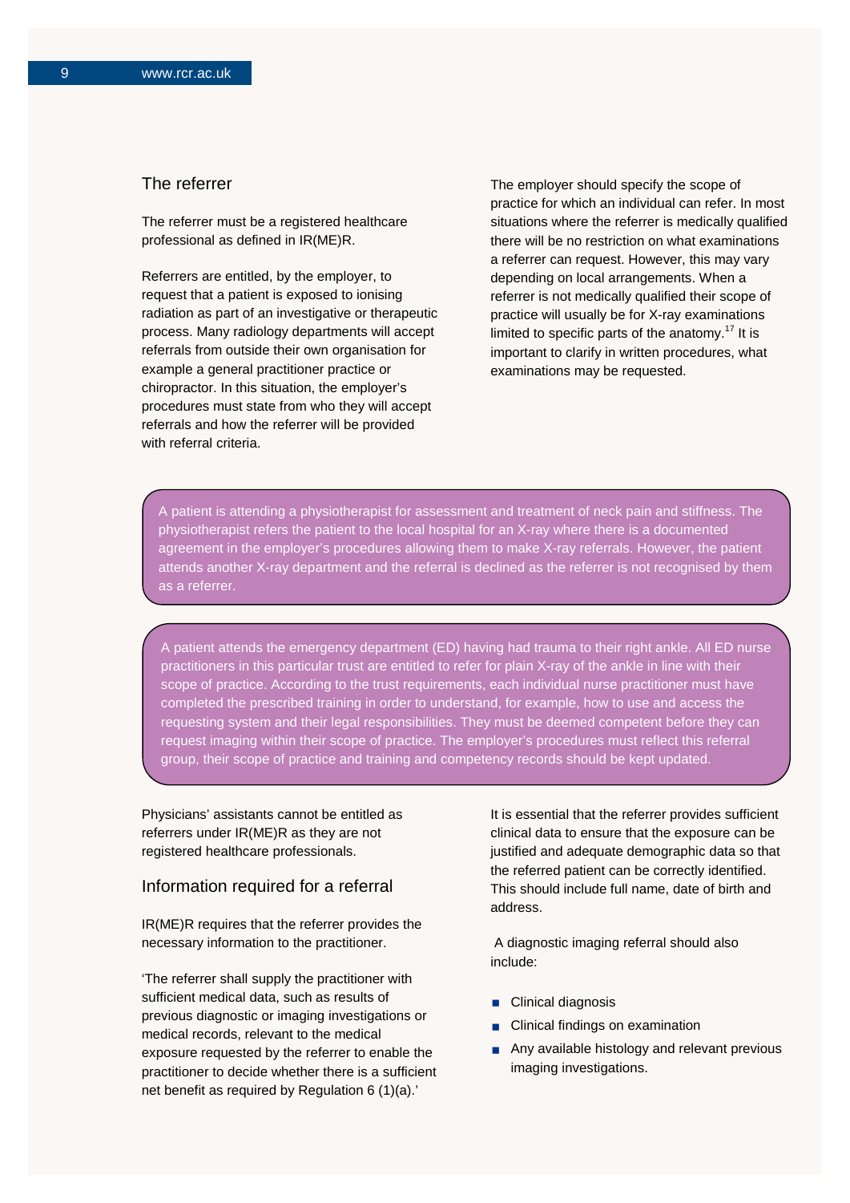## The referrer

The referrer must be a registered healthcare professional as defined in IR(ME)R.

Referrers are entitled, by the employer, to request that a patient is exposed to ionising radiation as part of an investigative or therapeutic process. Many radiology departments will accept referrals from outside their own organisation for example a general practitioner practice or chiropractor. In this situation, the employer's procedures must state from who they will accept referrals and how the referrer will be provided with referral criteria.

The employer should specify the scope of practice for which an individual can refer. In most situations where the referrer is medically qualified there will be no restriction on what examinations a referrer can request. However, this may vary depending on local arrangements. When a referrer is not medically qualified their scope of practice will usually be for X-ray examinations limited to specific parts of the anatomy.[17] It is important to clarify in written procedures, what examinations may be requested.

> A patient is attending a physiotherapist for assessment and treatment of neck pain and stiffness. The physiotherapist refers the patient to the local hospital for an X-ray where there is a documented agreement in the employer's procedures allowing them to make X-ray referrals. However, the patient attends another X-ray department and the referral is declined as the referrer is not recognised by them as a referrer.

> A patient attends the emergency department (ED) having had trauma to their right ankle. All ED nurse practitioners in this particular trust are entitled to refer for plain X-ray of the ankle in line with their scope of practice. According to the trust requirements, each individual nurse practitioner must have completed the prescribed training in order to understand, for example, how to use and access the requesting system and their legal responsibilities. They must be deemed competent before they can request imaging within their scope of practice. The employer's procedures must reflect this referral group, their scope of practice and training and competency records should be kept updated.

Physicians' assistants cannot be entitled as referrers under IR(ME)R as they are not registered healthcare professionals.

## Information required for a referral

IR(ME)R requires that the referrer provides the necessary information to the practitioner.

'The referrer shall supply the practitioner with sufficient medical data, such as results of previous diagnostic or imaging investigations or medical records, relevant to the medical exposure requested by the referrer to enable the practitioner to decide whether there is a sufficient net benefit as required by Regulation 6 (1)(a).'

It is essential that the referrer provides sufficient clinical data to ensure that the exposure can be justified and adequate demographic data so that the referred patient can be correctly identified. This should include full name, date of birth and address.

A diagnostic imaging referral should also include:

- Clinical diagnosis
- Clinical findings on examination
- Any available histology and relevant previous imaging investigations.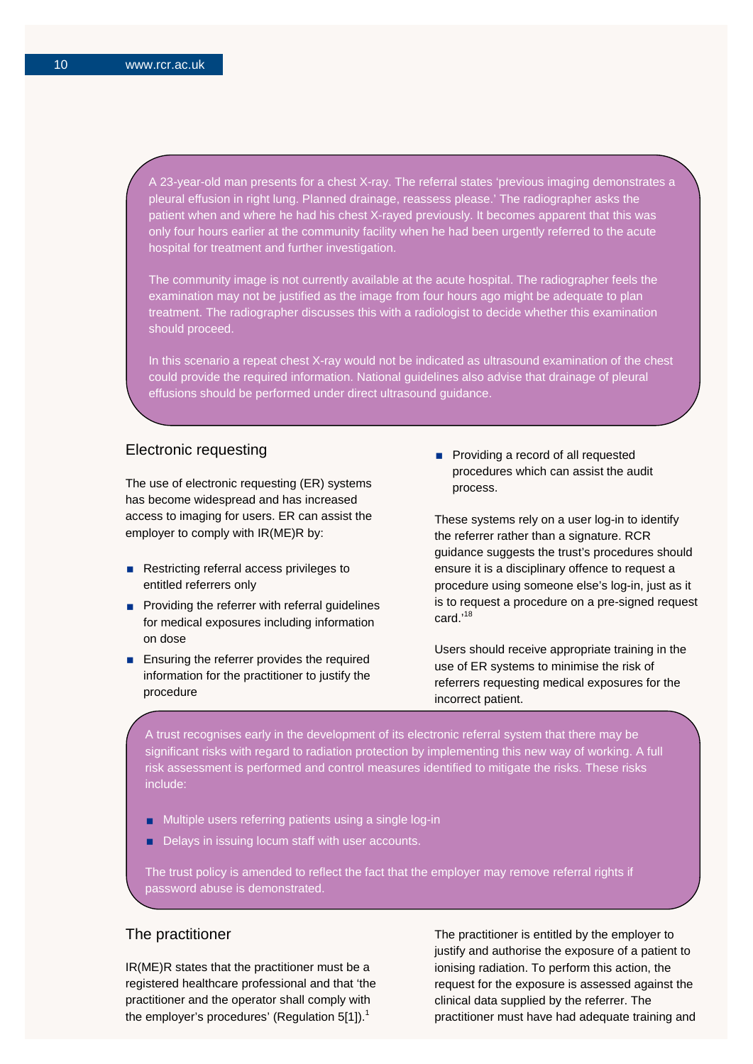A 23-year-old man presents for a chest X-ray. The referral states 'previous imaging demonstrates a pleural effusion in right lung. Planned drainage, reassess please.' The radiographer asks the patient when and where he had his chest X-rayed previously. It becomes apparent that this was only four hours earlier at the community facility when he had been urgently referred to the acute hospital for treatment and further investigation.

The community image is not currently available at the acute hospital. The radiographer feels the examination may not be justified as the image from four hours ago might be adequate to plan treatment. The radiographer discusses this with a radiologist to decide whether this examination should proceed.

In this scenario a repeat chest X-ray would not be indicated as ultrasound examination of the chest could provide the required information. National guidelines also advise that drainage of pleural effusions should be performed under direct ultrasound guidance.

## Electronic requesting

The use of electronic requesting (ER) systems has become widespread and has increased access to imaging for users. ER can assist the employer to comply with IR(ME)R by:

- Restricting referral access privileges to entitled referrers only
- Providing the referrer with referral guidelines for medical exposures including information on dose
- Ensuring the referrer provides the required information for the practitioner to justify the procedure
- Providing a record of all requested procedures which can assist the audit process.

These systems rely on a user log-in to identify the referrer rather than a signature. RCR guidance suggests the trust's procedures should ensure it is a disciplinary offence to request a procedure using someone else's log-in, just as it is to request a procedure on a pre-signed request card.'[18]

Users should receive appropriate training in the use of ER systems to minimise the risk of referrers requesting medical exposures for the incorrect patient.

A trust recognises early in the development of its electronic referral system that there may be significant risks with regard to radiation protection by implementing this new way of working. A full risk assessment is performed and control measures identified to mitigate the risks. These risks include:

- Multiple users referring patients using a single log-in
- Delays in issuing locum staff with user accounts.

The trust policy is amended to reflect the fact that the employer may remove referral rights if password abuse is demonstrated.

## The practitioner

IR(ME)R states that the practitioner must be a registered healthcare professional and that 'the practitioner and the operator shall comply with the employer's procedures' (Regulation 5[1]).[1]

The practitioner is entitled by the employer to justify and authorise the exposure of a patient to ionising radiation. To perform this action, the request for the exposure is assessed against the clinical data supplied by the referrer. The practitioner must have had adequate training and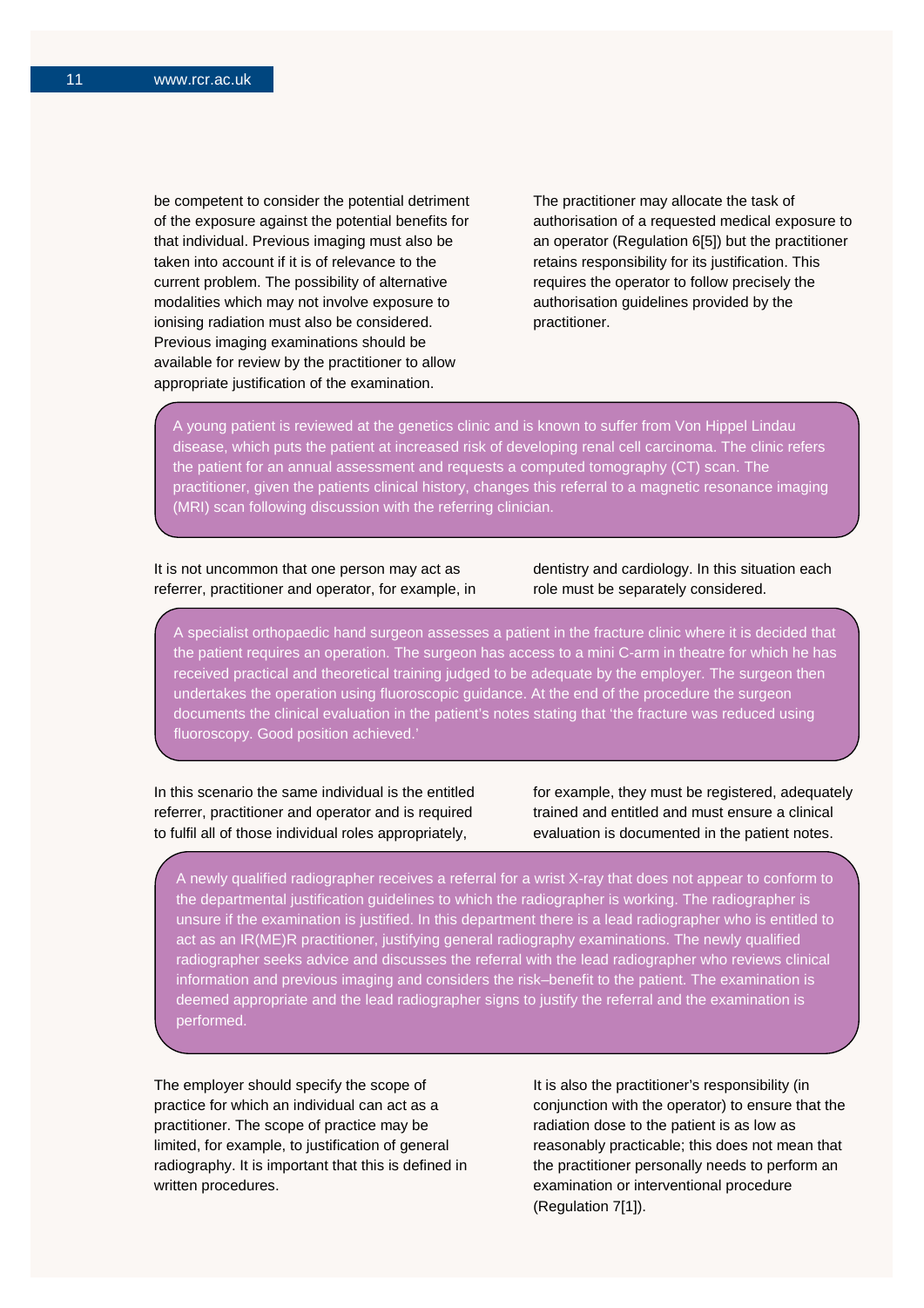be competent to consider the potential detriment of the exposure against the potential benefits for that individual. Previous imaging must also be taken into account if it is of relevance to the current problem. The possibility of alternative modalities which may not involve exposure to ionising radiation must also be considered. Previous imaging examinations should be available for review by the practitioner to allow appropriate justification of the examination.

The practitioner may allocate the task of authorisation of a requested medical exposure to an operator (Regulation 6[5]) but the practitioner retains responsibility for its justification. This requires the operator to follow precisely the authorisation guidelines provided by the practitioner.

> A young patient is reviewed at the genetics clinic and is known to suffer from Von Hippel Lindau disease, which puts the patient at increased risk of developing renal cell carcinoma. The clinic refers the patient for an annual assessment and requests a computed tomography (CT) scan. The practitioner, given the patients clinical history, changes this referral to a magnetic resonance imaging (MRI) scan following discussion with the referring clinician.

It is not uncommon that one person may act as referrer, practitioner and operator, for example, in dentistry and cardiology. In this situation each role must be separately considered.

> A specialist orthopaedic hand surgeon assesses a patient in the fracture clinic where it is decided that the patient requires an operation. The surgeon has access to a mini C-arm in theatre for which he has received practical and theoretical training judged to be adequate by the employer. The surgeon then undertakes the operation using fluoroscopic guidance. At the end of the procedure the surgeon documents the clinical evaluation in the patient's notes stating that 'the fracture was reduced using fluoroscopy. Good position achieved.'

In this scenario the same individual is the entitled referrer, practitioner and operator and is required to fulfil all of those individual roles appropriately, for example, they must be registered, adequately trained and entitled and must ensure a clinical evaluation is documented in the patient notes.

> A newly qualified radiographer receives a referral for a wrist X-ray that does not appear to conform to the departmental justification guidelines to which the radiographer is working. The radiographer is unsure if the examination is justified. In this department there is a lead radiographer who is entitled to act as an IR(ME)R practitioner, justifying general radiography examinations. The newly qualified radiographer seeks advice and discusses the referral with the lead radiographer who reviews clinical information and previous imaging and considers the risk–benefit to the patient. The examination is deemed appropriate and the lead radiographer signs to justify the referral and the examination is performed.

The employer should specify the scope of practice for which an individual can act as a practitioner. The scope of practice may be limited, for example, to justification of general radiography. It is important that this is defined in written procedures.

It is also the practitioner's responsibility (in conjunction with the operator) to ensure that the radiation dose to the patient is as low as reasonably practicable; this does not mean that the practitioner personally needs to perform an examination or interventional procedure (Regulation 7[1]).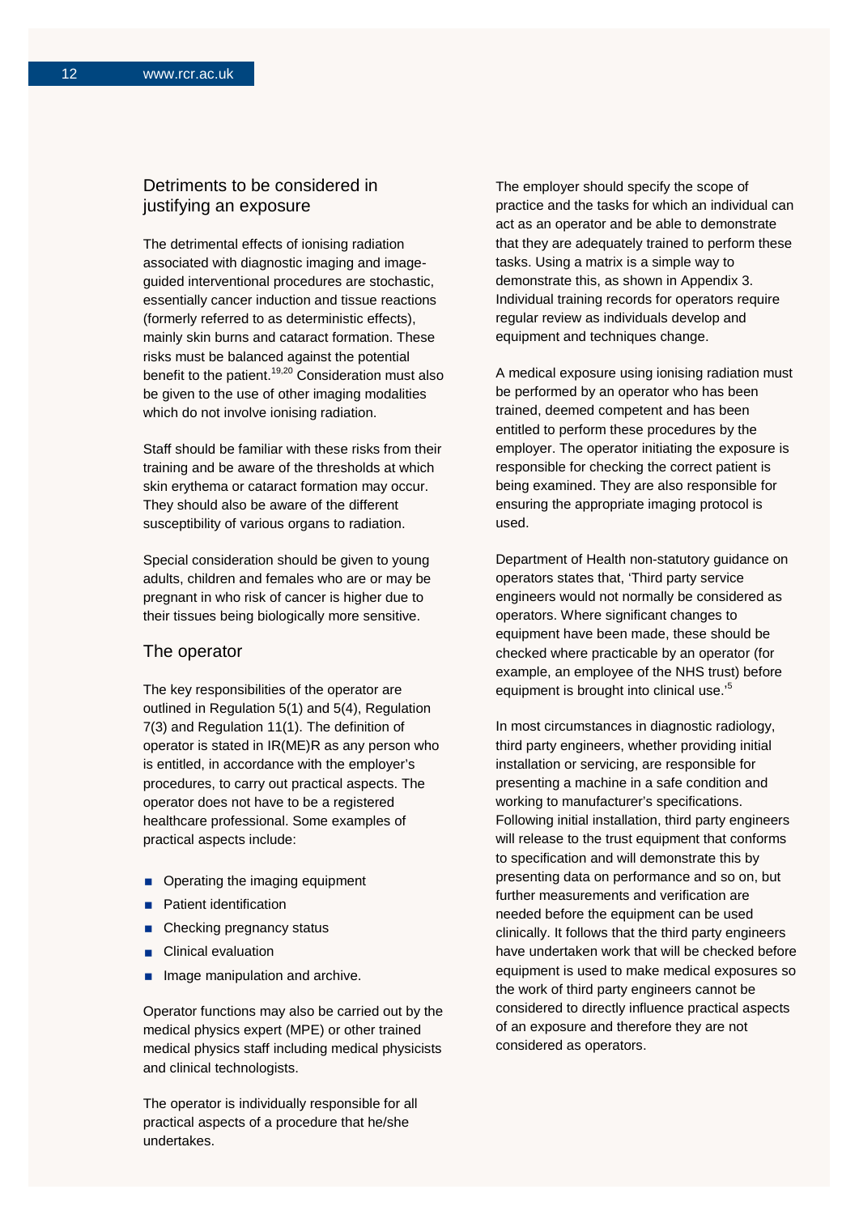## Detriments to be considered in justifying an exposure

The detrimental effects of ionising radiation associated with diagnostic imaging and image-guided interventional procedures are stochastic, essentially cancer induction and tissue reactions (formerly referred to as deterministic effects), mainly skin burns and cataract formation. These risks must be balanced against the potential benefit to the patient.[19,20] Consideration must also be given to the use of other imaging modalities which do not involve ionising radiation.

Staff should be familiar with these risks from their training and be aware of the thresholds at which skin erythema or cataract formation may occur. They should also be aware of the different susceptibility of various organs to radiation.

Special consideration should be given to young adults, children and females who are or may be pregnant in who risk of cancer is higher due to their tissues being biologically more sensitive.

## The operator

The key responsibilities of the operator are outlined in Regulation 5(1) and 5(4), Regulation 7(3) and Regulation 11(1). The definition of operator is stated in IR(ME)R as any person who is entitled, in accordance with the employer's procedures, to carry out practical aspects. The operator does not have to be a registered healthcare professional. Some examples of practical aspects include:

- Operating the imaging equipment
- Patient identification
- Checking pregnancy status
- Clinical evaluation
- Image manipulation and archive.

Operator functions may also be carried out by the medical physics expert (MPE) or other trained medical physics staff including medical physicists and clinical technologists.

The operator is individually responsible for all practical aspects of a procedure that he/she undertakes.

The employer should specify the scope of practice and the tasks for which an individual can act as an operator and be able to demonstrate that they are adequately trained to perform these tasks. Using a matrix is a simple way to demonstrate this, as shown in Appendix 3. Individual training records for operators require regular review as individuals develop and equipment and techniques change.

A medical exposure using ionising radiation must be performed by an operator who has been trained, deemed competent and has been entitled to perform these procedures by the employer. The operator initiating the exposure is responsible for checking the correct patient is being examined. They are also responsible for ensuring the appropriate imaging protocol is used.

Department of Health non-statutory guidance on operators states that, 'Third party service engineers would not normally be considered as operators. Where significant changes to equipment have been made, these should be checked where practicable by an operator (for example, an employee of the NHS trust) before equipment is brought into clinical use.'[5]

In most circumstances in diagnostic radiology, third party engineers, whether providing initial installation or servicing, are responsible for presenting a machine in a safe condition and working to manufacturer's specifications. Following initial installation, third party engineers will release to the trust equipment that conforms to specification and will demonstrate this by presenting data on performance and so on, but further measurements and verification are needed before the equipment can be used clinically. It follows that the third party engineers have undertaken work that will be checked before equipment is used to make medical exposures so the work of third party engineers cannot be considered to directly influence practical aspects of an exposure and therefore they are not considered as operators.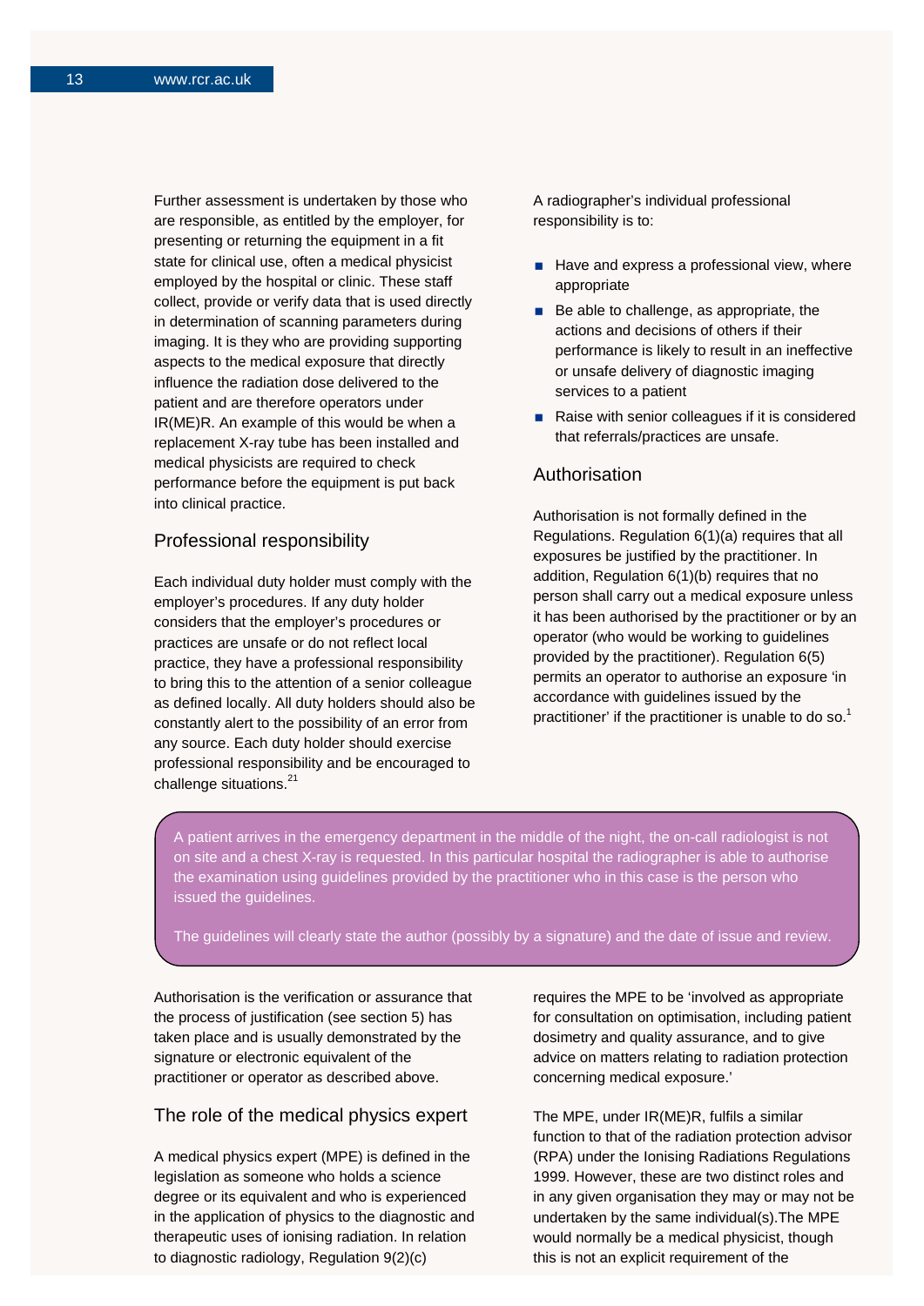Further assessment is undertaken by those who are responsible, as entitled by the employer, for presenting or returning the equipment in a fit state for clinical use, often a medical physicist employed by the hospital or clinic. These staff collect, provide or verify data that is used directly in determination of scanning parameters during imaging. It is they who are providing supporting aspects to the medical exposure that directly influence the radiation dose delivered to the patient and are therefore operators under IR(ME)R. An example of this would be when a replacement X-ray tube has been installed and medical physicists are required to check performance before the equipment is put back into clinical practice.

## Professional responsibility

Each individual duty holder must comply with the employer's procedures. If any duty holder considers that the employer's procedures or practices are unsafe or do not reflect local practice, they have a professional responsibility to bring this to the attention of a senior colleague as defined locally. All duty holders should also be constantly alert to the possibility of an error from any source. Each duty holder should exercise professional responsibility and be encouraged to challenge situations.[21]

A radiographer's individual professional responsibility is to:

- Have and express a professional view, where appropriate
- Be able to challenge, as appropriate, the actions and decisions of others if their performance is likely to result in an ineffective or unsafe delivery of diagnostic imaging services to a patient
- Raise with senior colleagues if it is considered that referrals/practices are unsafe.

## Authorisation

Authorisation is not formally defined in the Regulations. Regulation 6(1)(a) requires that all exposures be justified by the practitioner. In addition, Regulation 6(1)(b) requires that no person shall carry out a medical exposure unless it has been authorised by the practitioner or by an operator (who would be working to guidelines provided by the practitioner). Regulation 6(5) permits an operator to authorise an exposure 'in accordance with guidelines issued by the practitioner' if the practitioner is unable to do so.[1]

> A patient arrives in the emergency department in the middle of the night, the on-call radiologist is not on site and a chest X-ray is requested. In this particular hospital the radiographer is able to authorise the examination using guidelines provided by the practitioner who in this case is the person who issued the guidelines.
>
> The guidelines will clearly state the author (possibly by a signature) and the date of issue and review.

Authorisation is the verification or assurance that the process of justification (see section 5) has taken place and is usually demonstrated by the signature or electronic equivalent of the practitioner or operator as described above.

## The role of the medical physics expert

A medical physics expert (MPE) is defined in the legislation as someone who holds a science degree or its equivalent and who is experienced in the application of physics to the diagnostic and therapeutic uses of ionising radiation. In relation to diagnostic radiology, Regulation 9(2)(c) requires the MPE to be 'involved as appropriate for consultation on optimisation, including patient dosimetry and quality assurance, and to give advice on matters relating to radiation protection concerning medical exposure.'

The MPE, under IR(ME)R, fulfils a similar function to that of the radiation protection advisor (RPA) under the Ionising Radiations Regulations 1999. However, these are two distinct roles and in any given organisation they may or may not be undertaken by the same individual(s).The MPE would normally be a medical physicist, though this is not an explicit requirement of the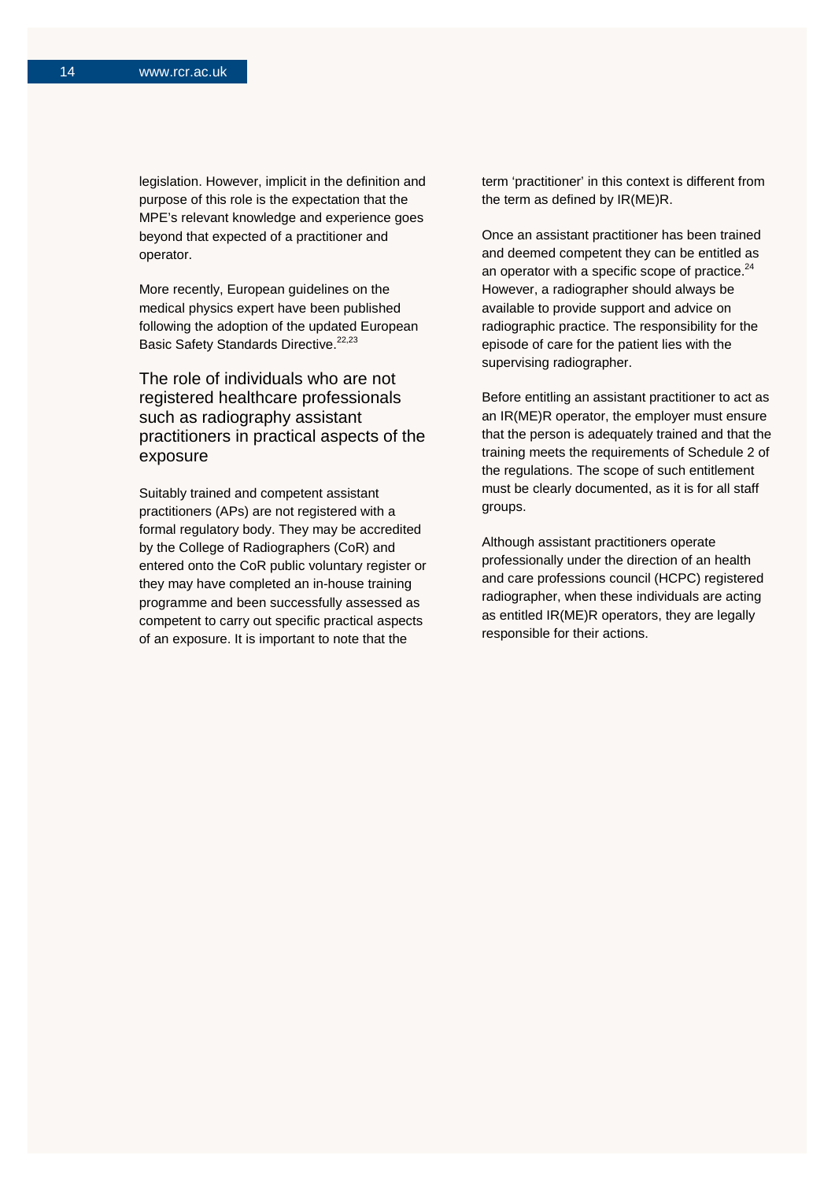legislation. However, implicit in the definition and purpose of this role is the expectation that the MPE's relevant knowledge and experience goes beyond that expected of a practitioner and operator.

More recently, European guidelines on the medical physics expert have been published following the adoption of the updated European Basic Safety Standards Directive.[22,23]

## The role of individuals who are not registered healthcare professionals such as radiography assistant practitioners in practical aspects of the exposure

Suitably trained and competent assistant practitioners (APs) are not registered with a formal regulatory body. They may be accredited by the College of Radiographers (CoR) and entered onto the CoR public voluntary register or they may have completed an in-house training programme and been successfully assessed as competent to carry out specific practical aspects of an exposure. It is important to note that the term 'practitioner' in this context is different from the term as defined by IR(ME)R.

Once an assistant practitioner has been trained and deemed competent they can be entitled as an operator with a specific scope of practice.[24] However, a radiographer should always be available to provide support and advice on radiographic practice. The responsibility for the episode of care for the patient lies with the supervising radiographer.

Before entitling an assistant practitioner to act as an IR(ME)R operator, the employer must ensure that the person is adequately trained and that the training meets the requirements of Schedule 2 of the regulations. The scope of such entitlement must be clearly documented, as it is for all staff groups.

Although assistant practitioners operate professionally under the direction of an health and care professions council (HCPC) registered radiographer, when these individuals are acting as entitled IR(ME)R operators, they are legally responsible for their actions.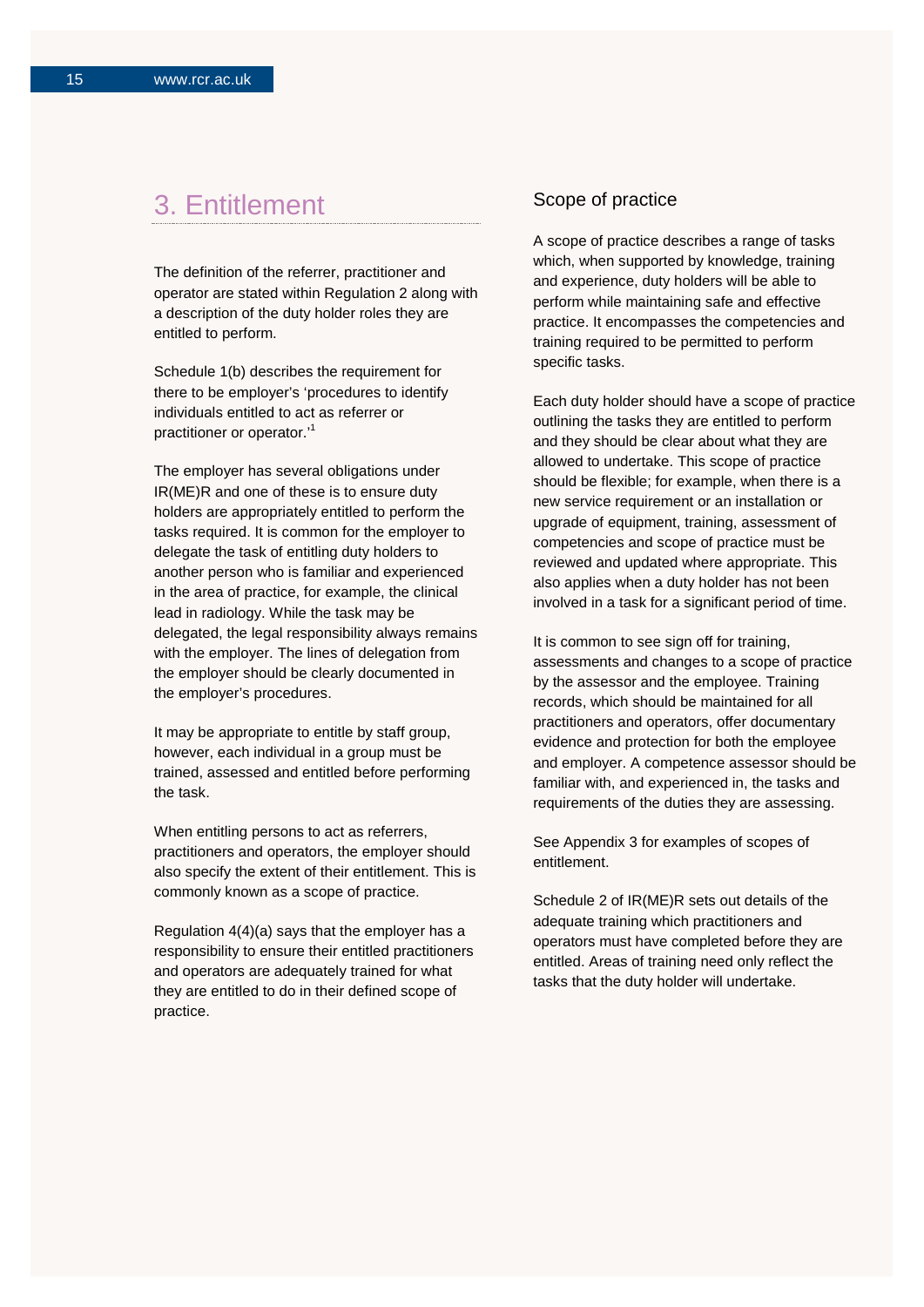# 3. Entitlement

The definition of the referrer, practitioner and operator are stated within Regulation 2 along with a description of the duty holder roles they are entitled to perform.

Schedule 1(b) describes the requirement for there to be employer's 'procedures to identify individuals entitled to act as referrer or practitioner or operator.'[1]

The employer has several obligations under IR(ME)R and one of these is to ensure duty holders are appropriately entitled to perform the tasks required. It is common for the employer to delegate the task of entitling duty holders to another person who is familiar and experienced in the area of practice, for example, the clinical lead in radiology. While the task may be delegated, the legal responsibility always remains with the employer. The lines of delegation from the employer should be clearly documented in the employer's procedures.

It may be appropriate to entitle by staff group, however, each individual in a group must be trained, assessed and entitled before performing the task.

When entitling persons to act as referrers, practitioners and operators, the employer should also specify the extent of their entitlement. This is commonly known as a scope of practice.

Regulation 4(4)(a) says that the employer has a responsibility to ensure their entitled practitioners and operators are adequately trained for what they are entitled to do in their defined scope of practice.

## Scope of practice

A scope of practice describes a range of tasks which, when supported by knowledge, training and experience, duty holders will be able to perform while maintaining safe and effective practice. It encompasses the competencies and training required to be permitted to perform specific tasks.

Each duty holder should have a scope of practice outlining the tasks they are entitled to perform and they should be clear about what they are allowed to undertake. This scope of practice should be flexible; for example, when there is a new service requirement or an installation or upgrade of equipment, training, assessment of competencies and scope of practice must be reviewed and updated where appropriate. This also applies when a duty holder has not been involved in a task for a significant period of time.

It is common to see sign off for training, assessments and changes to a scope of practice by the assessor and the employee. Training records, which should be maintained for all practitioners and operators, offer documentary evidence and protection for both the employee and employer. A competence assessor should be familiar with, and experienced in, the tasks and requirements of the duties they are assessing.

See Appendix 3 for examples of scopes of entitlement.

Schedule 2 of IR(ME)R sets out details of the adequate training which practitioners and operators must have completed before they are entitled. Areas of training need only reflect the tasks that the duty holder will undertake.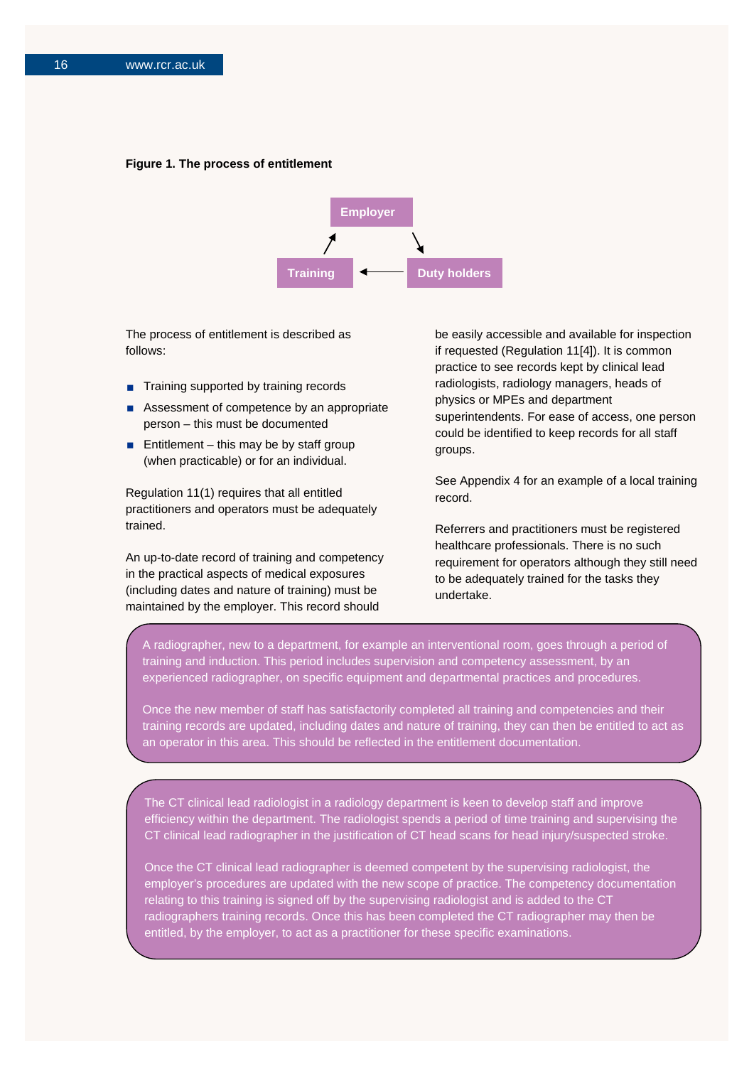**Figure 1. The process of entitlement**

Employer → Duty holders → Training → Employer

The process of entitlement is described as follows:

- Training supported by training records
- Assessment of competence by an appropriate person – this must be documented
- Entitlement – this may be by staff group (when practicable) or for an individual.

Regulation 11(1) requires that all entitled practitioners and operators must be adequately trained.

An up-to-date record of training and competency in the practical aspects of medical exposures (including dates and nature of training) must be maintained by the employer. This record should be easily accessible and available for inspection if requested (Regulation 11[4]). It is common practice to see records kept by clinical lead radiologists, radiology managers, heads of physics or MPEs and department superintendents. For ease of access, one person could be identified to keep records for all staff groups.

See Appendix 4 for an example of a local training record.

Referrers and practitioners must be registered healthcare professionals. There is no such requirement for operators although they still need to be adequately trained for the tasks they undertake.

A radiographer, new to a department, for example an interventional room, goes through a period of training and induction. This period includes supervision and competency assessment, by an experienced radiographer, on specific equipment and departmental practices and procedures.

Once the new member of staff has satisfactorily completed all training and competencies and their training records are updated, including dates and nature of training, they can then be entitled to act as an operator in this area. This should be reflected in the entitlement documentation.

The CT clinical lead radiologist in a radiology department is keen to develop staff and improve efficiency within the department. The radiologist spends a period of time training and supervising the CT clinical lead radiographer in the justification of CT head scans for head injury/suspected stroke.

Once the CT clinical lead radiographer is deemed competent by the supervising radiologist, the employer's procedures are updated with the new scope of practice. The competency documentation relating to this training is signed off by the supervising radiologist and is added to the CT radiographers training records. Once this has been completed the CT radiographer may then be entitled, by the employer, to act as a practitioner for these specific examinations.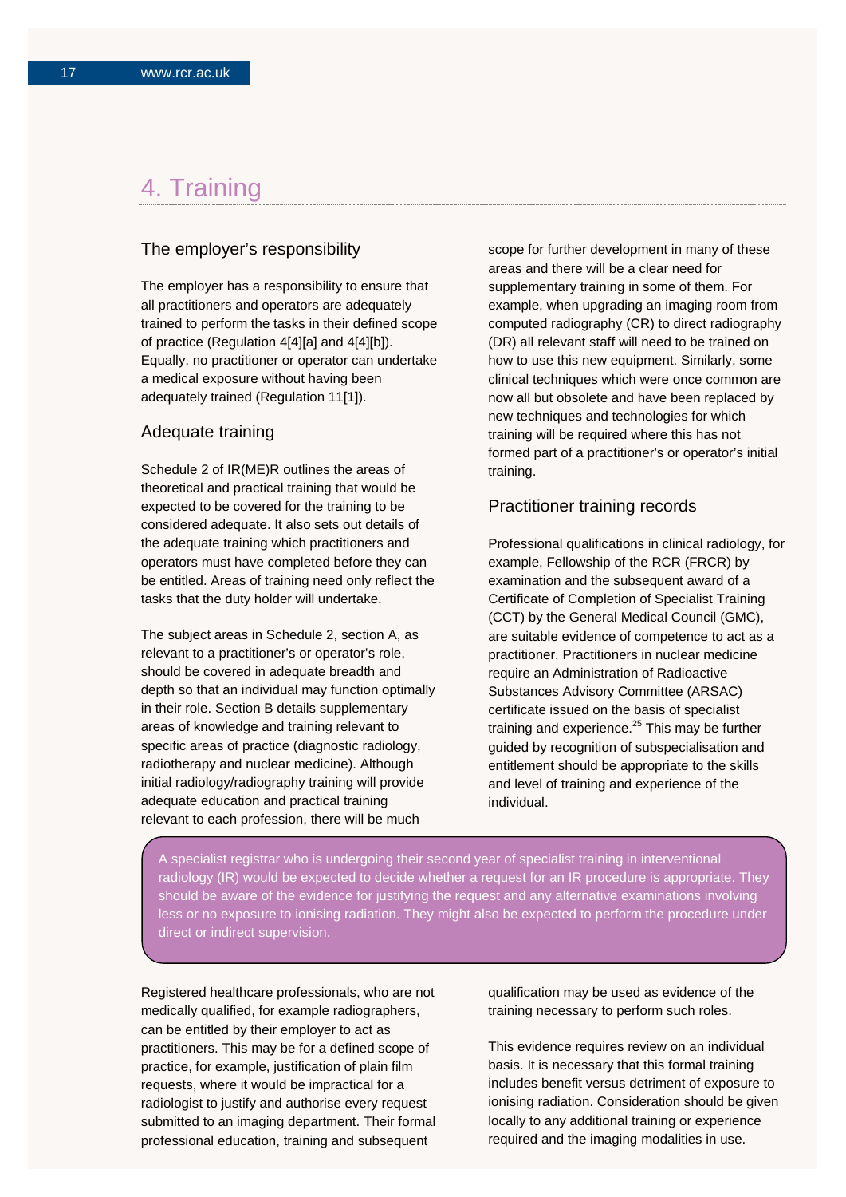# 4. Training

## The employer's responsibility

The employer has a responsibility to ensure that all practitioners and operators are adequately trained to perform the tasks in their defined scope of practice (Regulation 4[4][a] and 4[4][b]). Equally, no practitioner or operator can undertake a medical exposure without having been adequately trained (Regulation 11[1]).

## Adequate training

Schedule 2 of IR(ME)R outlines the areas of theoretical and practical training that would be expected to be covered for the training to be considered adequate. It also sets out details of the adequate training which practitioners and operators must have completed before they can be entitled. Areas of training need only reflect the tasks that the duty holder will undertake.

The subject areas in Schedule 2, section A, as relevant to a practitioner's or operator's role, should be covered in adequate breadth and depth so that an individual may function optimally in their role. Section B details supplementary areas of knowledge and training relevant to specific areas of practice (diagnostic radiology, radiotherapy and nuclear medicine). Although initial radiology/radiography training will provide adequate education and practical training relevant to each profession, there will be much scope for further development in many of these areas and there will be a clear need for supplementary training in some of them. For example, when upgrading an imaging room from computed radiography (CR) to direct radiography (DR) all relevant staff will need to be trained on how to use this new equipment. Similarly, some clinical techniques which were once common are now all but obsolete and have been replaced by new techniques and technologies for which training will be required where this has not formed part of a practitioner's or operator's initial training.

## Practitioner training records

Professional qualifications in clinical radiology, for example, Fellowship of the RCR (FRCR) by examination and the subsequent award of a Certificate of Completion of Specialist Training (CCT) by the General Medical Council (GMC), are suitable evidence of competence to act as a practitioner. Practitioners in nuclear medicine require an Administration of Radioactive Substances Advisory Committee (ARSAC) certificate issued on the basis of specialist training and experience.[25] This may be further guided by recognition of subspecialisation and entitlement should be appropriate to the skills and level of training and experience of the individual.

> A specialist registrar who is undergoing their second year of specialist training in interventional radiology (IR) would be expected to decide whether a request for an IR procedure is appropriate. They should be aware of the evidence for justifying the request and any alternative examinations involving less or no exposure to ionising radiation. They might also be expected to perform the procedure under direct or indirect supervision.

Registered healthcare professionals, who are not medically qualified, for example radiographers, can be entitled by their employer to act as practitioners. This may be for a defined scope of practice, for example, justification of plain film requests, where it would be impractical for a radiologist to justify and authorise every request submitted to an imaging department. Their formal professional education, training and subsequent qualification may be used as evidence of the training necessary to perform such roles.

This evidence requires review on an individual basis. It is necessary that this formal training includes benefit versus detriment of exposure to ionising radiation. Consideration should be given locally to any additional training or experience required and the imaging modalities in use.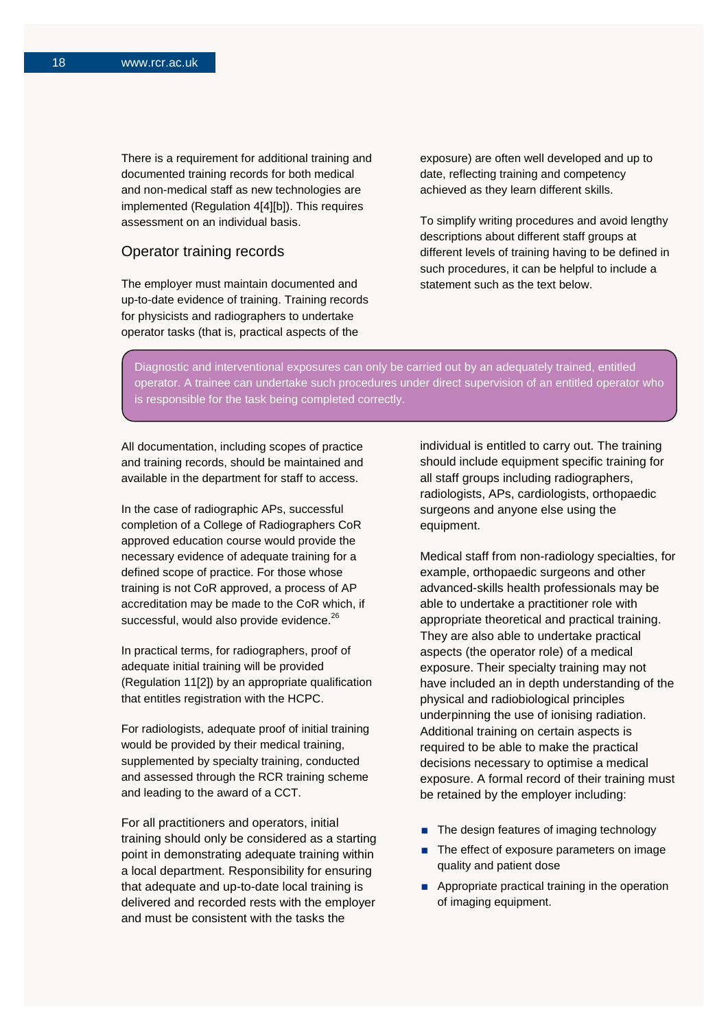There is a requirement for additional training and documented training records for both medical and non-medical staff as new technologies are implemented (Regulation 4[4][b]). This requires assessment on an individual basis.

## Operator training records

The employer must maintain documented and up-to-date evidence of training. Training records for physicists and radiographers to undertake operator tasks (that is, practical aspects of the exposure) are often well developed and up to date, reflecting training and competency achieved as they learn different skills.

To simplify writing procedures and avoid lengthy descriptions about different staff groups at different levels of training having to be defined in such procedures, it can be helpful to include a statement such as the text below.

> Diagnostic and interventional exposures can only be carried out by an adequately trained, entitled operator. A trainee can undertake such procedures under direct supervision of an entitled operator who is responsible for the task being completed correctly.

All documentation, including scopes of practice and training records, should be maintained and available in the department for staff to access.

In the case of radiographic APs, successful completion of a College of Radiographers CoR approved education course would provide the necessary evidence of adequate training for a defined scope of practice. For those whose training is not CoR approved, a process of AP accreditation may be made to the CoR which, if successful, would also provide evidence.[26]

In practical terms, for radiographers, proof of adequate initial training will be provided (Regulation 11[2]) by an appropriate qualification that entitles registration with the HCPC.

For radiologists, adequate proof of initial training would be provided by their medical training, supplemented by specialty training, conducted and assessed through the RCR training scheme and leading to the award of a CCT.

For all practitioners and operators, initial training should only be considered as a starting point in demonstrating adequate training within a local department. Responsibility for ensuring that adequate and up-to-date local training is delivered and recorded rests with the employer and must be consistent with the tasks the individual is entitled to carry out. The training should include equipment specific training for all staff groups including radiographers, radiologists, APs, cardiologists, orthopaedic surgeons and anyone else using the equipment.

Medical staff from non-radiology specialties, for example, orthopaedic surgeons and other advanced-skills health professionals may be able to undertake a practitioner role with appropriate theoretical and practical training. They are also able to undertake practical aspects (the operator role) of a medical exposure. Their specialty training may not have included an in depth understanding of the physical and radiobiological principles underpinning the use of ionising radiation. Additional training on certain aspects is required to be able to make the practical decisions necessary to optimise a medical exposure. A formal record of their training must be retained by the employer including:

- The design features of imaging technology
- The effect of exposure parameters on image quality and patient dose
- Appropriate practical training in the operation of imaging equipment.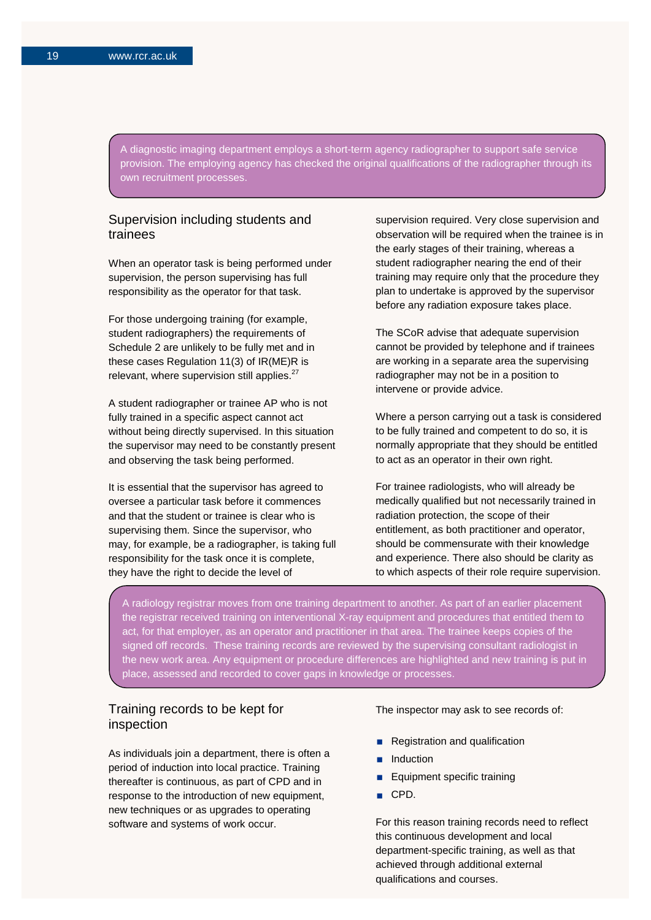A diagnostic imaging department employs a short-term agency radiographer to support safe service provision. The employing agency has checked the original qualifications of the radiographer through its own recruitment processes.

## Supervision including students and trainees

When an operator task is being performed under supervision, the person supervising has full responsibility as the operator for that task.

For those undergoing training (for example, student radiographers) the requirements of Schedule 2 are unlikely to be fully met and in these cases Regulation 11(3) of IR(ME)R is relevant, where supervision still applies.[27]

A student radiographer or trainee AP who is not fully trained in a specific aspect cannot act without being directly supervised. In this situation the supervisor may need to be constantly present and observing the task being performed.

It is essential that the supervisor has agreed to oversee a particular task before it commences and that the student or trainee is clear who is supervising them. Since the supervisor, who may, for example, be a radiographer, is taking full responsibility for the task once it is complete, they have the right to decide the level of supervision required. Very close supervision and observation will be required when the trainee is in the early stages of their training, whereas a student radiographer nearing the end of their training may require only that the procedure they plan to undertake is approved by the supervisor before any radiation exposure takes place.

The SCoR advise that adequate supervision cannot be provided by telephone and if trainees are working in a separate area the supervising radiographer may not be in a position to intervene or provide advice.

Where a person carrying out a task is considered to be fully trained and competent to do so, it is normally appropriate that they should be entitled to act as an operator in their own right.

For trainee radiologists, who will already be medically qualified but not necessarily trained in radiation protection, the scope of their entitlement, as both practitioner and operator, should be commensurate with their knowledge and experience. There also should be clarity as to which aspects of their role require supervision.

A radiology registrar moves from one training department to another. As part of an earlier placement the registrar received training on interventional X-ray equipment and procedures that entitled them to act, for that employer, as an operator and practitioner in that area. The trainee keeps copies of the signed off records. These training records are reviewed by the supervising consultant radiologist in the new work area. Any equipment or procedure differences are highlighted and new training is put in place, assessed and recorded to cover gaps in knowledge or processes.

## Training records to be kept for inspection

As individuals join a department, there is often a period of induction into local practice. Training thereafter is continuous, as part of CPD and in response to the introduction of new equipment, new techniques or as upgrades to operating software and systems of work occur.

The inspector may ask to see records of:

- Registration and qualification
- Induction
- Equipment specific training
- CPD.

For this reason training records need to reflect this continuous development and local department-specific training, as well as that achieved through additional external qualifications and courses.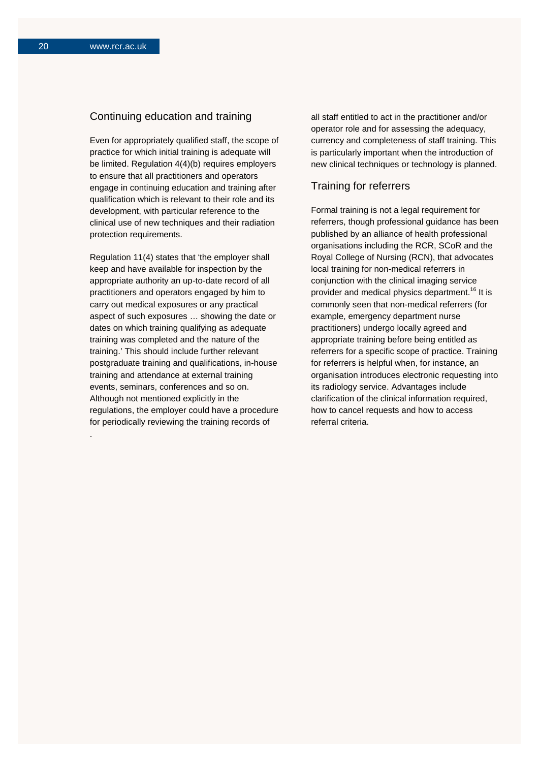## Continuing education and training

Even for appropriately qualified staff, the scope of practice for which initial training is adequate will be limited. Regulation 4(4)(b) requires employers to ensure that all practitioners and operators engage in continuing education and training after qualification which is relevant to their role and its development, with particular reference to the clinical use of new techniques and their radiation protection requirements.

Regulation 11(4) states that 'the employer shall keep and have available for inspection by the appropriate authority an up-to-date record of all practitioners and operators engaged by him to carry out medical exposures or any practical aspect of such exposures … showing the date or dates on which training qualifying as adequate training was completed and the nature of the training.' This should include further relevant postgraduate training and qualifications, in-house training and attendance at external training events, seminars, conferences and so on. Although not mentioned explicitly in the regulations, the employer could have a procedure for periodically reviewing the training records of all staff entitled to act in the practitioner and/or operator role and for assessing the adequacy, currency and completeness of staff training. This is particularly important when the introduction of new clinical techniques or technology is planned.

## Training for referrers

Formal training is not a legal requirement for referrers, though professional guidance has been published by an alliance of health professional organisations including the RCR, SCoR and the Royal College of Nursing (RCN), that advocates local training for non-medical referrers in conjunction with the clinical imaging service provider and medical physics department.[16] It is commonly seen that non-medical referrers (for example, emergency department nurse practitioners) undergo locally agreed and appropriate training before being entitled as referrers for a specific scope of practice. Training for referrers is helpful when, for instance, an organisation introduces electronic requesting into its radiology service. Advantages include clarification of the clinical information required, how to cancel requests and how to access referral criteria.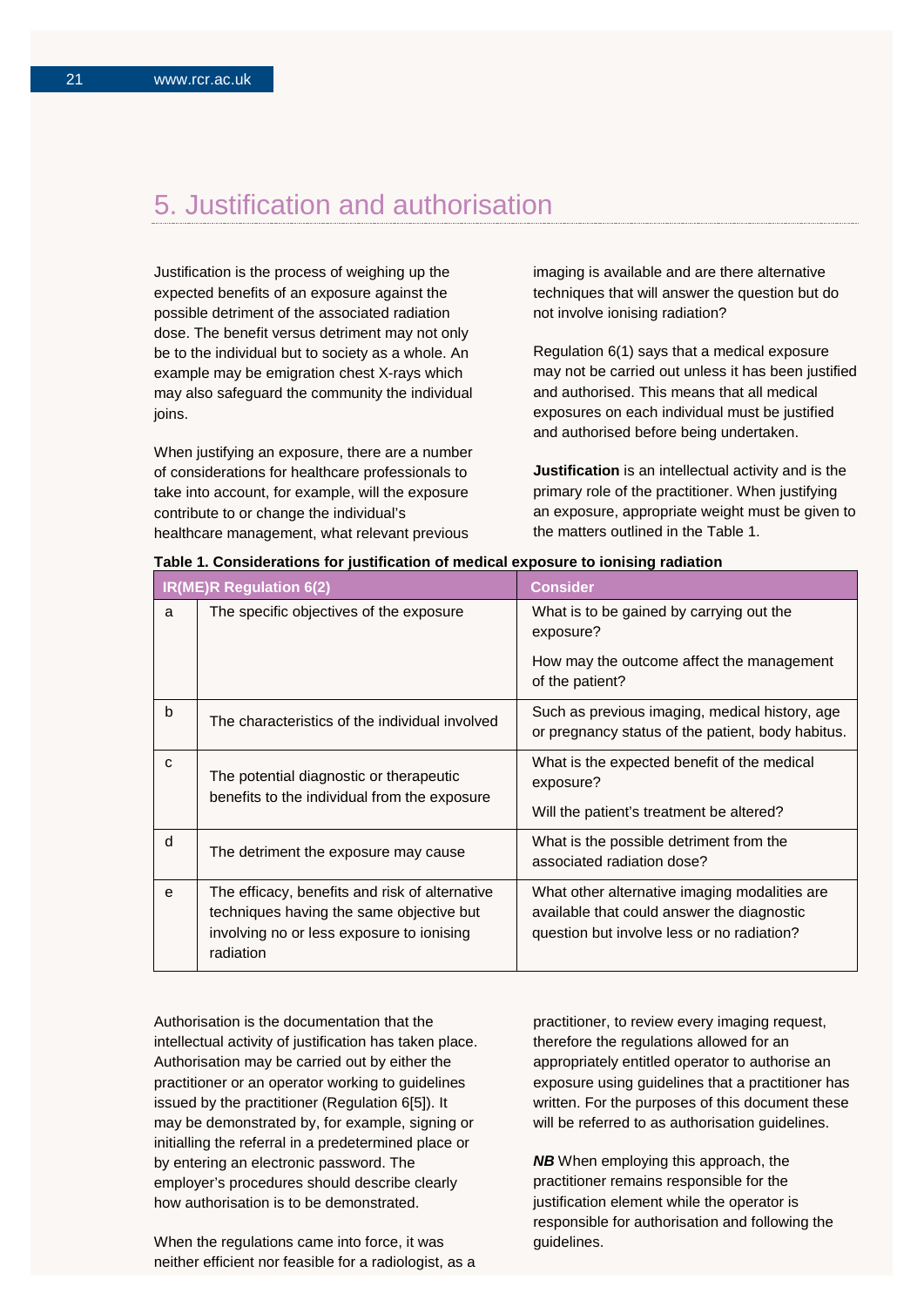# 5. Justification and authorisation

Justification is the process of weighing up the expected benefits of an exposure against the possible detriment of the associated radiation dose. The benefit versus detriment may not only be to the individual but to society as a whole. An example may be emigration chest X-rays which may also safeguard the community the individual joins.

When justifying an exposure, there are a number of considerations for healthcare professionals to take into account, for example, will the exposure contribute to or change the individual's healthcare management, what relevant previous imaging is available and are there alternative techniques that will answer the question but do not involve ionising radiation?

Regulation 6(1) says that a medical exposure may not be carried out unless it has been justified and authorised. This means that all medical exposures on each individual must be justified and authorised before being undertaken.

**Justification** is an intellectual activity and is the primary role of the practitioner. When justifying an exposure, appropriate weight must be given to the matters outlined in the Table 1.

**Table 1. Considerations for justification of medical exposure to ionising radiation**

| IR(ME)R Regulation 6(2) | | Consider |
|---|---|---|
| a | The specific objectives of the exposure | What is to be gained by carrying out the exposure? How may the outcome affect the management of the patient? |
| b | The characteristics of the individual involved | Such as previous imaging, medical history, age or pregnancy status of the patient, body habitus. |
| c | The potential diagnostic or therapeutic benefits to the individual from the exposure | What is the expected benefit of the medical exposure? Will the patient's treatment be altered? |
| d | The detriment the exposure may cause | What is the possible detriment from the associated radiation dose? |
| e | The efficacy, benefits and risk of alternative techniques having the same objective but involving no or less exposure to ionising radiation | What other alternative imaging modalities are available that could answer the diagnostic question but involve less or no radiation? |

Authorisation is the documentation that the intellectual activity of justification has taken place. Authorisation may be carried out by either the practitioner or an operator working to guidelines issued by the practitioner (Regulation 6[5]). It may be demonstrated by, for example, signing or initialling the referral in a predetermined place or by entering an electronic password. The employer's procedures should describe clearly how authorisation is to be demonstrated.

When the regulations came into force, it was neither efficient nor feasible for a radiologist, as a practitioner, to review every imaging request, therefore the regulations allowed for an appropriately entitled operator to authorise an exposure using guidelines that a practitioner has written. For the purposes of this document these will be referred to as authorisation guidelines.

***NB*** When employing this approach, the practitioner remains responsible for the justification element while the operator is responsible for authorisation and following the guidelines.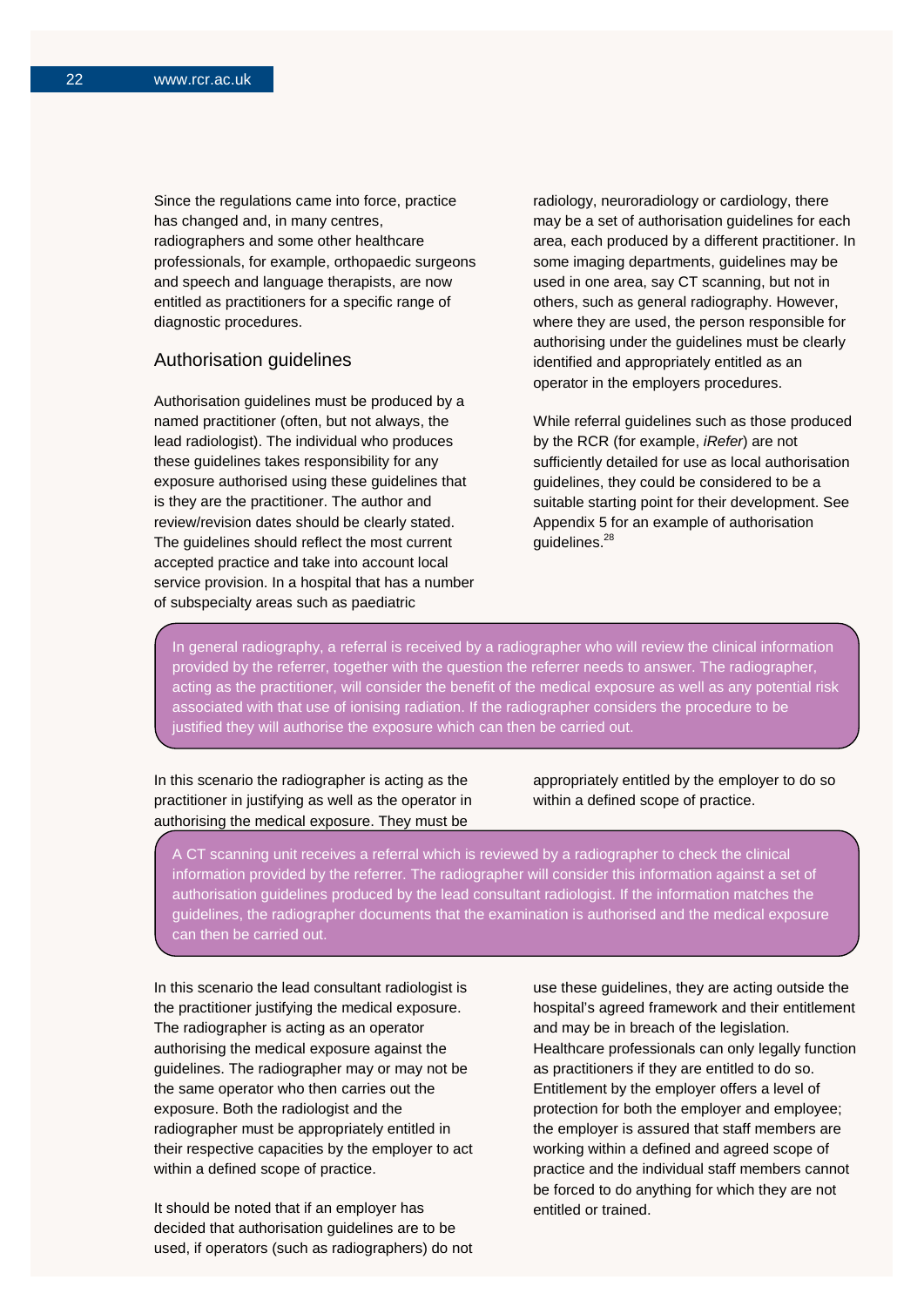Since the regulations came into force, practice has changed and, in many centres, radiographers and some other healthcare professionals, for example, orthopaedic surgeons and speech and language therapists, are now entitled as practitioners for a specific range of diagnostic procedures.

## Authorisation guidelines

Authorisation guidelines must be produced by a named practitioner (often, but not always, the lead radiologist). The individual who produces these guidelines takes responsibility for any exposure authorised using these guidelines that is they are the practitioner. The author and review/revision dates should be clearly stated. The guidelines should reflect the most current accepted practice and take into account local service provision. In a hospital that has a number of subspecialty areas such as paediatric radiology, neuroradiology or cardiology, there may be a set of authorisation guidelines for each area, each produced by a different practitioner. In some imaging departments, guidelines may be used in one area, say CT scanning, but not in others, such as general radiography. However, where they are used, the person responsible for authorising under the guidelines must be clearly identified and appropriately entitled as an operator in the employers procedures.

While referral guidelines such as those produced by the RCR (for example, *iRefer*) are not sufficiently detailed for use as local authorisation guidelines, they could be considered to be a suitable starting point for their development. See Appendix 5 for an example of authorisation guidelines.[28]

> In general radiography, a referral is received by a radiographer who will review the clinical information provided by the referrer, together with the question the referrer needs to answer. The radiographer, acting as the practitioner, will consider the benefit of the medical exposure as well as any potential risk associated with that use of ionising radiation. If the radiographer considers the procedure to be justified they will authorise the exposure which can then be carried out.

In this scenario the radiographer is acting as the practitioner in justifying as well as the operator in authorising the medical exposure. They must be appropriately entitled by the employer to do so within a defined scope of practice.

> A CT scanning unit receives a referral which is reviewed by a radiographer to check the clinical information provided by the referrer. The radiographer will consider this information against a set of authorisation guidelines produced by the lead consultant radiologist. If the information matches the guidelines, the radiographer documents that the examination is authorised and the medical exposure can then be carried out.

In this scenario the lead consultant radiologist is the practitioner justifying the medical exposure. The radiographer is acting as an operator authorising the medical exposure against the guidelines. The radiographer may or may not be the same operator who then carries out the exposure. Both the radiologist and the radiographer must be appropriately entitled in their respective capacities by the employer to act within a defined scope of practice.

It should be noted that if an employer has decided that authorisation guidelines are to be used, if operators (such as radiographers) do not use these guidelines, they are acting outside the hospital's agreed framework and their entitlement and may be in breach of the legislation. Healthcare professionals can only legally function as practitioners if they are entitled to do so. Entitlement by the employer offers a level of protection for both the employer and employee; the employer is assured that staff members are working within a defined and agreed scope of practice and the individual staff members cannot be forced to do anything for which they are not entitled or trained.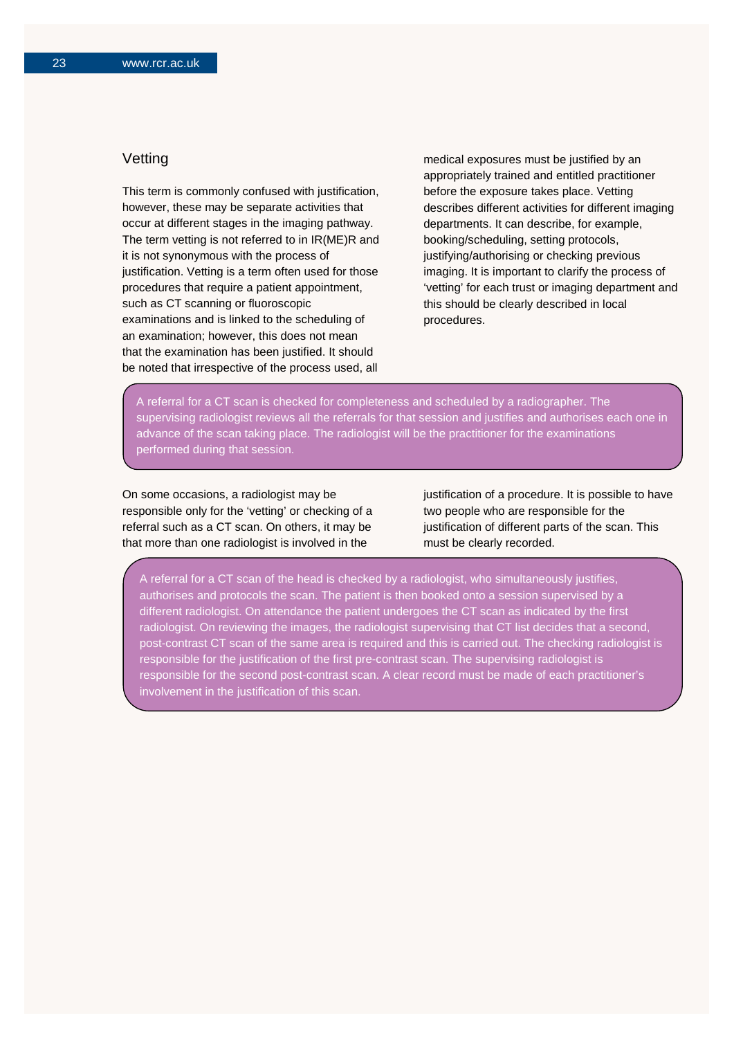## Vetting

This term is commonly confused with justification, however, these may be separate activities that occur at different stages in the imaging pathway. The term vetting is not referred to in IR(ME)R and it is not synonymous with the process of justification. Vetting is a term often used for those procedures that require a patient appointment, such as CT scanning or fluoroscopic examinations and is linked to the scheduling of an examination; however, this does not mean that the examination has been justified. It should be noted that irrespective of the process used, all medical exposures must be justified by an appropriately trained and entitled practitioner before the exposure takes place. Vetting describes different activities for different imaging departments. It can describe, for example, booking/scheduling, setting protocols, justifying/authorising or checking previous imaging. It is important to clarify the process of 'vetting' for each trust or imaging department and this should be clearly described in local procedures.

> A referral for a CT scan is checked for completeness and scheduled by a radiographer. The supervising radiologist reviews all the referrals for that session and justifies and authorises each one in advance of the scan taking place. The radiologist will be the practitioner for the examinations performed during that session.

On some occasions, a radiologist may be responsible only for the 'vetting' or checking of a referral such as a CT scan. On others, it may be that more than one radiologist is involved in the justification of a procedure. It is possible to have two people who are responsible for the justification of different parts of the scan. This must be clearly recorded.

> A referral for a CT scan of the head is checked by a radiologist, who simultaneously justifies, authorises and protocols the scan. The patient is then booked onto a session supervised by a different radiologist. On attendance the patient undergoes the CT scan as indicated by the first radiologist. On reviewing the images, the radiologist supervising that CT list decides that a second, post-contrast CT scan of the same area is required and this is carried out. The checking radiologist is responsible for the justification of the first pre-contrast scan. The supervising radiologist is responsible for the second post-contrast scan. A clear record must be made of each practitioner's involvement in the justification of this scan.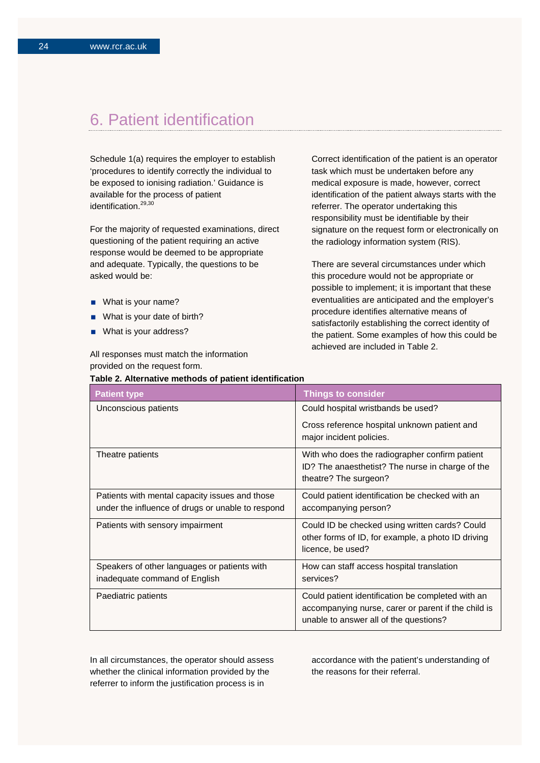# 6. Patient identification

Schedule 1(a) requires the employer to establish 'procedures to identify correctly the individual to be exposed to ionising radiation.' Guidance is available for the process of patient identification.[29,30]

For the majority of requested examinations, direct questioning of the patient requiring an active response would be deemed to be appropriate and adequate. Typically, the questions to be asked would be:

- What is your name?
- What is your date of birth?
- What is your address?

All responses must match the information provided on the request form.

Correct identification of the patient is an operator task which must be undertaken before any medical exposure is made, however, correct identification of the patient always starts with the referrer. The operator undertaking this responsibility must be identifiable by their signature on the request form or electronically on the radiology information system (RIS).

There are several circumstances under which this procedure would not be appropriate or possible to implement; it is important that these eventualities are anticipated and the employer's procedure identifies alternative means of satisfactorily establishing the correct identity of the patient. Some examples of how this could be achieved are included in Table 2.

**Table 2. Alternative methods of patient identification**

| Patient type | Things to consider |
|---|---|
| Unconscious patients | Could hospital wristbands be used?<br>Cross reference hospital unknown patient and major incident policies. |
| Theatre patients | With who does the radiographer confirm patient ID? The anaesthetist? The nurse in charge of the theatre? The surgeon? |
| Patients with mental capacity issues and those under the influence of drugs or unable to respond | Could patient identification be checked with an accompanying person? |
| Patients with sensory impairment | Could ID be checked using written cards? Could other forms of ID, for example, a photo ID driving licence, be used? |
| Speakers of other languages or patients with inadequate command of English | How can staff access hospital translation services? |
| Paediatric patients | Could patient identification be completed with an accompanying nurse, carer or parent if the child is unable to answer all of the questions? |

In all circumstances, the operator should assess whether the clinical information provided by the referrer to inform the justification process is in accordance with the patient's understanding of the reasons for their referral.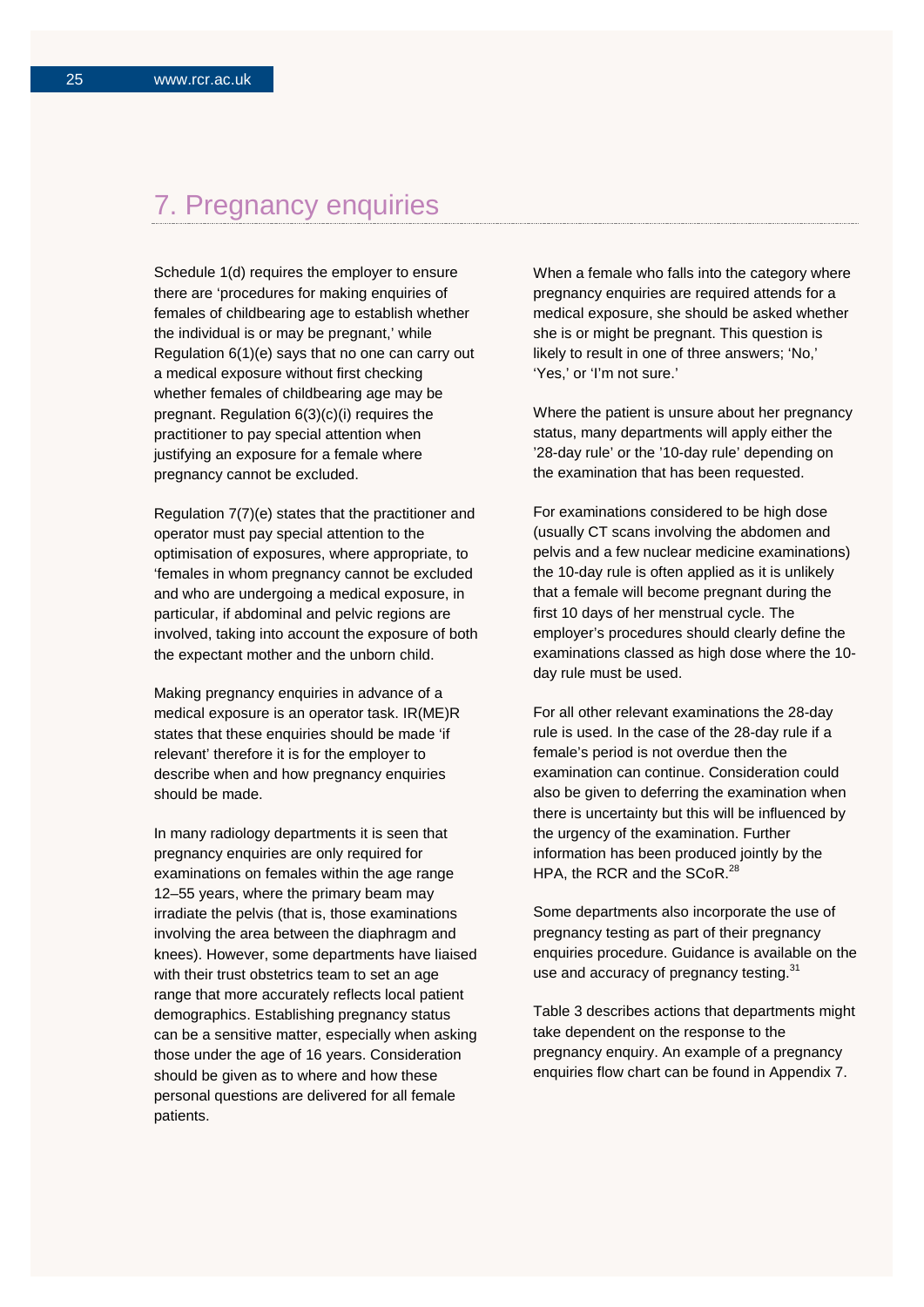## 7. Pregnancy enquiries

Schedule 1(d) requires the employer to ensure there are 'procedures for making enquiries of females of childbearing age to establish whether the individual is or may be pregnant,' while Regulation 6(1)(e) says that no one can carry out a medical exposure without first checking whether females of childbearing age may be pregnant. Regulation 6(3)(c)(i) requires the practitioner to pay special attention when justifying an exposure for a female where pregnancy cannot be excluded.

Regulation 7(7)(e) states that the practitioner and operator must pay special attention to the optimisation of exposures, where appropriate, to 'females in whom pregnancy cannot be excluded and who are undergoing a medical exposure, in particular, if abdominal and pelvic regions are involved, taking into account the exposure of both the expectant mother and the unborn child.

Making pregnancy enquiries in advance of a medical exposure is an operator task. IR(ME)R states that these enquiries should be made 'if relevant' therefore it is for the employer to describe when and how pregnancy enquiries should be made.

In many radiology departments it is seen that pregnancy enquiries are only required for examinations on females within the age range 12–55 years, where the primary beam may irradiate the pelvis (that is, those examinations involving the area between the diaphragm and knees). However, some departments have liaised with their trust obstetrics team to set an age range that more accurately reflects local patient demographics. Establishing pregnancy status can be a sensitive matter, especially when asking those under the age of 16 years. Consideration should be given as to where and how these personal questions are delivered for all female patients.

When a female who falls into the category where pregnancy enquiries are required attends for a medical exposure, she should be asked whether she is or might be pregnant. This question is likely to result in one of three answers; 'No,' 'Yes,' or 'I'm not sure.'

Where the patient is unsure about her pregnancy status, many departments will apply either the '28-day rule' or the '10-day rule' depending on the examination that has been requested.

For examinations considered to be high dose (usually CT scans involving the abdomen and pelvis and a few nuclear medicine examinations) the 10-day rule is often applied as it is unlikely that a female will become pregnant during the first 10 days of her menstrual cycle. The employer's procedures should clearly define the examinations classed as high dose where the 10-day rule must be used.

For all other relevant examinations the 28-day rule is used. In the case of the 28-day rule if a female's period is not overdue then the examination can continue. Consideration could also be given to deferring the examination when there is uncertainty but this will be influenced by the urgency of the examination. Further information has been produced jointly by the HPA, the RCR and the SCoR.[28]

Some departments also incorporate the use of pregnancy testing as part of their pregnancy enquiries procedure. Guidance is available on the use and accuracy of pregnancy testing.[31]

Table 3 describes actions that departments might take dependent on the response to the pregnancy enquiry. An example of a pregnancy enquiries flow chart can be found in Appendix 7.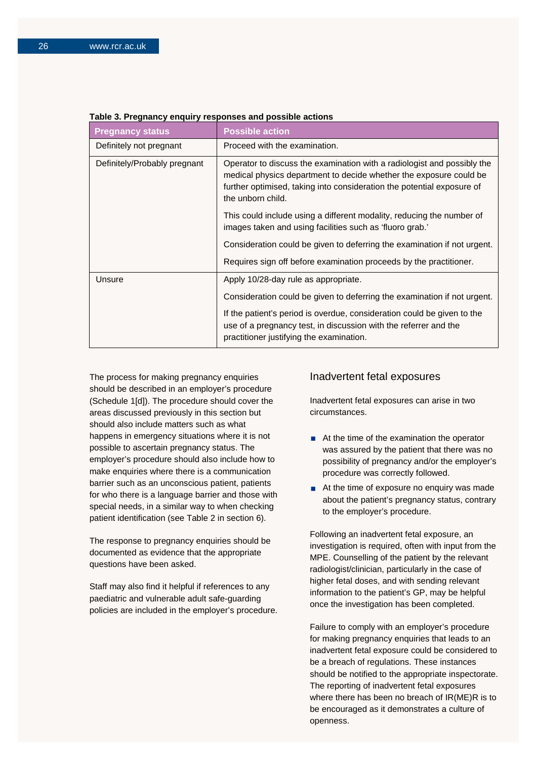**Table 3. Pregnancy enquiry responses and possible actions**

| Pregnancy status | Possible action |
|---|---|
| Definitely not pregnant | Proceed with the examination. |
| Definitely/Probably pregnant | Operator to discuss the examination with a radiologist and possibly the medical physics department to decide whether the exposure could be further optimised, taking into consideration the potential exposure of the unborn child.<br><br>This could include using a different modality, reducing the number of images taken and using facilities such as 'fluoro grab.'<br><br>Consideration could be given to deferring the examination if not urgent.<br><br>Requires sign off before examination proceeds by the practitioner. |
| Unsure | Apply 10/28-day rule as appropriate.<br><br>Consideration could be given to deferring the examination if not urgent.<br><br>If the patient's period is overdue, consideration could be given to the use of a pregnancy test, in discussion with the referrer and the practitioner justifying the examination. |

The process for making pregnancy enquiries should be described in an employer's procedure (Schedule 1[d]). The procedure should cover the areas discussed previously in this section but should also include matters such as what happens in emergency situations where it is not possible to ascertain pregnancy status. The employer's procedure should also include how to make enquiries where there is a communication barrier such as an unconscious patient, patients for who there is a language barrier and those with special needs, in a similar way to when checking patient identification (see Table 2 in section 6).

The response to pregnancy enquiries should be documented as evidence that the appropriate questions have been asked.

Staff may also find it helpful if references to any paediatric and vulnerable adult safe-guarding policies are included in the employer's procedure.

## Inadvertent fetal exposures

Inadvertent fetal exposures can arise in two circumstances.

- At the time of the examination the operator was assured by the patient that there was no possibility of pregnancy and/or the employer's procedure was correctly followed.
- At the time of exposure no enquiry was made about the patient's pregnancy status, contrary to the employer's procedure.

Following an inadvertent fetal exposure, an investigation is required, often with input from the MPE. Counselling of the patient by the relevant radiologist/clinician, particularly in the case of higher fetal doses, and with sending relevant information to the patient's GP, may be helpful once the investigation has been completed.

Failure to comply with an employer's procedure for making pregnancy enquiries that leads to an inadvertent fetal exposure could be considered to be a breach of regulations. These instances should be notified to the appropriate inspectorate. The reporting of inadvertent fetal exposures where there has been no breach of IR(ME)R is to be encouraged as it demonstrates a culture of openness.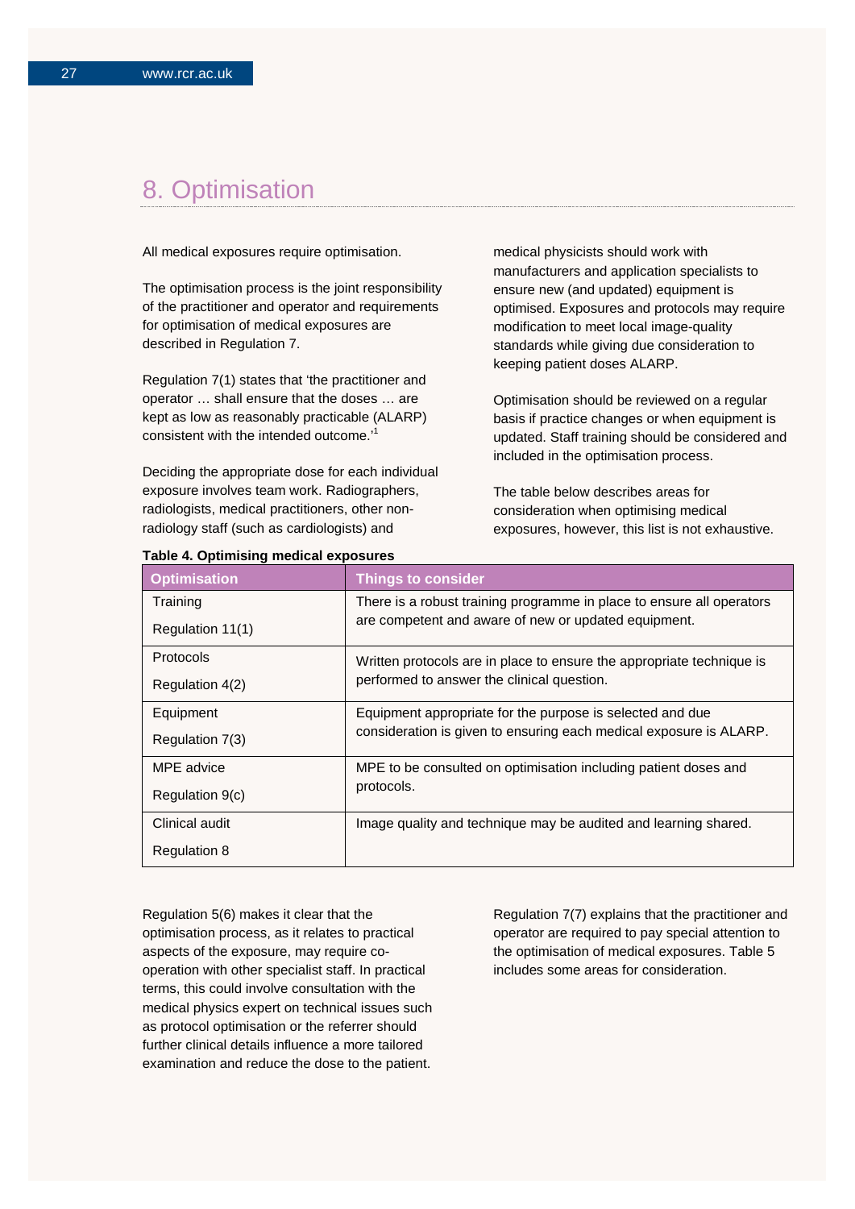# 8. Optimisation

All medical exposures require optimisation.

The optimisation process is the joint responsibility of the practitioner and operator and requirements for optimisation of medical exposures are described in Regulation 7.

Regulation 7(1) states that 'the practitioner and operator … shall ensure that the doses … are kept as low as reasonably practicable (ALARP) consistent with the intended outcome.'[1]

Deciding the appropriate dose for each individual exposure involves team work. Radiographers, radiologists, medical practitioners, other non-radiology staff (such as cardiologists) and medical physicists should work with manufacturers and application specialists to ensure new (and updated) equipment is optimised. Exposures and protocols may require modification to meet local image-quality standards while giving due consideration to keeping patient doses ALARP.

Optimisation should be reviewed on a regular basis if practice changes or when equipment is updated. Staff training should be considered and included in the optimisation process.

The table below describes areas for consideration when optimising medical exposures, however, this list is not exhaustive.

**Table 4. Optimising medical exposures**

| Optimisation | Things to consider |
|---|---|
| Training<br>Regulation 11(1) | There is a robust training programme in place to ensure all operators are competent and aware of new or updated equipment. |
| Protocols<br>Regulation 4(2) | Written protocols are in place to ensure the appropriate technique is performed to answer the clinical question. |
| Equipment<br>Regulation 7(3) | Equipment appropriate for the purpose is selected and due consideration is given to ensuring each medical exposure is ALARP. |
| MPE advice<br>Regulation 9(c) | MPE to be consulted on optimisation including patient doses and protocols. |
| Clinical audit<br>Regulation 8 | Image quality and technique may be audited and learning shared. |

Regulation 5(6) makes it clear that the optimisation process, as it relates to practical aspects of the exposure, may require co-operation with other specialist staff. In practical terms, this could involve consultation with the medical physics expert on technical issues such as protocol optimisation or the referrer should further clinical details influence a more tailored examination and reduce the dose to the patient.

Regulation 7(7) explains that the practitioner and operator are required to pay special attention to the optimisation of medical exposures. Table 5 includes some areas for consideration.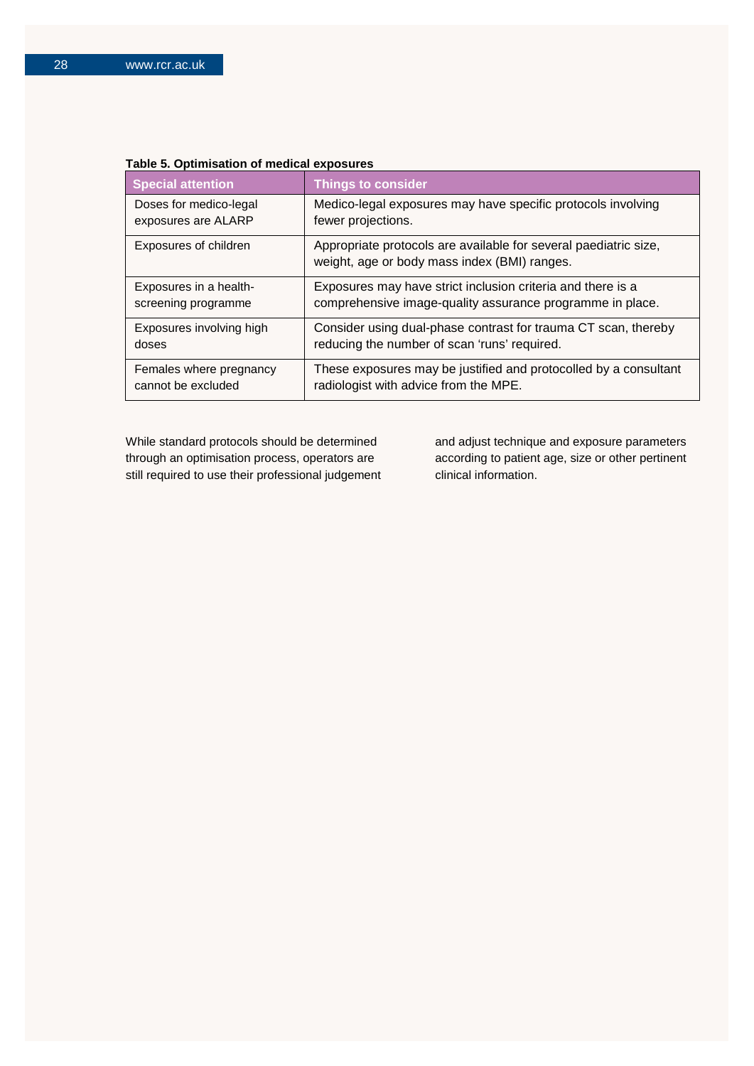**Table 5. Optimisation of medical exposures**

| Special attention | Things to consider |
|---|---|
| Doses for medico-legal exposures are ALARP | Medico-legal exposures may have specific protocols involving fewer projections. |
| Exposures of children | Appropriate protocols are available for several paediatric size, weight, age or body mass index (BMI) ranges. |
| Exposures in a health-screening programme | Exposures may have strict inclusion criteria and there is a comprehensive image-quality assurance programme in place. |
| Exposures involving high doses | Consider using dual-phase contrast for trauma CT scan, thereby reducing the number of scan 'runs' required. |
| Females where pregnancy cannot be excluded | These exposures may be justified and protocolled by a consultant radiologist with advice from the MPE. |

While standard protocols should be determined through an optimisation process, operators are still required to use their professional judgement and adjust technique and exposure parameters according to patient age, size or other pertinent clinical information.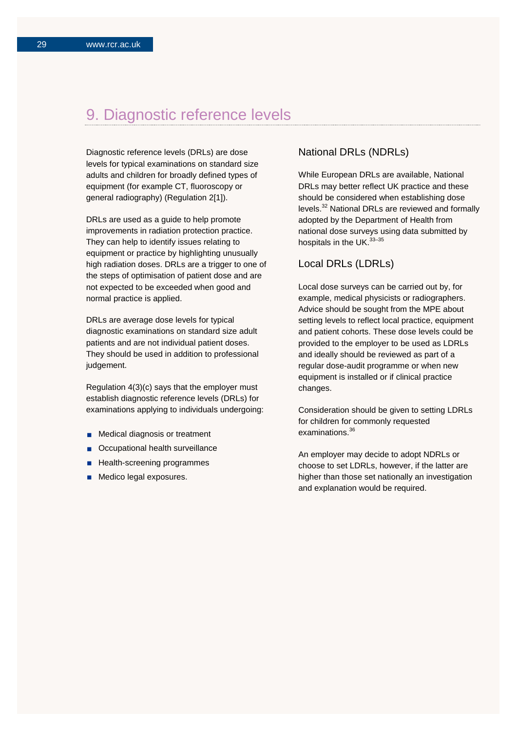# 9. Diagnostic reference levels

Diagnostic reference levels (DRLs) are dose levels for typical examinations on standard size adults and children for broadly defined types of equipment (for example CT, fluoroscopy or general radiography) (Regulation 2[1]).

DRLs are used as a guide to help promote improvements in radiation protection practice. They can help to identify issues relating to equipment or practice by highlighting unusually high radiation doses. DRLs are a trigger to one of the steps of optimisation of patient dose and are not expected to be exceeded when good and normal practice is applied.

DRLs are average dose levels for typical diagnostic examinations on standard size adult patients and are not individual patient doses. They should be used in addition to professional judgement.

Regulation 4(3)(c) says that the employer must establish diagnostic reference levels (DRLs) for examinations applying to individuals undergoing:

- Medical diagnosis or treatment
- Occupational health surveillance
- Health-screening programmes
- Medico legal exposures.

## National DRLs (NDRLs)

While European DRLs are available, National DRLs may better reflect UK practice and these should be considered when establishing dose levels.[32] National DRLs are reviewed and formally adopted by the Department of Health from national dose surveys using data submitted by hospitals in the UK.[33–35]

## Local DRLs (LDRLs)

Local dose surveys can be carried out by, for example, medical physicists or radiographers. Advice should be sought from the MPE about setting levels to reflect local practice, equipment and patient cohorts. These dose levels could be provided to the employer to be used as LDRLs and ideally should be reviewed as part of a regular dose-audit programme or when new equipment is installed or if clinical practice changes.

Consideration should be given to setting LDRLs for children for commonly requested examinations.[36]

An employer may decide to adopt NDRLs or choose to set LDRLs, however, if the latter are higher than those set nationally an investigation and explanation would be required.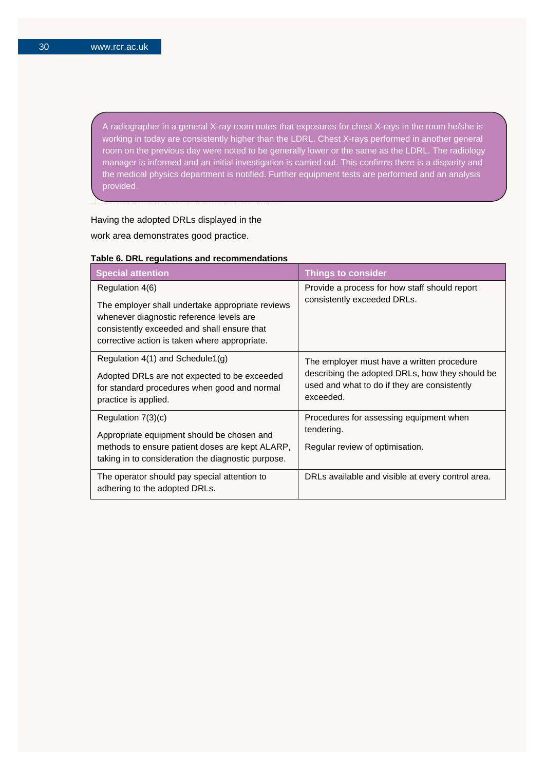> A radiographer in a general X-ray room notes that exposures for chest X-rays in the room he/she is working in today are consistently higher than the LDRL. Chest X-rays performed in another general room on the previous day were noted to be generally lower or the same as the LDRL. The radiology manager is informed and an initial investigation is carried out. This confirms there is a disparity and the medical physics department is notified. Further equipment tests are performed and an analysis provided.

Having the adopted DRLs displayed in the work area demonstrates good practice.

**Table 6. DRL regulations and recommendations**

| Special attention | Things to consider |
|---|---|
| Regulation 4(6)<br><br>The employer shall undertake appropriate reviews whenever diagnostic reference levels are consistently exceeded and shall ensure that corrective action is taken where appropriate. | Provide a process for how staff should report consistently exceeded DRLs. |
| Regulation 4(1) and Schedule1(g)<br><br>Adopted DRLs are not expected to be exceeded for standard procedures when good and normal practice is applied. | The employer must have a written procedure describing the adopted DRLs, how they should be used and what to do if they are consistently exceeded. |
| Regulation 7(3)(c)<br><br>Appropriate equipment should be chosen and methods to ensure patient doses are kept ALARP, taking in to consideration the diagnostic purpose. | Procedures for assessing equipment when tendering.<br><br>Regular review of optimisation. |
| The operator should pay special attention to adhering to the adopted DRLs. | DRLs available and visible at every control area. |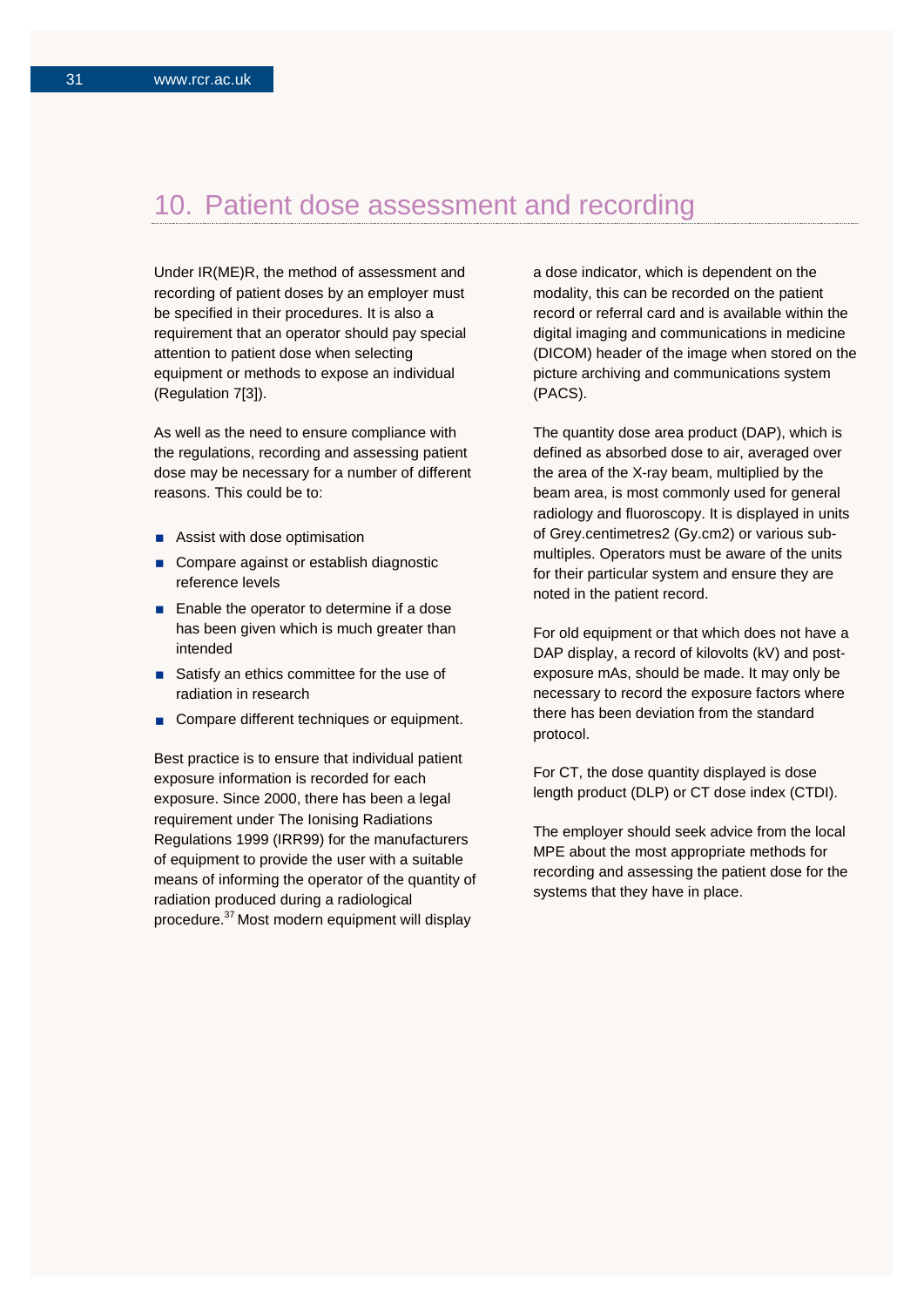## 10. Patient dose assessment and recording

Under IR(ME)R, the method of assessment and recording of patient doses by an employer must be specified in their procedures. It is also a requirement that an operator should pay special attention to patient dose when selecting equipment or methods to expose an individual (Regulation 7[3]).

As well as the need to ensure compliance with the regulations, recording and assessing patient dose may be necessary for a number of different reasons. This could be to:

- Assist with dose optimisation
- Compare against or establish diagnostic reference levels
- Enable the operator to determine if a dose has been given which is much greater than intended
- Satisfy an ethics committee for the use of radiation in research
- Compare different techniques or equipment.

Best practice is to ensure that individual patient exposure information is recorded for each exposure. Since 2000, there has been a legal requirement under The Ionising Radiations Regulations 1999 (IRR99) for the manufacturers of equipment to provide the user with a suitable means of informing the operator of the quantity of radiation produced during a radiological procedure.[37] Most modern equipment will display a dose indicator, which is dependent on the modality, this can be recorded on the patient record or referral card and is available within the digital imaging and communications in medicine (DICOM) header of the image when stored on the picture archiving and communications system (PACS).

The quantity dose area product (DAP), which is defined as absorbed dose to air, averaged over the area of the X-ray beam, multiplied by the beam area, is most commonly used for general radiology and fluoroscopy. It is displayed in units of Grey.centimetres2 (Gy.cm2) or various sub-multiples. Operators must be aware of the units for their particular system and ensure they are noted in the patient record.

For old equipment or that which does not have a DAP display, a record of kilovolts (kV) and post-exposure mAs, should be made. It may only be necessary to record the exposure factors where there has been deviation from the standard protocol.

For CT, the dose quantity displayed is dose length product (DLP) or CT dose index (CTDI).

The employer should seek advice from the local MPE about the most appropriate methods for recording and assessing the patient dose for the systems that they have in place.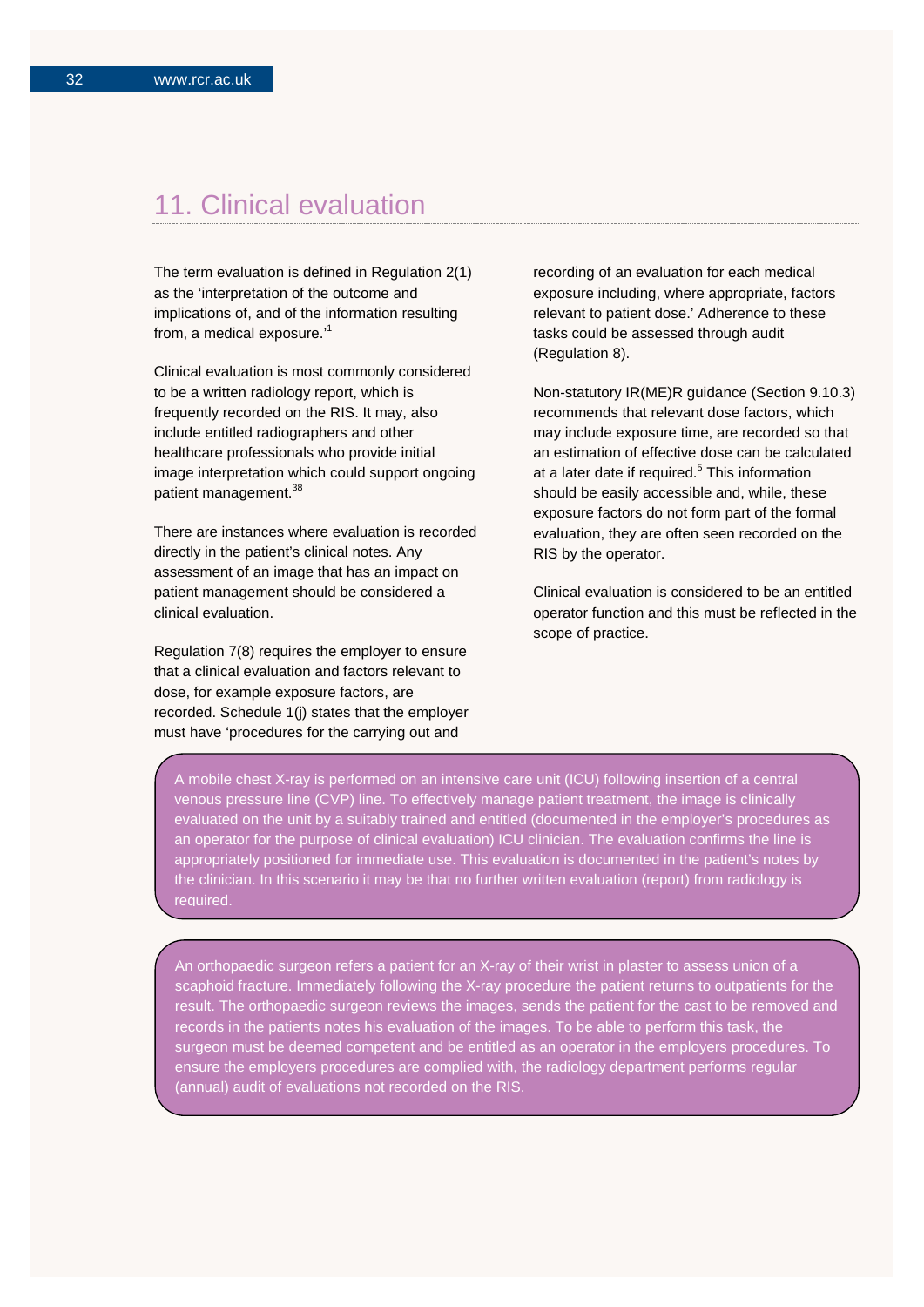# 11. Clinical evaluation

The term evaluation is defined in Regulation 2(1) as the 'interpretation of the outcome and implications of, and of the information resulting from, a medical exposure.'[1]

Clinical evaluation is most commonly considered to be a written radiology report, which is frequently recorded on the RIS. It may, also include entitled radiographers and other healthcare professionals who provide initial image interpretation which could support ongoing patient management.[38]

There are instances where evaluation is recorded directly in the patient's clinical notes. Any assessment of an image that has an impact on patient management should be considered a clinical evaluation.

Regulation 7(8) requires the employer to ensure that a clinical evaluation and factors relevant to dose, for example exposure factors, are recorded. Schedule 1(j) states that the employer must have 'procedures for the carrying out and recording of an evaluation for each medical exposure including, where appropriate, factors relevant to patient dose.' Adherence to these tasks could be assessed through audit (Regulation 8).

Non-statutory IR(ME)R guidance (Section 9.10.3) recommends that relevant dose factors, which may include exposure time, are recorded so that an estimation of effective dose can be calculated at a later date if required.[5] This information should be easily accessible and, while, these exposure factors do not form part of the formal evaluation, they are often seen recorded on the RIS by the operator.

Clinical evaluation is considered to be an entitled operator function and this must be reflected in the scope of practice.

A mobile chest X-ray is performed on an intensive care unit (ICU) following insertion of a central venous pressure line (CVP) line. To effectively manage patient treatment, the image is clinically evaluated on the unit by a suitably trained and entitled (documented in the employer's procedures as an operator for the purpose of clinical evaluation) ICU clinician. The evaluation confirms the line is appropriately positioned for immediate use. This evaluation is documented in the patient's notes by the clinician. In this scenario it may be that no further written evaluation (report) from radiology is required.

An orthopaedic surgeon refers a patient for an X-ray of their wrist in plaster to assess union of a scaphoid fracture. Immediately following the X-ray procedure the patient returns to outpatients for the result. The orthopaedic surgeon reviews the images, sends the patient for the cast to be removed and records in the patients notes his evaluation of the images. To be able to perform this task, the surgeon must be deemed competent and be entitled as an operator in the employers procedures. To ensure the employers procedures are complied with, the radiology department performs regular (annual) audit of evaluations not recorded on the RIS.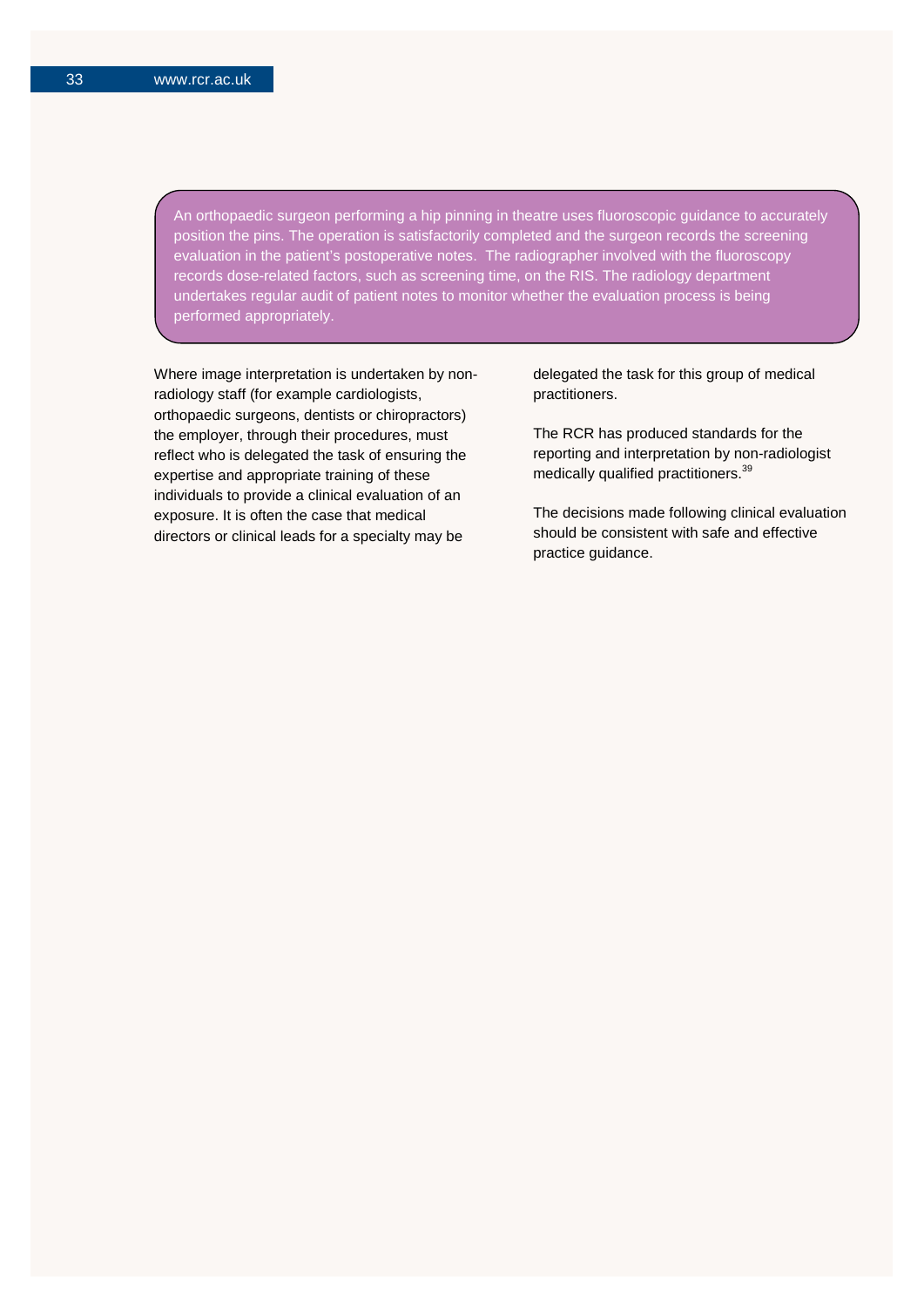> An orthopaedic surgeon performing a hip pinning in theatre uses fluoroscopic guidance to accurately position the pins. The operation is satisfactorily completed and the surgeon records the screening evaluation in the patient's postoperative notes. The radiographer involved with the fluoroscopy records dose-related factors, such as screening time, on the RIS. The radiology department undertakes regular audit of patient notes to monitor whether the evaluation process is being performed appropriately.

Where image interpretation is undertaken by non-radiology staff (for example cardiologists, orthopaedic surgeons, dentists or chiropractors) the employer, through their procedures, must reflect who is delegated the task of ensuring the expertise and appropriate training of these individuals to provide a clinical evaluation of an exposure. It is often the case that medical directors or clinical leads for a specialty may be delegated the task for this group of medical practitioners.

The RCR has produced standards for the reporting and interpretation by non-radiologist medically qualified practitioners.[39]

The decisions made following clinical evaluation should be consistent with safe and effective practice guidance.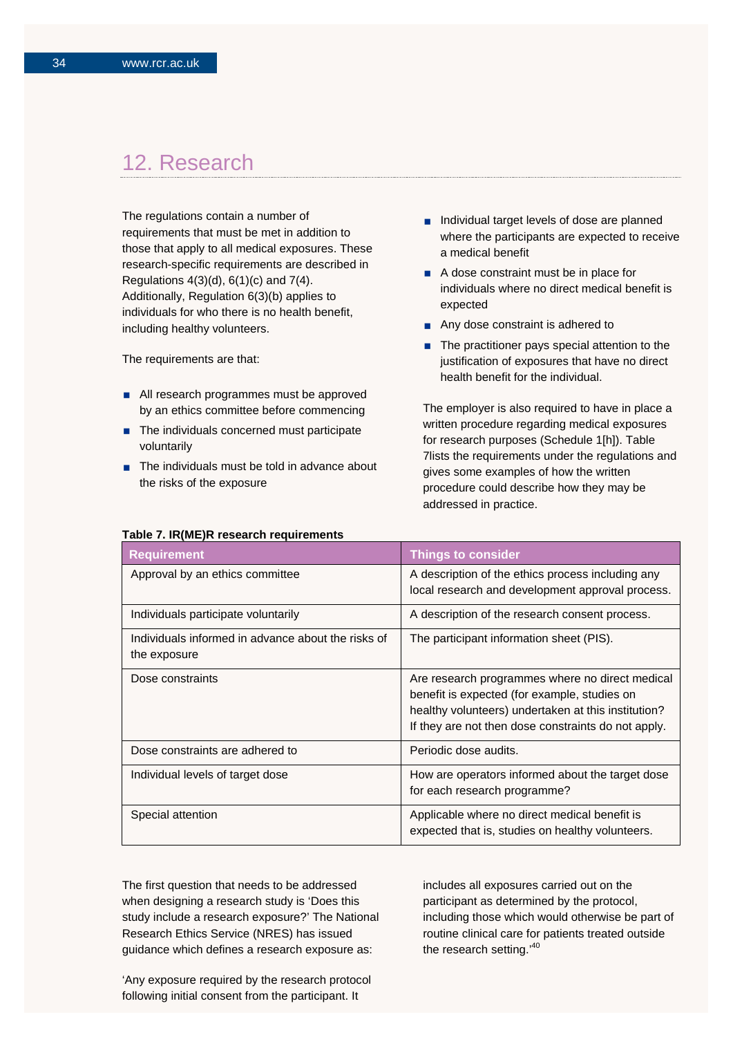## 12. Research

The regulations contain a number of requirements that must be met in addition to those that apply to all medical exposures. These research-specific requirements are described in Regulations 4(3)(d), 6(1)(c) and 7(4). Additionally, Regulation 6(3)(b) applies to individuals for who there is no health benefit, including healthy volunteers.

The requirements are that:

- All research programmes must be approved by an ethics committee before commencing
- The individuals concerned must participate voluntarily
- The individuals must be told in advance about the risks of the exposure
- Individual target levels of dose are planned where the participants are expected to receive a medical benefit
- A dose constraint must be in place for individuals where no direct medical benefit is expected
- Any dose constraint is adhered to
- The practitioner pays special attention to the justification of exposures that have no direct health benefit for the individual.

The employer is also required to have in place a written procedure regarding medical exposures for research purposes (Schedule 1[h]). Table 7lists the requirements under the regulations and gives some examples of how the written procedure could describe how they may be addressed in practice.

**Table 7. IR(ME)R research requirements**

| Requirement | Things to consider |
|---|---|
| Approval by an ethics committee | A description of the ethics process including any local research and development approval process. |
| Individuals participate voluntarily | A description of the research consent process. |
| Individuals informed in advance about the risks of the exposure | The participant information sheet (PIS). |
| Dose constraints | Are research programmes where no direct medical benefit is expected (for example, studies on healthy volunteers) undertaken at this institution? If they are not then dose constraints do not apply. |
| Dose constraints are adhered to | Periodic dose audits. |
| Individual levels of target dose | How are operators informed about the target dose for each research programme? |
| Special attention | Applicable where no direct medical benefit is expected that is, studies on healthy volunteers. |

The first question that needs to be addressed when designing a research study is 'Does this study include a research exposure?' The National Research Ethics Service (NRES) has issued guidance which defines a research exposure as:

'Any exposure required by the research protocol following initial consent from the participant. It includes all exposures carried out on the participant as determined by the protocol, including those which would otherwise be part of routine clinical care for patients treated outside the research setting.'[40]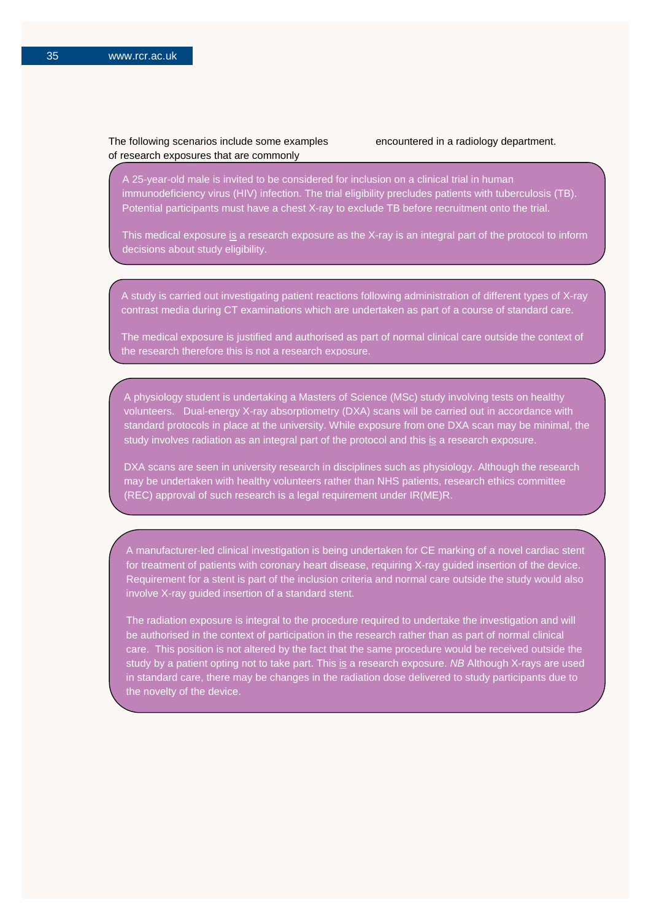The following scenarios include some examples of research exposures that are commonly encountered in a radiology department.

A 25-year-old male is invited to be considered for inclusion on a clinical trial in human immunodeficiency virus (HIV) infection. The trial eligibility precludes patients with tuberculosis (TB). Potential participants must have a chest X-ray to exclude TB before recruitment onto the trial.

This medical exposure is a research exposure as the X-ray is an integral part of the protocol to inform decisions about study eligibility.

---

A study is carried out investigating patient reactions following administration of different types of X-ray contrast media during CT examinations which are undertaken as part of a course of standard care.

The medical exposure is justified and authorised as part of normal clinical care outside the context of the research therefore this is not a research exposure.

---

A physiology student is undertaking a Masters of Science (MSc) study involving tests on healthy volunteers. Dual-energy X-ray absorptiometry (DXA) scans will be carried out in accordance with standard protocols in place at the university. While exposure from one DXA scan may be minimal, the study involves radiation as an integral part of the protocol and this is a research exposure.

DXA scans are seen in university research in disciplines such as physiology. Although the research may be undertaken with healthy volunteers rather than NHS patients, research ethics committee (REC) approval of such research is a legal requirement under IR(ME)R.

---

A manufacturer-led clinical investigation is being undertaken for CE marking of a novel cardiac stent for treatment of patients with coronary heart disease, requiring X-ray guided insertion of the device. Requirement for a stent is part of the inclusion criteria and normal care outside the study would also involve X-ray guided insertion of a standard stent.

The radiation exposure is integral to the procedure required to undertake the investigation and will be authorised in the context of participation in the research rather than as part of normal clinical care. This position is not altered by the fact that the same procedure would be received outside the study by a patient opting not to take part. This is a research exposure. *NB* Although X-rays are used in standard care, there may be changes in the radiation dose delivered to study participants due to the novelty of the device.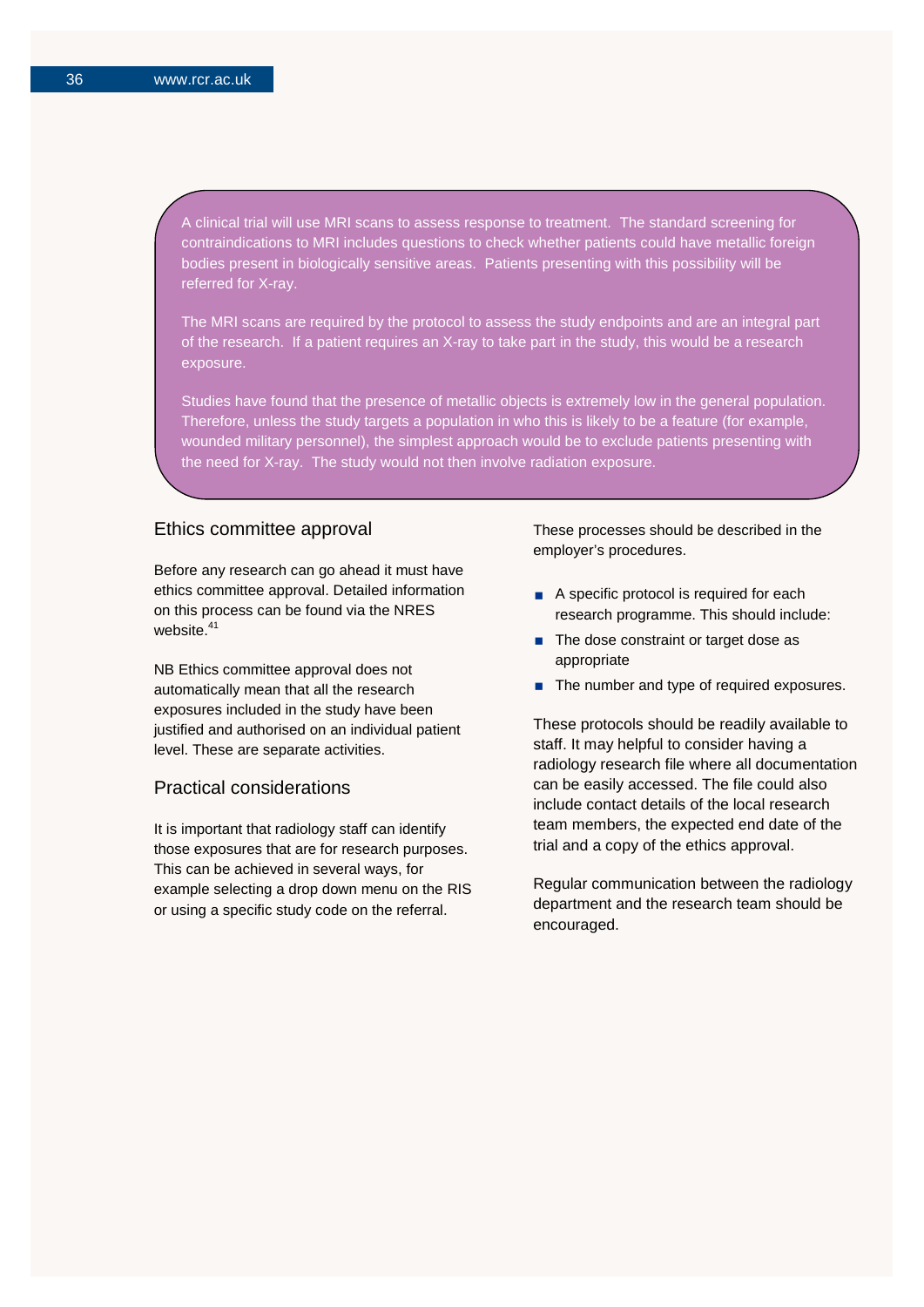A clinical trial will use MRI scans to assess response to treatment. The standard screening for contraindications to MRI includes questions to check whether patients could have metallic foreign bodies present in biologically sensitive areas. Patients presenting with this possibility will be referred for X-ray.

The MRI scans are required by the protocol to assess the study endpoints and are an integral part of the research. If a patient requires an X-ray to take part in the study, this would be a research exposure.

Studies have found that the presence of metallic objects is extremely low in the general population. Therefore, unless the study targets a population in who this is likely to be a feature (for example, wounded military personnel), the simplest approach would be to exclude patients presenting with the need for X-ray. The study would not then involve radiation exposure.

## Ethics committee approval

Before any research can go ahead it must have ethics committee approval. Detailed information on this process can be found via the NRES website.[41]

NB Ethics committee approval does not automatically mean that all the research exposures included in the study have been justified and authorised on an individual patient level. These are separate activities.

## Practical considerations

It is important that radiology staff can identify those exposures that are for research purposes. This can be achieved in several ways, for example selecting a drop down menu on the RIS or using a specific study code on the referral.

These processes should be described in the employer's procedures.

- A specific protocol is required for each research programme. This should include:
- The dose constraint or target dose as appropriate
- The number and type of required exposures.

These protocols should be readily available to staff. It may helpful to consider having a radiology research file where all documentation can be easily accessed. The file could also include contact details of the local research team members, the expected end date of the trial and a copy of the ethics approval.

Regular communication between the radiology department and the research team should be encouraged.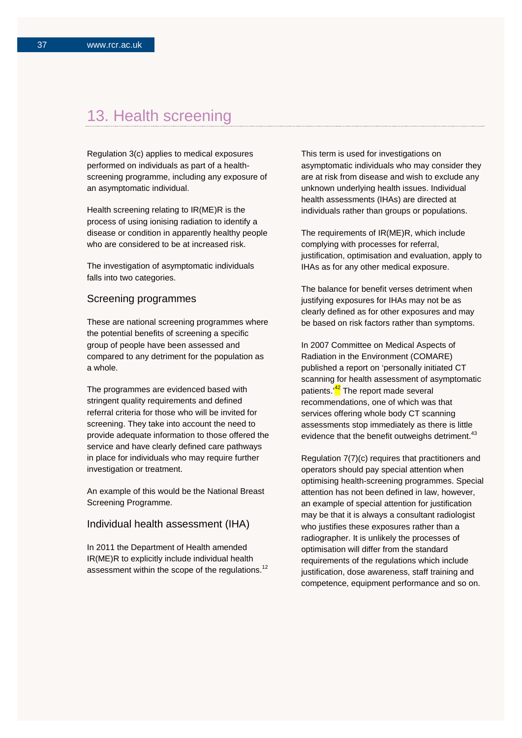# 13. Health screening

Regulation 3(c) applies to medical exposures performed on individuals as part of a health-screening programme, including any exposure of an asymptomatic individual.

Health screening relating to IR(ME)R is the process of using ionising radiation to identify a disease or condition in apparently healthy people who are considered to be at increased risk.

The investigation of asymptomatic individuals falls into two categories.

## Screening programmes

These are national screening programmes where the potential benefits of screening a specific group of people have been assessed and compared to any detriment for the population as a whole.

The programmes are evidenced based with stringent quality requirements and defined referral criteria for those who will be invited for screening. They take into account the need to provide adequate information to those offered the service and have clearly defined care pathways in place for individuals who may require further investigation or treatment.

An example of this would be the National Breast Screening Programme.

## Individual health assessment (IHA)

In 2011 the Department of Health amended IR(ME)R to explicitly include individual health assessment within the scope of the regulations.[12]

This term is used for investigations on asymptomatic individuals who may consider they are at risk from disease and wish to exclude any unknown underlying health issues. Individual health assessments (IHAs) are directed at individuals rather than groups or populations.

The requirements of IR(ME)R, which include complying with processes for referral, justification, optimisation and evaluation, apply to IHAs as for any other medical exposure.

The balance for benefit verses detriment when justifying exposures for IHAs may not be as clearly defined as for other exposures and may be based on risk factors rather than symptoms.

In 2007 Committee on Medical Aspects of Radiation in the Environment (COMARE) published a report on 'personally initiated CT scanning for health assessment of asymptomatic patients.'[42] The report made several recommendations, one of which was that services offering whole body CT scanning assessments stop immediately as there is little evidence that the benefit outweighs detriment.[43]

Regulation 7(7)(c) requires that practitioners and operators should pay special attention when optimising health-screening programmes. Special attention has not been defined in law, however, an example of special attention for justification may be that it is always a consultant radiologist who justifies these exposures rather than a radiographer. It is unlikely the processes of optimisation will differ from the standard requirements of the regulations which include justification, dose awareness, staff training and competence, equipment performance and so on.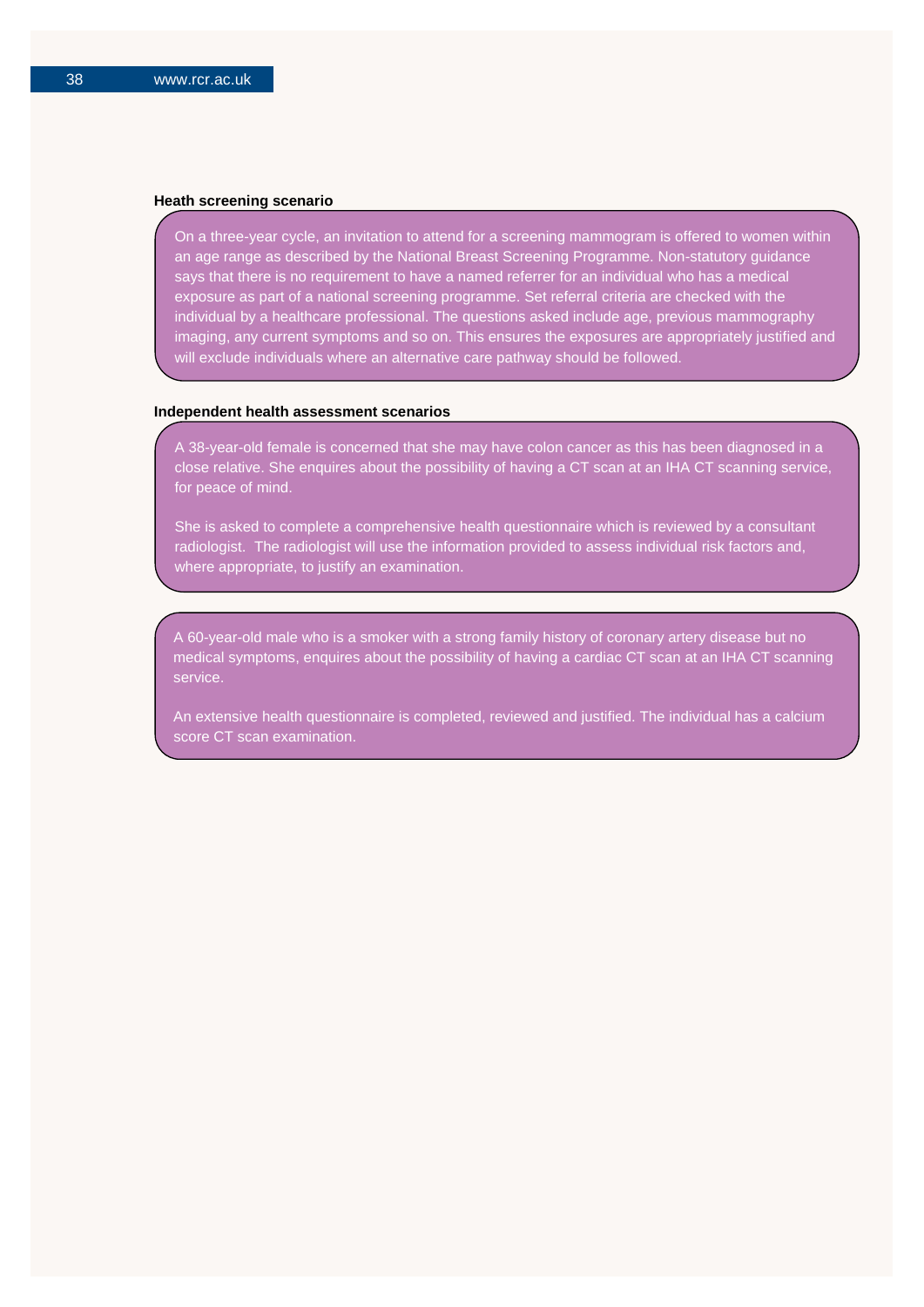**Heath screening scenario**

On a three-year cycle, an invitation to attend for a screening mammogram is offered to women within an age range as described by the National Breast Screening Programme. Non-statutory guidance says that there is no requirement to have a named referrer for an individual who has a medical exposure as part of a national screening programme. Set referral criteria are checked with the individual by a healthcare professional. The questions asked include age, previous mammography imaging, any current symptoms and so on. This ensures the exposures are appropriately justified and will exclude individuals where an alternative care pathway should be followed.

**Independent health assessment scenarios**

A 38-year-old female is concerned that she may have colon cancer as this has been diagnosed in a close relative. She enquires about the possibility of having a CT scan at an IHA CT scanning service, for peace of mind.

She is asked to complete a comprehensive health questionnaire which is reviewed by a consultant radiologist. The radiologist will use the information provided to assess individual risk factors and, where appropriate, to justify an examination.

A 60-year-old male who is a smoker with a strong family history of coronary artery disease but no medical symptoms, enquires about the possibility of having a cardiac CT scan at an IHA CT scanning service.

An extensive health questionnaire is completed, reviewed and justified. The individual has a calcium score CT scan examination.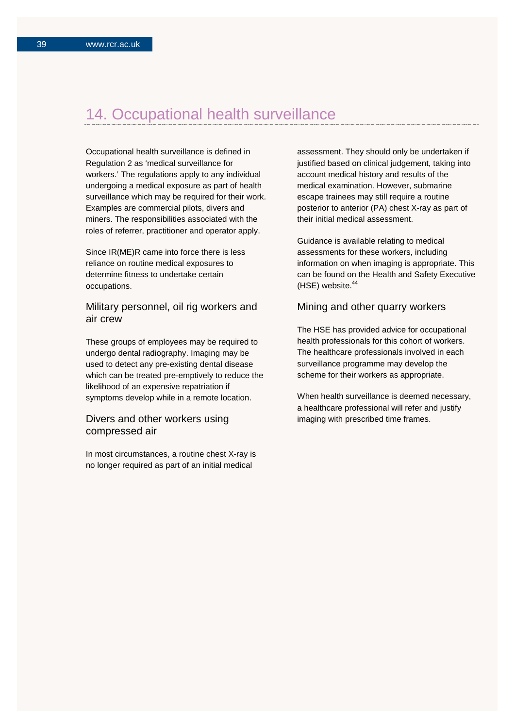## 14. Occupational health surveillance

Occupational health surveillance is defined in Regulation 2 as 'medical surveillance for workers.' The regulations apply to any individual undergoing a medical exposure as part of health surveillance which may be required for their work. Examples are commercial pilots, divers and miners. The responsibilities associated with the roles of referrer, practitioner and operator apply.

Since IR(ME)R came into force there is less reliance on routine medical exposures to determine fitness to undertake certain occupations.

### Military personnel, oil rig workers and air crew

These groups of employees may be required to undergo dental radiography. Imaging may be used to detect any pre-existing dental disease which can be treated pre-emptively to reduce the likelihood of an expensive repatriation if symptoms develop while in a remote location.

### Divers and other workers using compressed air

In most circumstances, a routine chest X-ray is no longer required as part of an initial medical assessment. They should only be undertaken if justified based on clinical judgement, taking into account medical history and results of the medical examination. However, submarine escape trainees may still require a routine posterior to anterior (PA) chest X-ray as part of their initial medical assessment.

Guidance is available relating to medical assessments for these workers, including information on when imaging is appropriate. This can be found on the Health and Safety Executive (HSE) website.[44]

### Mining and other quarry workers

The HSE has provided advice for occupational health professionals for this cohort of workers. The healthcare professionals involved in each surveillance programme may develop the scheme for their workers as appropriate.

When health surveillance is deemed necessary, a healthcare professional will refer and justify imaging with prescribed time frames.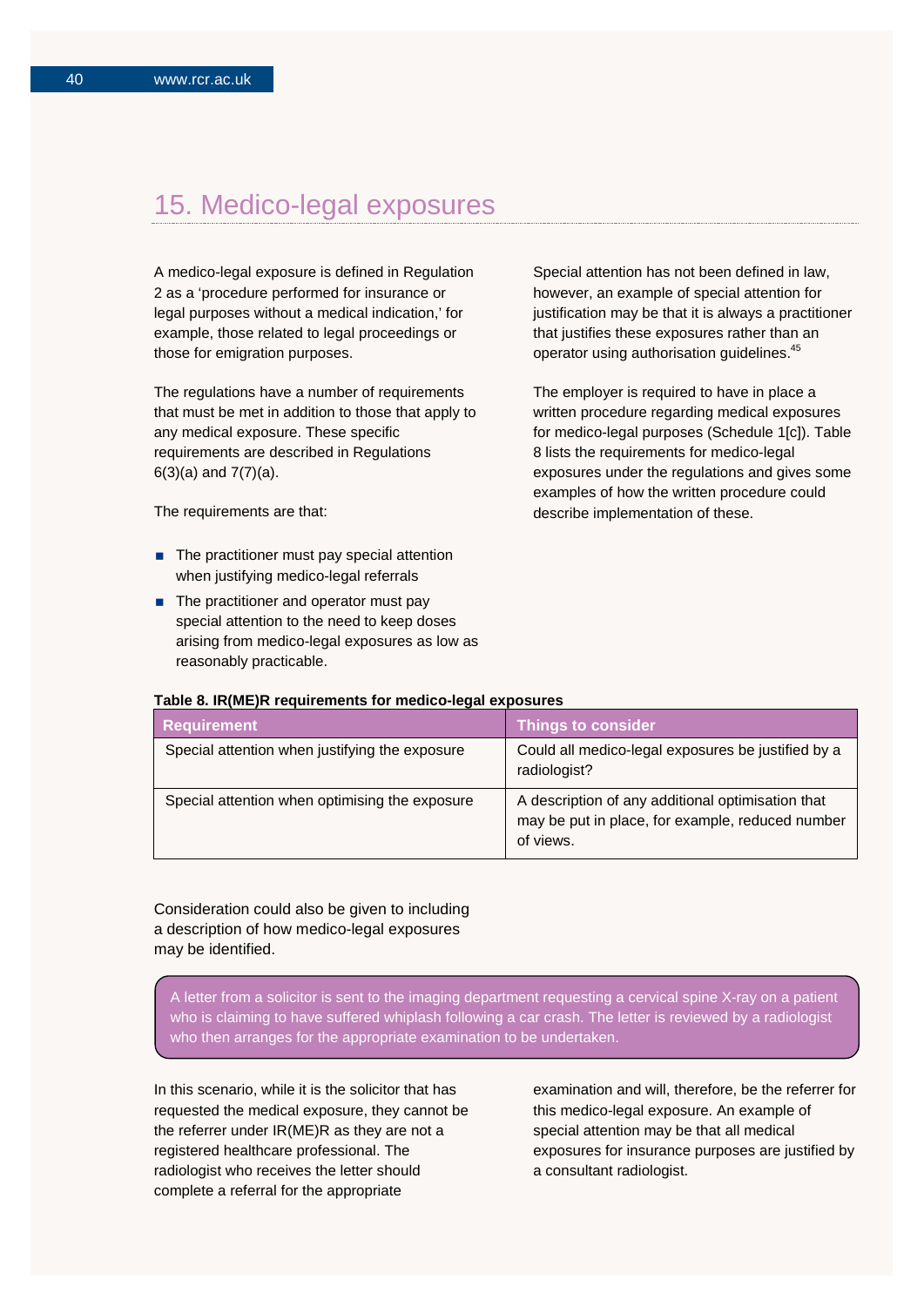# 15. Medico-legal exposures

A medico-legal exposure is defined in Regulation 2 as a 'procedure performed for insurance or legal purposes without a medical indication,' for example, those related to legal proceedings or those for emigration purposes.

The regulations have a number of requirements that must be met in addition to those that apply to any medical exposure. These specific requirements are described in Regulations 6(3)(a) and 7(7)(a).

The requirements are that:

- The practitioner must pay special attention when justifying medico-legal referrals
- The practitioner and operator must pay special attention to the need to keep doses arising from medico-legal exposures as low as reasonably practicable.

Special attention has not been defined in law, however, an example of special attention for justification may be that it is always a practitioner that justifies these exposures rather than an operator using authorisation guidelines.[45]

The employer is required to have in place a written procedure regarding medical exposures for medico-legal purposes (Schedule 1[c]). Table 8 lists the requirements for medico-legal exposures under the regulations and gives some examples of how the written procedure could describe implementation of these.

**Table 8. IR(ME)R requirements for medico-legal exposures**

| Requirement | Things to consider |
| --- | --- |
| Special attention when justifying the exposure | Could all medico-legal exposures be justified by a radiologist? |
| Special attention when optimising the exposure | A description of any additional optimisation that may be put in place, for example, reduced number of views. |

Consideration could also be given to including a description of how medico-legal exposures may be identified.

> A letter from a solicitor is sent to the imaging department requesting a cervical spine X-ray on a patient who is claiming to have suffered whiplash following a car crash. The letter is reviewed by a radiologist who then arranges for the appropriate examination to be undertaken.

In this scenario, while it is the solicitor that has requested the medical exposure, they cannot be the referrer under IR(ME)R as they are not a registered healthcare professional. The radiologist who receives the letter should complete a referral for the appropriate examination and will, therefore, be the referrer for this medico-legal exposure. An example of special attention may be that all medical exposures for insurance purposes are justified by a consultant radiologist.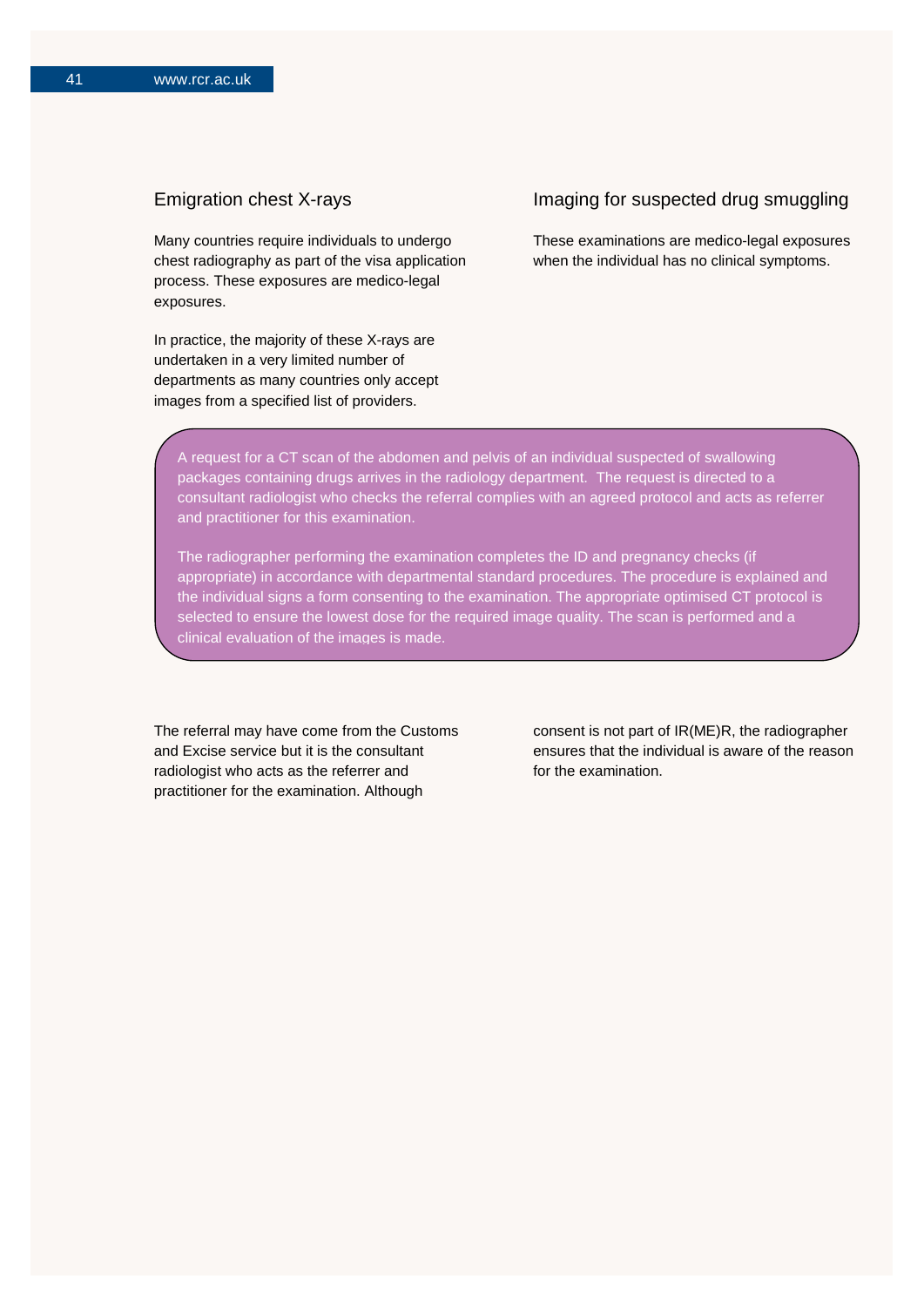## Emigration chest X-rays

Many countries require individuals to undergo chest radiography as part of the visa application process. These exposures are medico-legal exposures.

In practice, the majority of these X-rays are undertaken in a very limited number of departments as many countries only accept images from a specified list of providers.

## Imaging for suspected drug smuggling

These examinations are medico-legal exposures when the individual has no clinical symptoms.

> A request for a CT scan of the abdomen and pelvis of an individual suspected of swallowing packages containing drugs arrives in the radiology department. The request is directed to a consultant radiologist who checks the referral complies with an agreed protocol and acts as referrer and practitioner for this examination.
>
> The radiographer performing the examination completes the ID and pregnancy checks (if appropriate) in accordance with departmental standard procedures. The procedure is explained and the individual signs a form consenting to the examination. The appropriate optimised CT protocol is selected to ensure the lowest dose for the required image quality. The scan is performed and a clinical evaluation of the images is made.

The referral may have come from the Customs and Excise service but it is the consultant radiologist who acts as the referrer and practitioner for the examination. Although consent is not part of IR(ME)R, the radiographer ensures that the individual is aware of the reason for the examination.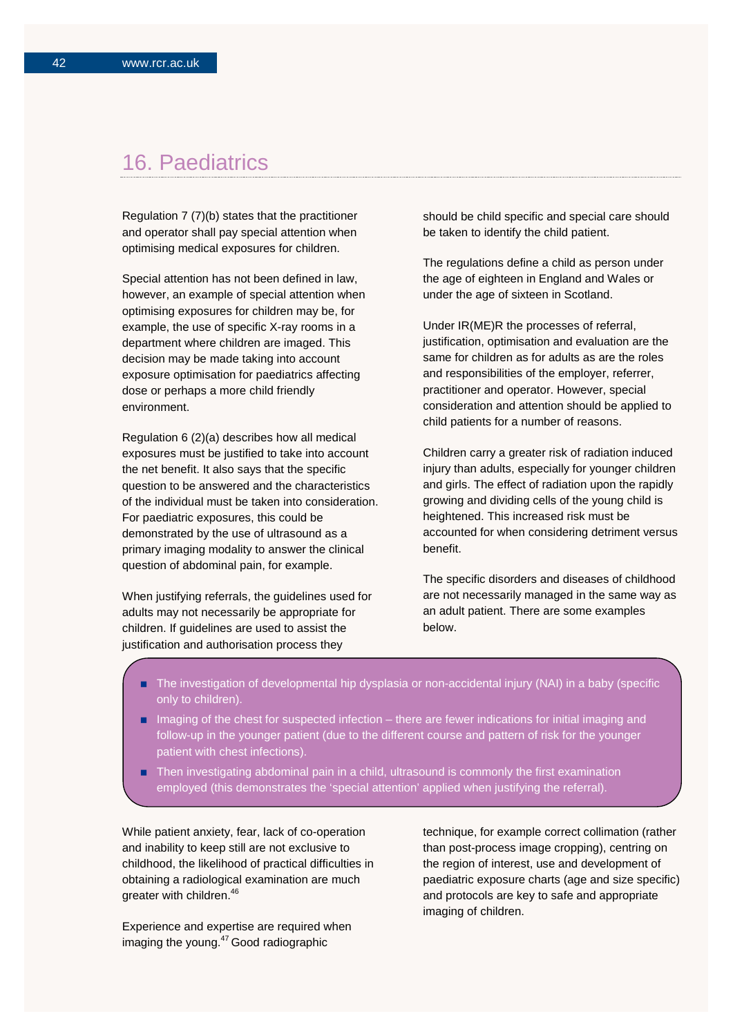# 16. Paediatrics

Regulation 7 (7)(b) states that the practitioner and operator shall pay special attention when optimising medical exposures for children.

Special attention has not been defined in law, however, an example of special attention when optimising exposures for children may be, for example, the use of specific X-ray rooms in a department where children are imaged. This decision may be made taking into account exposure optimisation for paediatrics affecting dose or perhaps a more child friendly environment.

Regulation 6 (2)(a) describes how all medical exposures must be justified to take into account the net benefit. It also says that the specific question to be answered and the characteristics of the individual must be taken into consideration. For paediatric exposures, this could be demonstrated by the use of ultrasound as a primary imaging modality to answer the clinical question of abdominal pain, for example.

When justifying referrals, the guidelines used for adults may not necessarily be appropriate for children. If guidelines are used to assist the justification and authorisation process they should be child specific and special care should be taken to identify the child patient.

The regulations define a child as person under the age of eighteen in England and Wales or under the age of sixteen in Scotland.

Under IR(ME)R the processes of referral, justification, optimisation and evaluation are the same for children as for adults as are the roles and responsibilities of the employer, referrer, practitioner and operator. However, special consideration and attention should be applied to child patients for a number of reasons.

Children carry a greater risk of radiation induced injury than adults, especially for younger children and girls. The effect of radiation upon the rapidly growing and dividing cells of the young child is heightened. This increased risk must be accounted for when considering detriment versus benefit.

The specific disorders and diseases of childhood are not necessarily managed in the same way as an adult patient. There are some examples below.

- The investigation of developmental hip dysplasia or non-accidental injury (NAI) in a baby (specific only to children).
- Imaging of the chest for suspected infection – there are fewer indications for initial imaging and follow-up in the younger patient (due to the different course and pattern of risk for the younger patient with chest infections).
- Then investigating abdominal pain in a child, ultrasound is commonly the first examination employed (this demonstrates the 'special attention' applied when justifying the referral).

While patient anxiety, fear, lack of co-operation and inability to keep still are not exclusive to childhood, the likelihood of practical difficulties in obtaining a radiological examination are much greater with children.[46]

Experience and expertise are required when imaging the young.[47] Good radiographic technique, for example correct collimation (rather than post-process image cropping), centring on the region of interest, use and development of paediatric exposure charts (age and size specific) and protocols are key to safe and appropriate imaging of children.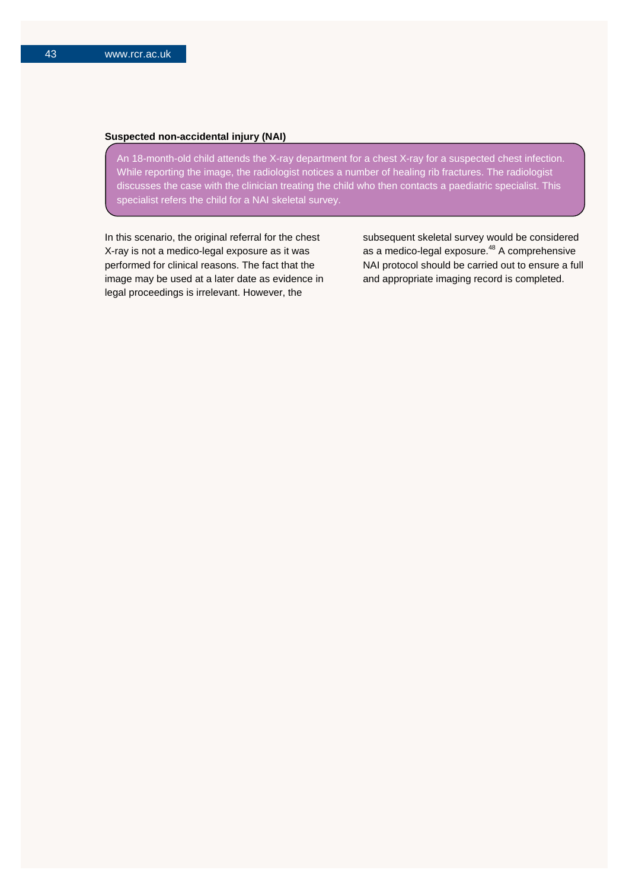**Suspected non-accidental injury (NAI)**

An 18-month-old child attends the X-ray department for a chest X-ray for a suspected chest infection. While reporting the image, the radiologist notices a number of healing rib fractures. The radiologist discusses the case with the clinician treating the child who then contacts a paediatric specialist. This specialist refers the child for a NAI skeletal survey.

In this scenario, the original referral for the chest X-ray is not a medico-legal exposure as it was performed for clinical reasons. The fact that the image may be used at a later date as evidence in legal proceedings is irrelevant. However, the subsequent skeletal survey would be considered as a medico-legal exposure.[48] A comprehensive NAI protocol should be carried out to ensure a full and appropriate imaging record is completed.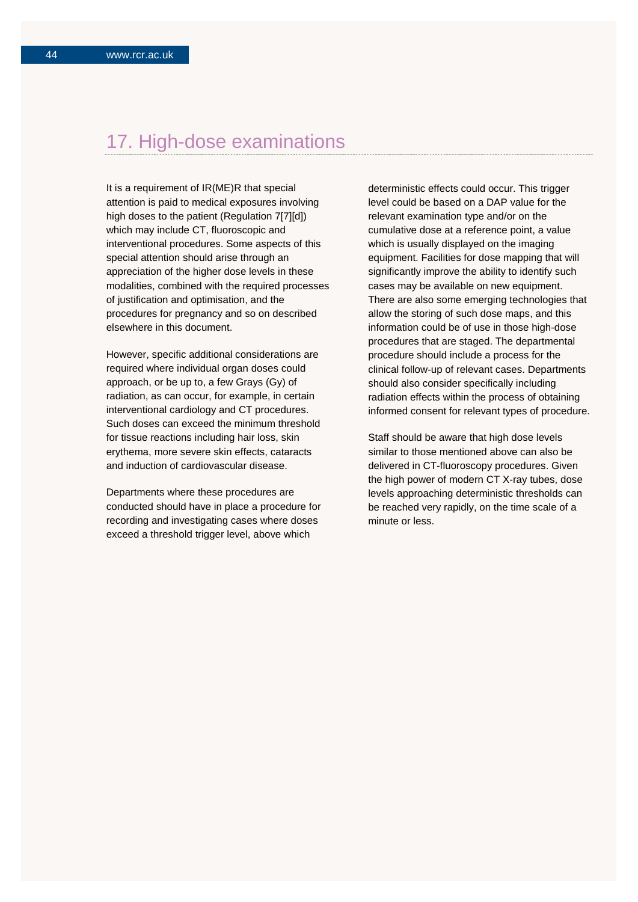## 17. High-dose examinations

It is a requirement of IR(ME)R that special attention is paid to medical exposures involving high doses to the patient (Regulation 7[7][d]) which may include CT, fluoroscopic and interventional procedures. Some aspects of this special attention should arise through an appreciation of the higher dose levels in these modalities, combined with the required processes of justification and optimisation, and the procedures for pregnancy and so on described elsewhere in this document.

However, specific additional considerations are required where individual organ doses could approach, or be up to, a few Grays (Gy) of radiation, as can occur, for example, in certain interventional cardiology and CT procedures. Such doses can exceed the minimum threshold for tissue reactions including hair loss, skin erythema, more severe skin effects, cataracts and induction of cardiovascular disease.

Departments where these procedures are conducted should have in place a procedure for recording and investigating cases where doses exceed a threshold trigger level, above which deterministic effects could occur. This trigger level could be based on a DAP value for the relevant examination type and/or on the cumulative dose at a reference point, a value which is usually displayed on the imaging equipment. Facilities for dose mapping that will significantly improve the ability to identify such cases may be available on new equipment. There are also some emerging technologies that allow the storing of such dose maps, and this information could be of use in those high-dose procedures that are staged. The departmental procedure should include a process for the clinical follow-up of relevant cases. Departments should also consider specifically including radiation effects within the process of obtaining informed consent for relevant types of procedure.

Staff should be aware that high dose levels similar to those mentioned above can also be delivered in CT-fluoroscopy procedures. Given the high power of modern CT X-ray tubes, dose levels approaching deterministic thresholds can be reached very rapidly, on the time scale of a minute or less.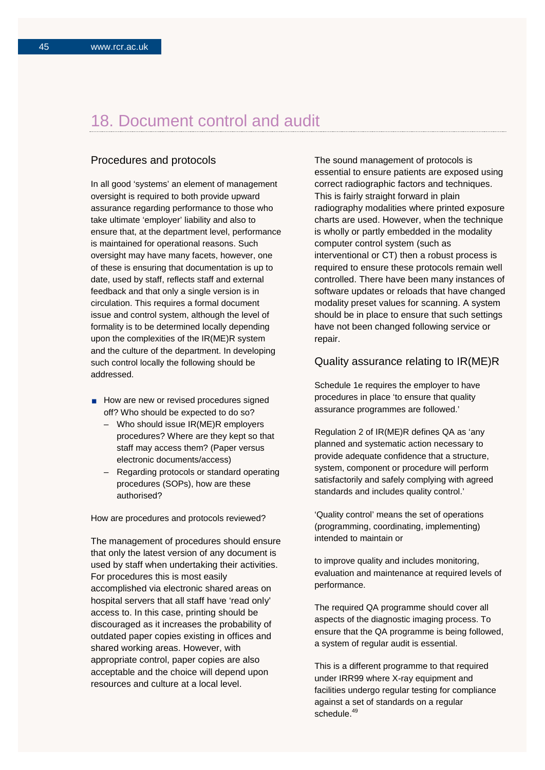# 18. Document control and audit

## Procedures and protocols

In all good 'systems' an element of management oversight is required to both provide upward assurance regarding performance to those who take ultimate 'employer' liability and also to ensure that, at the department level, performance is maintained for operational reasons. Such oversight may have many facets, however, one of these is ensuring that documentation is up to date, used by staff, reflects staff and external feedback and that only a single version is in circulation. This requires a formal document issue and control system, although the level of formality is to be determined locally depending upon the complexities of the IR(ME)R system and the culture of the department. In developing such control locally the following should be addressed.

- How are new or revised procedures signed off? Who should be expected to do so?
  - Who should issue IR(ME)R employers procedures? Where are they kept so that staff may access them? (Paper versus electronic documents/access)
  - Regarding protocols or standard operating procedures (SOPs), how are these authorised?

How are procedures and protocols reviewed?

The management of procedures should ensure that only the latest version of any document is used by staff when undertaking their activities. For procedures this is most easily accomplished via electronic shared areas on hospital servers that all staff have 'read only' access to. In this case, printing should be discouraged as it increases the probability of outdated paper copies existing in offices and shared working areas. However, with appropriate control, paper copies are also acceptable and the choice will depend upon resources and culture at a local level.

The sound management of protocols is essential to ensure patients are exposed using correct radiographic factors and techniques. This is fairly straight forward in plain radiography modalities where printed exposure charts are used. However, when the technique is wholly or partly embedded in the modality computer control system (such as interventional or CT) then a robust process is required to ensure these protocols remain well controlled. There have been many instances of software updates or reloads that have changed modality preset values for scanning. A system should be in place to ensure that such settings have not been changed following service or repair.

## Quality assurance relating to IR(ME)R

Schedule 1e requires the employer to have procedures in place 'to ensure that quality assurance programmes are followed.'

Regulation 2 of IR(ME)R defines QA as 'any planned and systematic action necessary to provide adequate confidence that a structure, system, component or procedure will perform satisfactorily and safely complying with agreed standards and includes quality control.'

'Quality control' means the set of operations (programming, coordinating, implementing) intended to maintain or

to improve quality and includes monitoring, evaluation and maintenance at required levels of performance.

The required QA programme should cover all aspects of the diagnostic imaging process. To ensure that the QA programme is being followed, a system of regular audit is essential.

This is a different programme to that required under IRR99 where X-ray equipment and facilities undergo regular testing for compliance against a set of standards on a regular schedule.[49]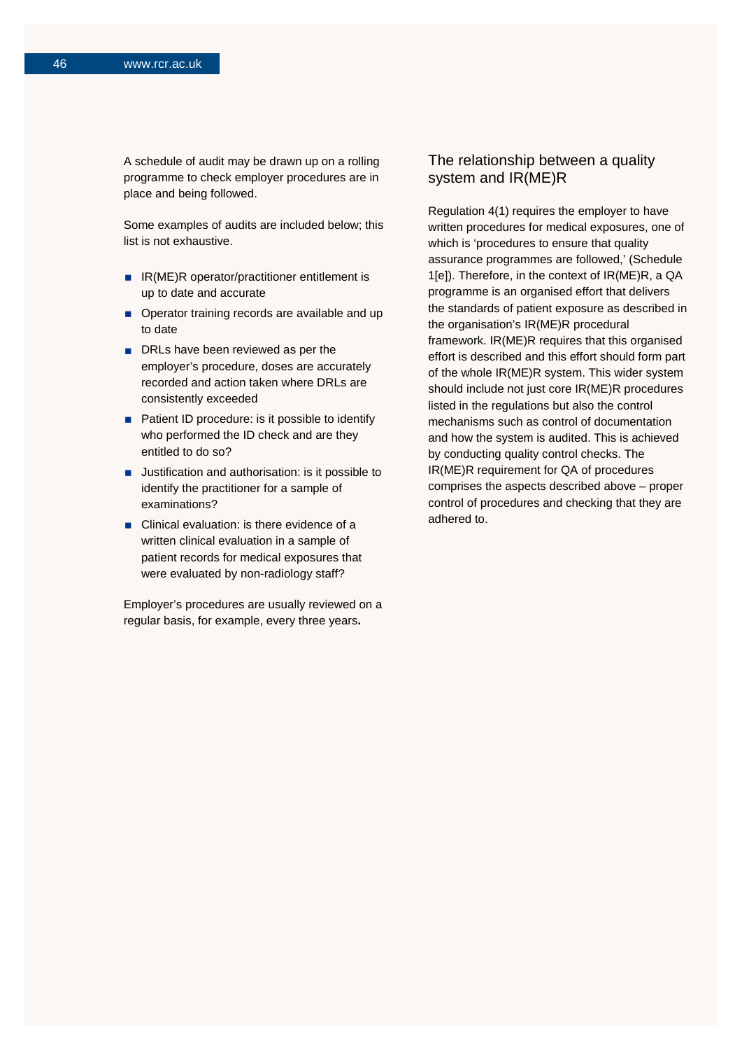A schedule of audit may be drawn up on a rolling programme to check employer procedures are in place and being followed.

Some examples of audits are included below; this list is not exhaustive.

- IR(ME)R operator/practitioner entitlement is up to date and accurate
- Operator training records are available and up to date
- DRLs have been reviewed as per the employer's procedure, doses are accurately recorded and action taken where DRLs are consistently exceeded
- Patient ID procedure: is it possible to identify who performed the ID check and are they entitled to do so?
- Justification and authorisation: is it possible to identify the practitioner for a sample of examinations?
- Clinical evaluation: is there evidence of a written clinical evaluation in a sample of patient records for medical exposures that were evaluated by non-radiology staff?

Employer's procedures are usually reviewed on a regular basis, for example, every three years.

## The relationship between a quality system and IR(ME)R

Regulation 4(1) requires the employer to have written procedures for medical exposures, one of which is 'procedures to ensure that quality assurance programmes are followed,' (Schedule 1[e]). Therefore, in the context of IR(ME)R, a QA programme is an organised effort that delivers the standards of patient exposure as described in the organisation's IR(ME)R procedural framework. IR(ME)R requires that this organised effort is described and this effort should form part of the whole IR(ME)R system. This wider system should include not just core IR(ME)R procedures listed in the regulations but also the control mechanisms such as control of documentation and how the system is audited. This is achieved by conducting quality control checks. The IR(ME)R requirement for QA of procedures comprises the aspects described above – proper control of procedures and checking that they are adhered to.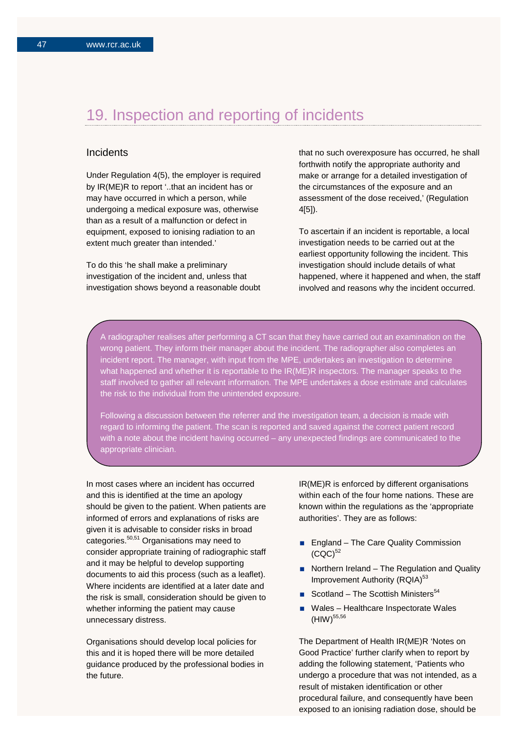## 19. Inspection and reporting of incidents

### Incidents

Under Regulation 4(5), the employer is required by IR(ME)R to report '..that an incident has or may have occurred in which a person, while undergoing a medical exposure was, otherwise than as a result of a malfunction or defect in equipment, exposed to ionising radiation to an extent much greater than intended.'

To do this 'he shall make a preliminary investigation of the incident and, unless that investigation shows beyond a reasonable doubt that no such overexposure has occurred, he shall forthwith notify the appropriate authority and make or arrange for a detailed investigation of the circumstances of the exposure and an assessment of the dose received,' (Regulation 4[5]).

To ascertain if an incident is reportable, a local investigation needs to be carried out at the earliest opportunity following the incident. This investigation should include details of what happened, where it happened and when, the staff involved and reasons why the incident occurred.

> A radiographer realises after performing a CT scan that they have carried out an examination on the wrong patient. They inform their manager about the incident. The radiographer also completes an incident report. The manager, with input from the MPE, undertakes an investigation to determine what happened and whether it is reportable to the IR(ME)R inspectors. The manager speaks to the staff involved to gather all relevant information. The MPE undertakes a dose estimate and calculates the risk to the individual from the unintended exposure.
>
> Following a discussion between the referrer and the investigation team, a decision is made with regard to informing the patient. The scan is reported and saved against the correct patient record with a note about the incident having occurred – any unexpected findings are communicated to the appropriate clinician.

In most cases where an incident has occurred and this is identified at the time an apology should be given to the patient. When patients are informed of errors and explanations of risks are given it is advisable to consider risks in broad categories.[50,51] Organisations may need to consider appropriate training of radiographic staff and it may be helpful to develop supporting documents to aid this process (such as a leaflet). Where incidents are identified at a later date and the risk is small, consideration should be given to whether informing the patient may cause unnecessary distress.

Organisations should develop local policies for this and it is hoped there will be more detailed guidance produced by the professional bodies in the future.

IR(ME)R is enforced by different organisations within each of the four home nations. These are known within the regulations as the 'appropriate authorities'. They are as follows:

- England – The Care Quality Commission (CQC)[52]
- Northern Ireland – The Regulation and Quality Improvement Authority (RQIA)[53]
- Scotland – The Scottish Ministers[54]
- Wales – Healthcare Inspectorate Wales (HIW)[55,56]

The Department of Health IR(ME)R 'Notes on Good Practice' further clarify when to report by adding the following statement, 'Patients who undergo a procedure that was not intended, as a result of mistaken identification or other procedural failure, and consequently have been exposed to an ionising radiation dose, should be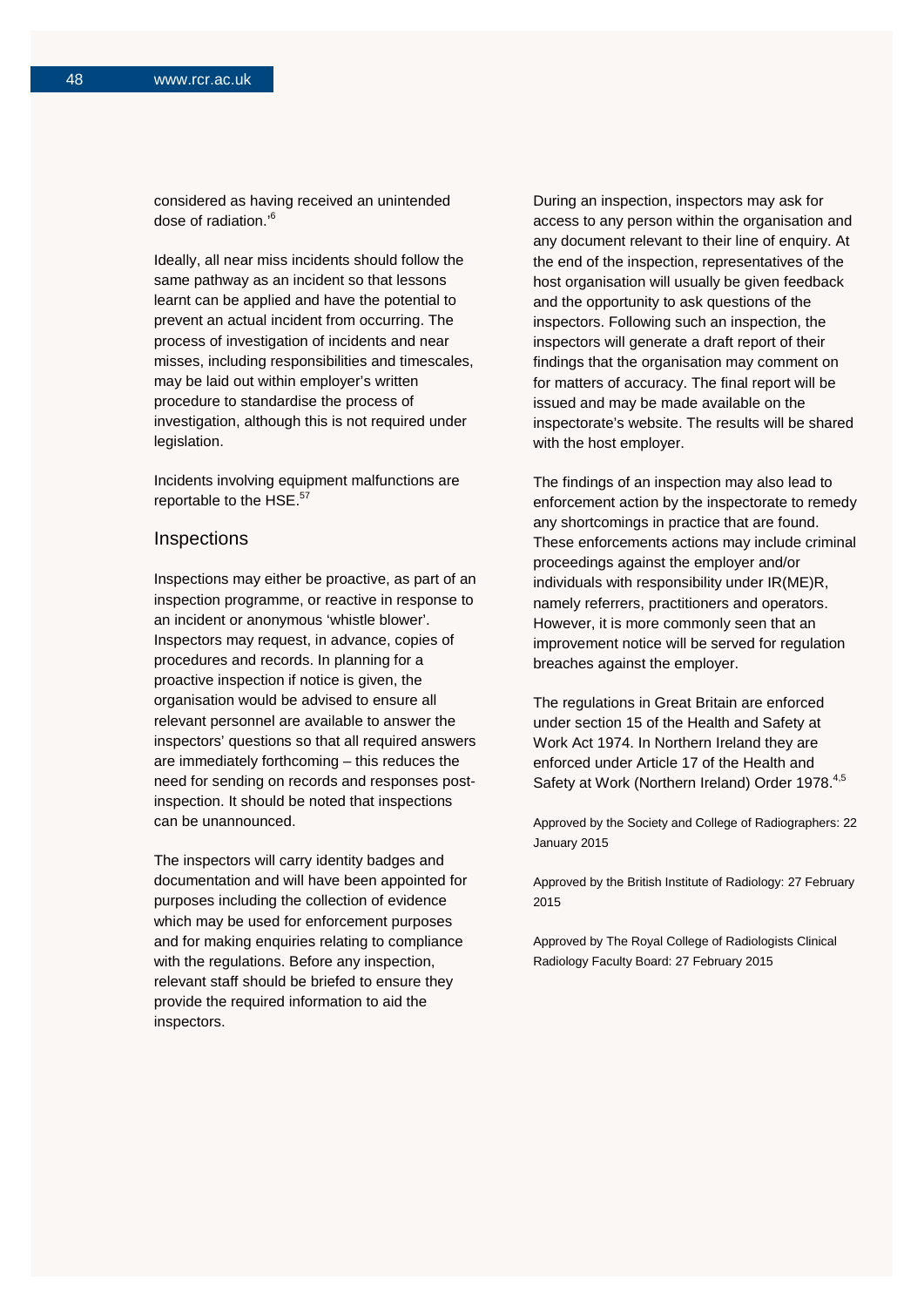considered as having received an unintended dose of radiation.'[6]

Ideally, all near miss incidents should follow the same pathway as an incident so that lessons learnt can be applied and have the potential to prevent an actual incident from occurring. The process of investigation of incidents and near misses, including responsibilities and timescales, may be laid out within employer's written procedure to standardise the process of investigation, although this is not required under legislation.

Incidents involving equipment malfunctions are reportable to the HSE.[57]

## Inspections

Inspections may either be proactive, as part of an inspection programme, or reactive in response to an incident or anonymous 'whistle blower'. Inspectors may request, in advance, copies of procedures and records. In planning for a proactive inspection if notice is given, the organisation would be advised to ensure all relevant personnel are available to answer the inspectors' questions so that all required answers are immediately forthcoming – this reduces the need for sending on records and responses post-inspection. It should be noted that inspections can be unannounced.

The inspectors will carry identity badges and documentation and will have been appointed for purposes including the collection of evidence which may be used for enforcement purposes and for making enquiries relating to compliance with the regulations. Before any inspection, relevant staff should be briefed to ensure they provide the required information to aid the inspectors.

During an inspection, inspectors may ask for access to any person within the organisation and any document relevant to their line of enquiry. At the end of the inspection, representatives of the host organisation will usually be given feedback and the opportunity to ask questions of the inspectors. Following such an inspection, the inspectors will generate a draft report of their findings that the organisation may comment on for matters of accuracy. The final report will be issued and may be made available on the inspectorate's website. The results will be shared with the host employer.

The findings of an inspection may also lead to enforcement action by the inspectorate to remedy any shortcomings in practice that are found. These enforcements actions may include criminal proceedings against the employer and/or individuals with responsibility under IR(ME)R, namely referrers, practitioners and operators. However, it is more commonly seen that an improvement notice will be served for regulation breaches against the employer.

The regulations in Great Britain are enforced under section 15 of the Health and Safety at Work Act 1974. In Northern Ireland they are enforced under Article 17 of the Health and Safety at Work (Northern Ireland) Order 1978.[4,5]

Approved by the Society and College of Radiographers: 22 January 2015

Approved by the British Institute of Radiology: 27 February 2015

Approved by The Royal College of Radiologists Clinical Radiology Faculty Board: 27 February 2015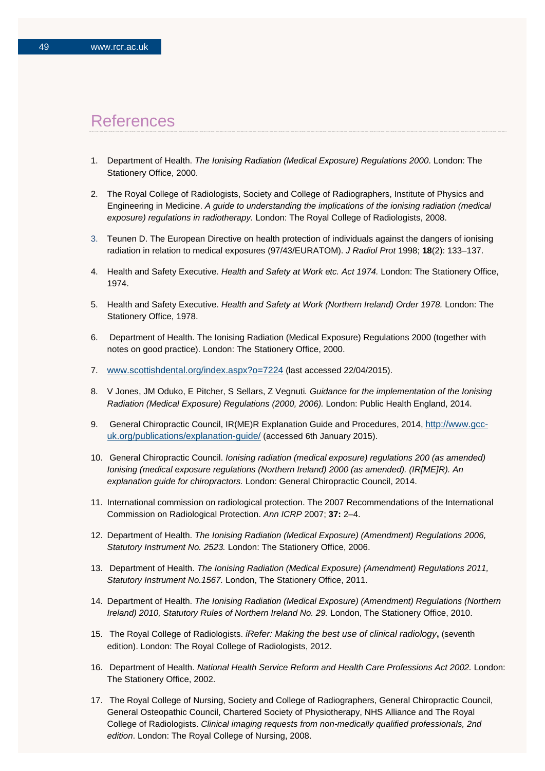# References

1. Department of Health. *The Ionising Radiation (Medical Exposure) Regulations 2000*. London: The Stationery Office, 2000.

2. The Royal College of Radiologists, Society and College of Radiographers, Institute of Physics and Engineering in Medicine. *A guide to understanding the implications of the ionising radiation (medical exposure) regulations in radiotherapy.* London: The Royal College of Radiologists, 2008.

3. Teunen D. The European Directive on health protection of individuals against the dangers of ionising radiation in relation to medical exposures (97/43/EURATOM). *J Radiol Prot* 1998; **18**(2): 133–137.

4. Health and Safety Executive. *Health and Safety at Work etc. Act 1974.* London: The Stationery Office, 1974.

5. Health and Safety Executive. *Health and Safety at Work (Northern Ireland) Order 1978.* London: The Stationery Office, 1978.

6. Department of Health. The Ionising Radiation (Medical Exposure) Regulations 2000 (together with notes on good practice). London: The Stationery Office, 2000.

7. [www.scottishdental.org/index.aspx?o=7224](www.scottishdental.org/index.aspx?o=7224) (last accessed 22/04/2015).

8. V Jones, JM Oduko, E Pitcher, S Sellars, Z Vegnuti*. Guidance for the implementation of the Ionising Radiation (Medical Exposure) Regulations (2000, 2006).* London: Public Health England, 2014.

9. General Chiropractic Council, IR(ME)R Explanation Guide and Procedures, 2014, [http://www.gcc-uk.org/publications/explanation-guide/](http://www.gcc-uk.org/publications/explanation-guide/) (accessed 6th January 2015).

10. General Chiropractic Council. *Ionising radiation (medical exposure) regulations 200 (as amended) Ionising (medical exposure regulations (Northern Ireland) 2000 (as amended). (IR[ME]R). An explanation guide for chiropractors.* London: General Chiropractic Council, 2014.

11. International commission on radiological protection. The 2007 Recommendations of the International Commission on Radiological Protection. *Ann ICRP* 2007; **37:** 2–4.

12. Department of Health. *The Ionising Radiation (Medical Exposure) (Amendment) Regulations 2006, Statutory Instrument No. 2523.* London: The Stationery Office, 2006.

13. Department of Health. *The Ionising Radiation (Medical Exposure) (Amendment) Regulations 2011, Statutory Instrument No.1567.* London, The Stationery Office, 2011.

14. Department of Health. *The Ionising Radiation (Medical Exposure) (Amendment) Regulations (Northern Ireland) 2010, Statutory Rules of Northern Ireland No. 29.* London, The Stationery Office, 2010.

15. The Royal College of Radiologists. *iRefer: Making the best use of clinical radiology***,** (seventh edition). London: The Royal College of Radiologists, 2012.

16. Department of Health. *National Health Service Reform and Health Care Professions Act 2002.* London: The Stationery Office, 2002.

17. The Royal College of Nursing, Society and College of Radiographers, General Chiropractic Council, General Osteopathic Council, Chartered Society of Physiotherapy, NHS Alliance and The Royal College of Radiologists. *Clinical imaging requests from non-medically qualified professionals, 2nd edition*. London: The Royal College of Nursing, 2008.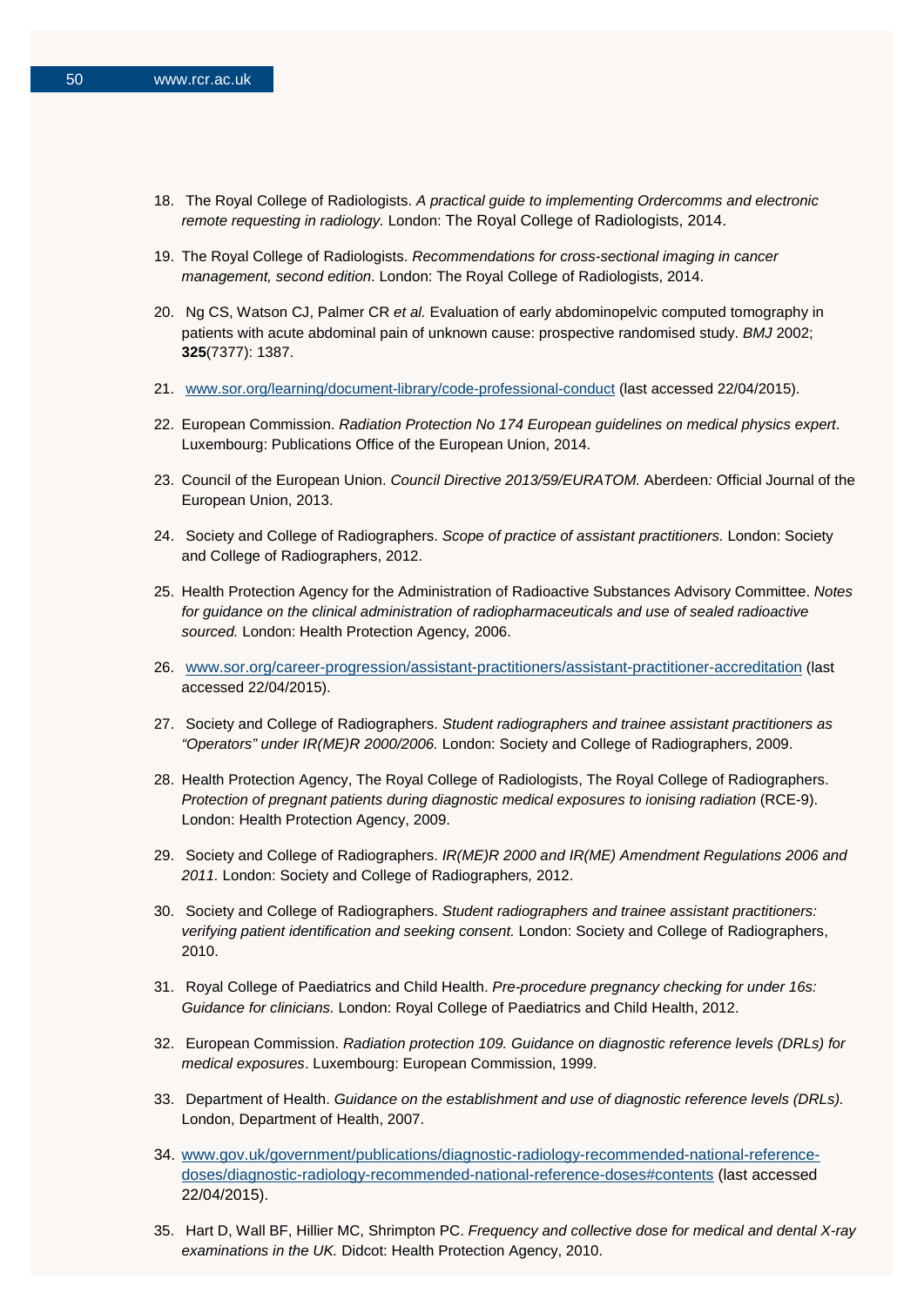18. The Royal College of Radiologists. *A practical guide to implementing Ordercomms and electronic remote requesting in radiology.* London: The Royal College of Radiologists, 2014.

19. The Royal College of Radiologists. *Recommendations for cross-sectional imaging in cancer management, second edition*. London: The Royal College of Radiologists, 2014.

20. Ng CS, Watson CJ, Palmer CR *et al.* Evaluation of early abdominopelvic computed tomography in patients with acute abdominal pain of unknown cause: prospective randomised study. *BMJ* 2002; **325**(7377): 1387.

21. www.sor.org/learning/document-library/code-professional-conduct (last accessed 22/04/2015).

22. European Commission. *Radiation Protection No 174 European guidelines on medical physics expert*. Luxembourg: Publications Office of the European Union, 2014.

23. Council of the European Union. *Council Directive 2013/59/EURATOM.* Aberdeen: Official Journal of the European Union, 2013.

24. Society and College of Radiographers. *Scope of practice of assistant practitioners.* London: Society and College of Radiographers, 2012.

25. Health Protection Agency for the Administration of Radioactive Substances Advisory Committee. *Notes for guidance on the clinical administration of radiopharmaceuticals and use of sealed radioactive sourced.* London: Health Protection Agency, 2006.

26. www.sor.org/career-progression/assistant-practitioners/assistant-practitioner-accreditation (last accessed 22/04/2015).

27. Society and College of Radiographers. *Student radiographers and trainee assistant practitioners as "Operators" under IR(ME)R 2000/2006.* London: Society and College of Radiographers, 2009.

28. Health Protection Agency, The Royal College of Radiologists, The Royal College of Radiographers. *Protection of pregnant patients during diagnostic medical exposures to ionising radiation* (RCE-9). London: Health Protection Agency, 2009.

29. Society and College of Radiographers. *IR(ME)R 2000 and IR(ME) Amendment Regulations 2006 and 2011.* London: Society and College of Radiographers, 2012.

30. Society and College of Radiographers. *Student radiographers and trainee assistant practitioners: verifying patient identification and seeking consent.* London: Society and College of Radiographers, 2010.

31. Royal College of Paediatrics and Child Health. *Pre-procedure pregnancy checking for under 16s: Guidance for clinicians.* London: Royal College of Paediatrics and Child Health, 2012.

32. European Commission. *Radiation protection 109. Guidance on diagnostic reference levels (DRLs) for medical exposures*. Luxembourg: European Commission, 1999.

33. Department of Health. *Guidance on the establishment and use of diagnostic reference levels (DRLs).* London, Department of Health, 2007.

34. www.gov.uk/government/publications/diagnostic-radiology-recommended-national-reference-doses/diagnostic-radiology-recommended-national-reference-doses#contents (last accessed 22/04/2015).

35. Hart D, Wall BF, Hillier MC, Shrimpton PC. *Frequency and collective dose for medical and dental X-ray examinations in the UK.* Didcot: Health Protection Agency, 2010.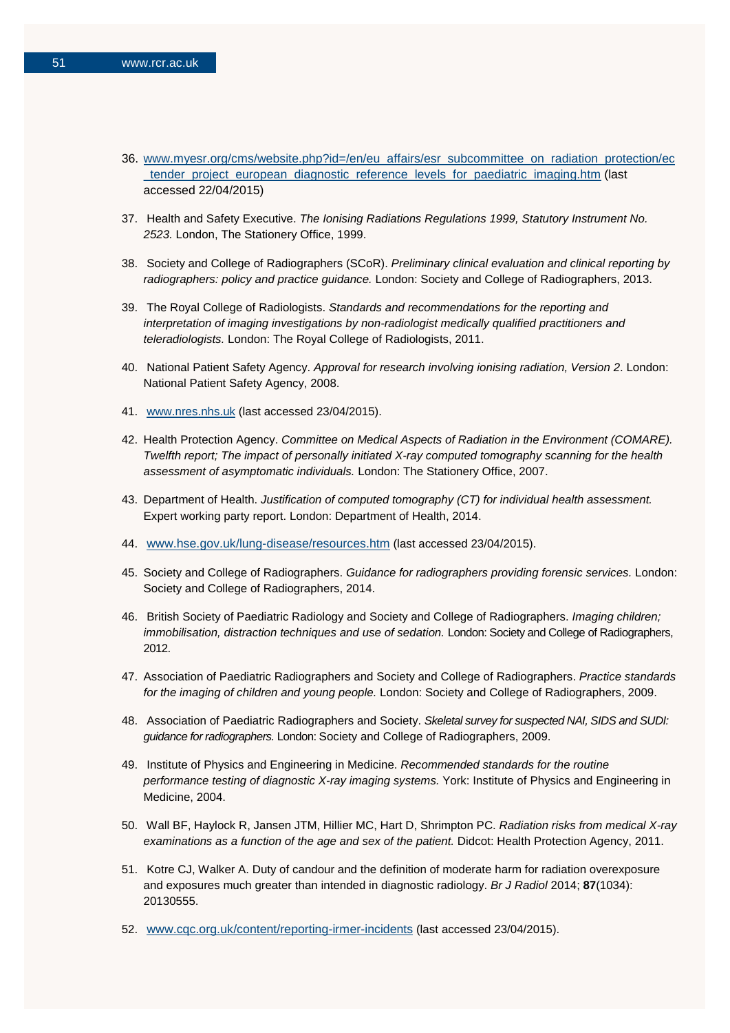36. www.myesr.org/cms/website.php?id=/en/eu_affairs/esr_subcommittee_on_radiation_protection/ec_tender_project_european_diagnostic_reference_levels_for_paediatric_imaging.htm (last accessed 22/04/2015)
37. Health and Safety Executive. *The Ionising Radiations Regulations 1999, Statutory Instrument No. 2523.* London, The Stationery Office, 1999.
38. Society and College of Radiographers (SCoR). *Preliminary clinical evaluation and clinical reporting by radiographers: policy and practice guidance.* London: Society and College of Radiographers, 2013.
39. The Royal College of Radiologists. *Standards and recommendations for the reporting and interpretation of imaging investigations by non-radiologist medically qualified practitioners and teleradiologists.* London: The Royal College of Radiologists, 2011.
40. National Patient Safety Agency. *Approval for research involving ionising radiation, Version 2*. London: National Patient Safety Agency, 2008.
41. www.nres.nhs.uk (last accessed 23/04/2015).
42. Health Protection Agency. *Committee on Medical Aspects of Radiation in the Environment (COMARE). Twelfth report; The impact of personally initiated X-ray computed tomography scanning for the health assessment of asymptomatic individuals.* London: The Stationery Office, 2007.
43. Department of Health. *Justification of computed tomography (CT) for individual health assessment.* Expert working party report. London: Department of Health, 2014.
44. www.hse.gov.uk/lung-disease/resources.htm (last accessed 23/04/2015).
45. Society and College of Radiographers. *Guidance for radiographers providing forensic services.* London: Society and College of Radiographers, 2014.
46. British Society of Paediatric Radiology and Society and College of Radiographers. *Imaging children; immobilisation, distraction techniques and use of sedation.* London: Society and College of Radiographers, 2012.
47. Association of Paediatric Radiographers and Society and College of Radiographers. *Practice standards for the imaging of children and young people.* London: Society and College of Radiographers, 2009.
48. Association of Paediatric Radiographers and Society. *Skeletal survey for suspected NAI, SIDS and SUDI: guidance for radiographers.* London: Society and College of Radiographers, 2009.
49. Institute of Physics and Engineering in Medicine. *Recommended standards for the routine performance testing of diagnostic X-ray imaging systems.* York: Institute of Physics and Engineering in Medicine, 2004.
50. Wall BF, Haylock R, Jansen JTM, Hillier MC, Hart D, Shrimpton PC. *Radiation risks from medical X-ray examinations as a function of the age and sex of the patient.* Didcot: Health Protection Agency, 2011.
51. Kotre CJ, Walker A. Duty of candour and the definition of moderate harm for radiation overexposure and exposures much greater than intended in diagnostic radiology. *Br J Radiol* 2014; **87**(1034): 20130555.
52. www.cqc.org.uk/content/reporting-irmer-incidents (last accessed 23/04/2015).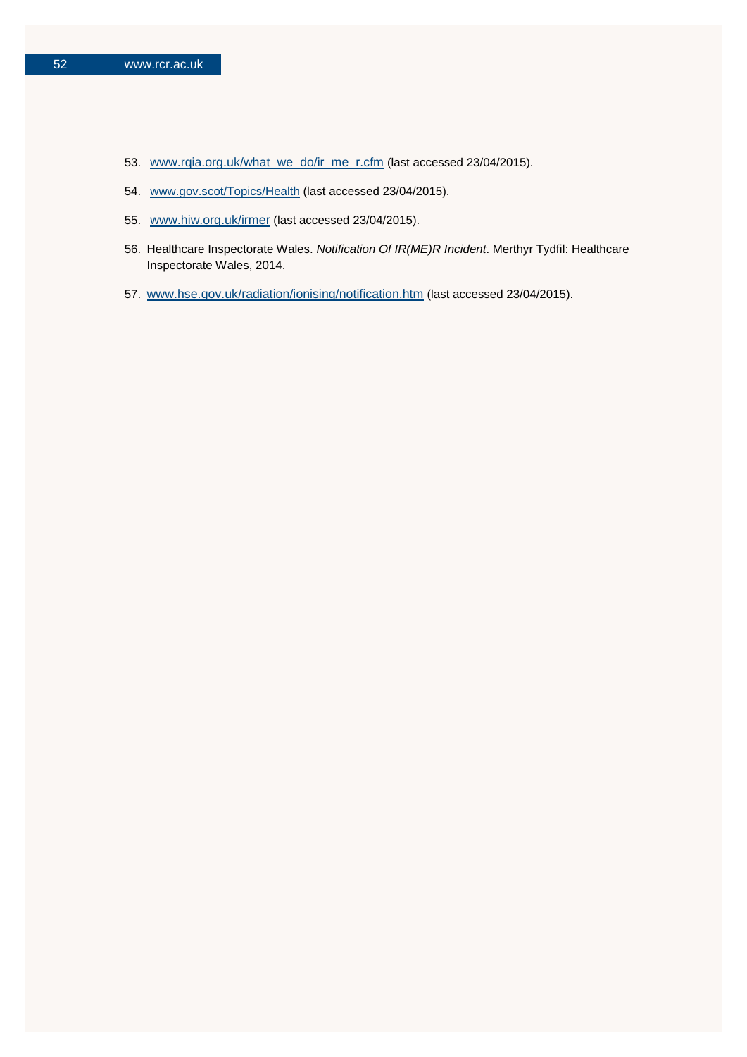53. www.rqia.org.uk/what_we_do/ir_me_r.cfm (last accessed 23/04/2015).

54. www.gov.scot/Topics/Health (last accessed 23/04/2015).

55. www.hiw.org.uk/irmer (last accessed 23/04/2015).

56. Healthcare Inspectorate Wales. *Notification Of IR(ME)R Incident*. Merthyr Tydfil: Healthcare Inspectorate Wales, 2014.

57. www.hse.gov.uk/radiation/ionising/notification.htm (last accessed 23/04/2015).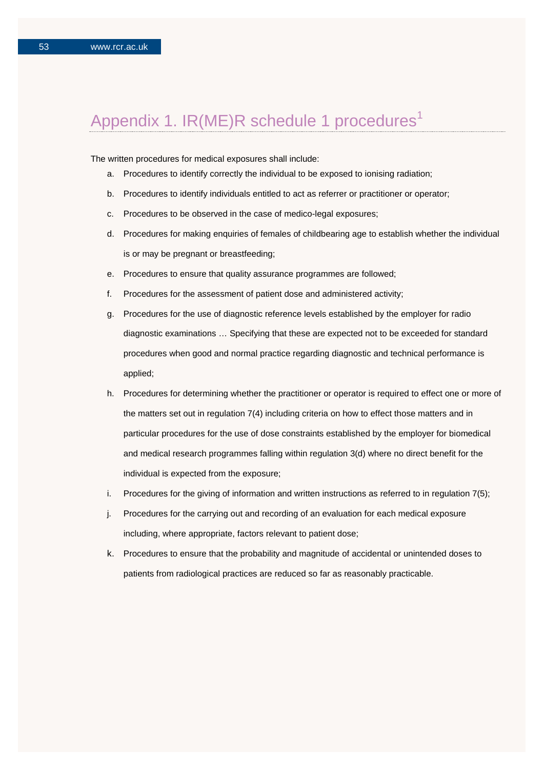# Appendix 1. IR(ME)R schedule 1 procedures[1]

The written procedures for medical exposures shall include:

a. Procedures to identify correctly the individual to be exposed to ionising radiation;

b. Procedures to identify individuals entitled to act as referrer or practitioner or operator;

c. Procedures to be observed in the case of medico-legal exposures;

d. Procedures for making enquiries of females of childbearing age to establish whether the individual is or may be pregnant or breastfeeding;

e. Procedures to ensure that quality assurance programmes are followed;

f. Procedures for the assessment of patient dose and administered activity;

g. Procedures for the use of diagnostic reference levels established by the employer for radio diagnostic examinations … Specifying that these are expected not to be exceeded for standard procedures when good and normal practice regarding diagnostic and technical performance is applied;

h. Procedures for determining whether the practitioner or operator is required to effect one or more of the matters set out in regulation 7(4) including criteria on how to effect those matters and in particular procedures for the use of dose constraints established by the employer for biomedical and medical research programmes falling within regulation 3(d) where no direct benefit for the individual is expected from the exposure;

i. Procedures for the giving of information and written instructions as referred to in regulation 7(5);

j. Procedures for the carrying out and recording of an evaluation for each medical exposure including, where appropriate, factors relevant to patient dose;

k. Procedures to ensure that the probability and magnitude of accidental or unintended doses to patients from radiological practices are reduced so far as reasonably practicable.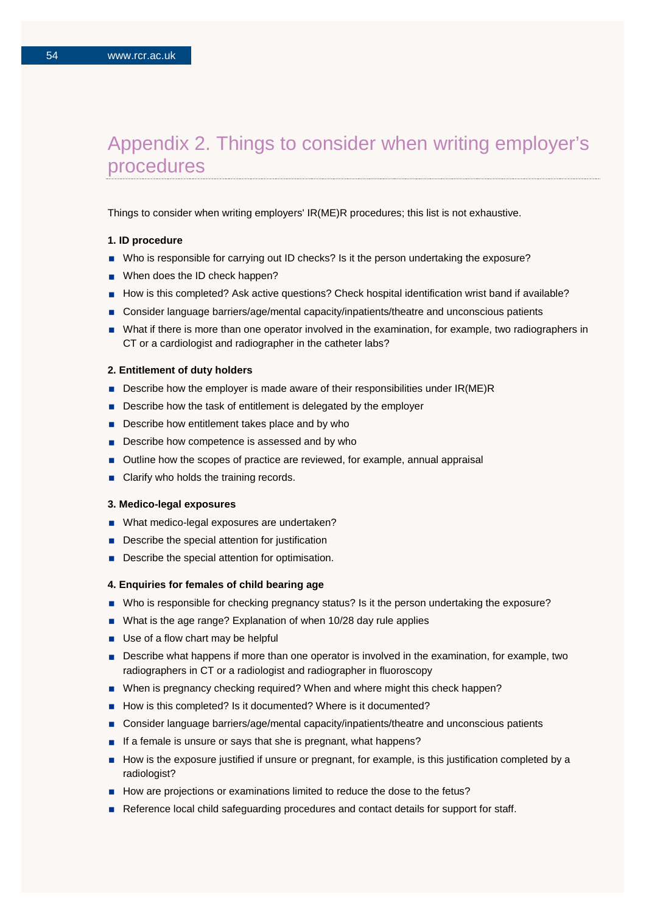# Appendix 2. Things to consider when writing employer's procedures

Things to consider when writing employers' IR(ME)R procedures; this list is not exhaustive.

**1. ID procedure**

- Who is responsible for carrying out ID checks? Is it the person undertaking the exposure?
- When does the ID check happen?
- How is this completed? Ask active questions? Check hospital identification wrist band if available?
- Consider language barriers/age/mental capacity/inpatients/theatre and unconscious patients
- What if there is more than one operator involved in the examination, for example, two radiographers in CT or a cardiologist and radiographer in the catheter labs?

**2. Entitlement of duty holders**

- Describe how the employer is made aware of their responsibilities under IR(ME)R
- Describe how the task of entitlement is delegated by the employer
- Describe how entitlement takes place and by who
- Describe how competence is assessed and by who
- Outline how the scopes of practice are reviewed, for example, annual appraisal
- Clarify who holds the training records.

**3. Medico-legal exposures**

- What medico-legal exposures are undertaken?
- Describe the special attention for justification
- Describe the special attention for optimisation.

**4. Enquiries for females of child bearing age**

- Who is responsible for checking pregnancy status? Is it the person undertaking the exposure?
- What is the age range? Explanation of when 10/28 day rule applies
- Use of a flow chart may be helpful
- Describe what happens if more than one operator is involved in the examination, for example, two radiographers in CT or a radiologist and radiographer in fluoroscopy
- When is pregnancy checking required? When and where might this check happen?
- How is this completed? Is it documented? Where is it documented?
- Consider language barriers/age/mental capacity/inpatients/theatre and unconscious patients
- If a female is unsure or says that she is pregnant, what happens?
- How is the exposure justified if unsure or pregnant, for example, is this justification completed by a radiologist?
- How are projections or examinations limited to reduce the dose to the fetus?
- Reference local child safeguarding procedures and contact details for support for staff.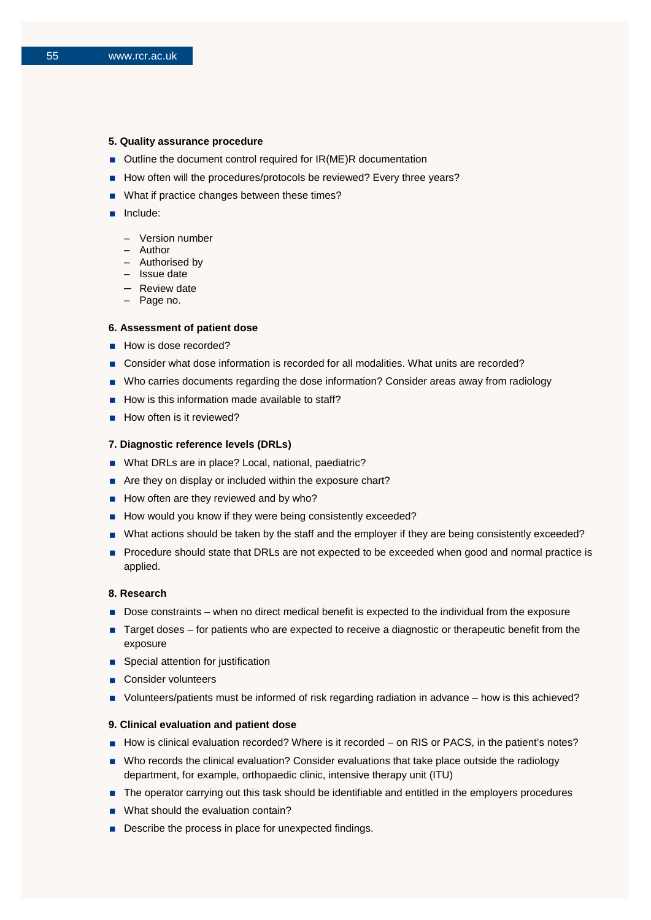**5. Quality assurance procedure**

- Outline the document control required for IR(ME)R documentation
- How often will the procedures/protocols be reviewed? Every three years?
- What if practice changes between these times?
- Include:
  - Version number
  - Author
  - Authorised by
  - Issue date
  - Review date
  - Page no.

**6. Assessment of patient dose**

- How is dose recorded?
- Consider what dose information is recorded for all modalities. What units are recorded?
- Who carries documents regarding the dose information? Consider areas away from radiology
- How is this information made available to staff?
- How often is it reviewed?

**7. Diagnostic reference levels (DRLs)**

- What DRLs are in place? Local, national, paediatric?
- Are they on display or included within the exposure chart?
- How often are they reviewed and by who?
- How would you know if they were being consistently exceeded?
- What actions should be taken by the staff and the employer if they are being consistently exceeded?
- Procedure should state that DRLs are not expected to be exceeded when good and normal practice is applied.

**8. Research**

- Dose constraints – when no direct medical benefit is expected to the individual from the exposure
- Target doses – for patients who are expected to receive a diagnostic or therapeutic benefit from the exposure
- Special attention for justification
- Consider volunteers
- Volunteers/patients must be informed of risk regarding radiation in advance – how is this achieved?

**9. Clinical evaluation and patient dose**

- How is clinical evaluation recorded? Where is it recorded – on RIS or PACS, in the patient's notes?
- Who records the clinical evaluation? Consider evaluations that take place outside the radiology department, for example, orthopaedic clinic, intensive therapy unit (ITU)
- The operator carrying out this task should be identifiable and entitled in the employers procedures
- What should the evaluation contain?
- Describe the process in place for unexpected findings.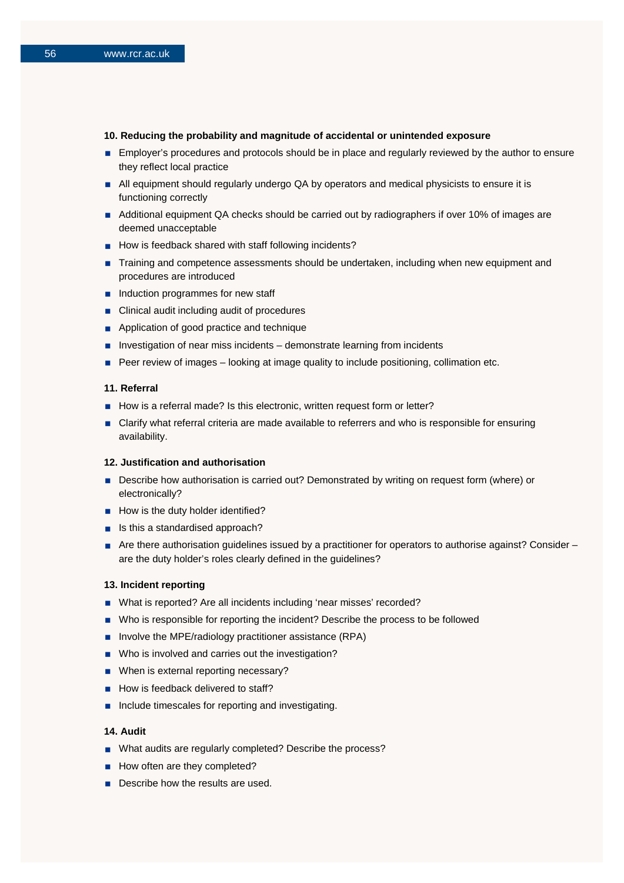**10. Reducing the probability and magnitude of accidental or unintended exposure**

- Employer's procedures and protocols should be in place and regularly reviewed by the author to ensure they reflect local practice
- All equipment should regularly undergo QA by operators and medical physicists to ensure it is functioning correctly
- Additional equipment QA checks should be carried out by radiographers if over 10% of images are deemed unacceptable
- How is feedback shared with staff following incidents?
- Training and competence assessments should be undertaken, including when new equipment and procedures are introduced
- Induction programmes for new staff
- Clinical audit including audit of procedures
- Application of good practice and technique
- Investigation of near miss incidents – demonstrate learning from incidents
- Peer review of images – looking at image quality to include positioning, collimation etc.

**11. Referral**

- How is a referral made? Is this electronic, written request form or letter?
- Clarify what referral criteria are made available to referrers and who is responsible for ensuring availability.

**12. Justification and authorisation**

- Describe how authorisation is carried out? Demonstrated by writing on request form (where) or electronically?
- How is the duty holder identified?
- Is this a standardised approach?
- Are there authorisation guidelines issued by a practitioner for operators to authorise against? Consider – are the duty holder's roles clearly defined in the guidelines?

**13. Incident reporting**

- What is reported? Are all incidents including 'near misses' recorded?
- Who is responsible for reporting the incident? Describe the process to be followed
- Involve the MPE/radiology practitioner assistance (RPA)
- Who is involved and carries out the investigation?
- When is external reporting necessary?
- How is feedback delivered to staff?
- Include timescales for reporting and investigating.

**14. Audit**

- What audits are regularly completed? Describe the process?
- How often are they completed?
- Describe how the results are used.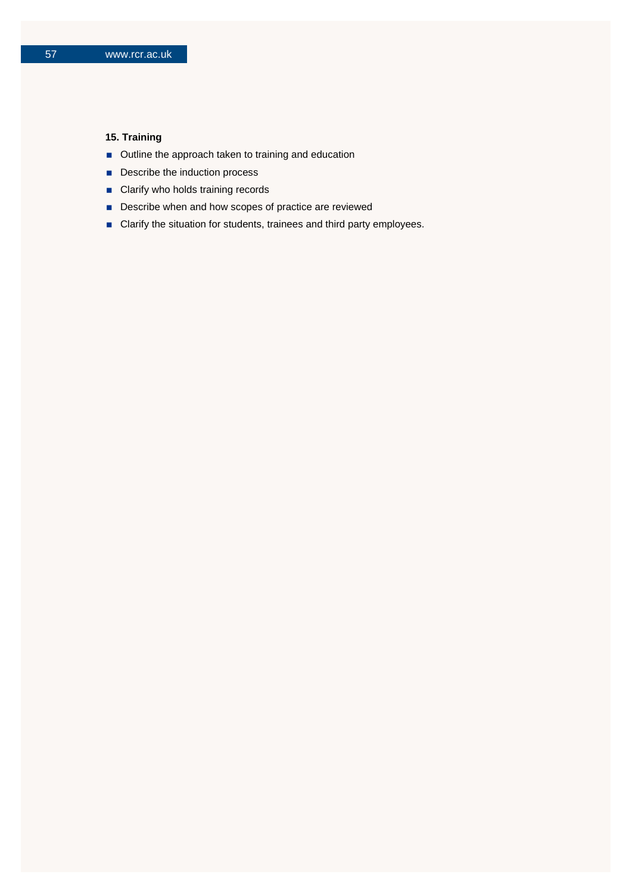**15. Training**

- Outline the approach taken to training and education
- Describe the induction process
- Clarify who holds training records
- Describe when and how scopes of practice are reviewed
- Clarify the situation for students, trainees and third party employees.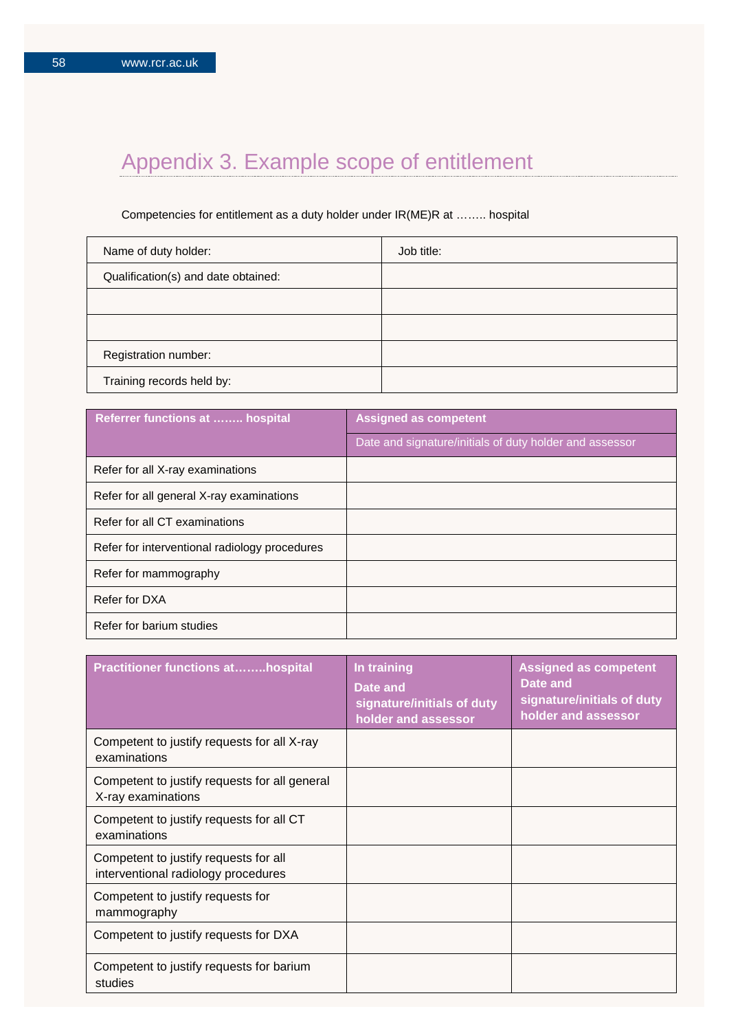# Appendix 3. Example scope of entitlement

Competencies for entitlement as a duty holder under IR(ME)R at …….. hospital

| Name of duty holder: | Job title: |
|---|---|
| Qualification(s) and date obtained: | |
| | |
| | |
| Registration number: | |
| Training records held by: | |

| Referrer functions at …….. hospital | Assigned as competent |
|---|---|
| | Date and signature/initials of duty holder and assessor |
| Refer for all X-ray examinations | |
| Refer for all general X-ray examinations | |
| Refer for all CT examinations | |
| Refer for interventional radiology procedures | |
| Refer for mammography | |
| Refer for DXA | |
| Refer for barium studies | |

| Practitioner functions at……..hospital | In training Date and signature/initials of duty holder and assessor | Assigned as competent Date and signature/initials of duty holder and assessor |
|---|---|---|
| Competent to justify requests for all X-ray examinations | | |
| Competent to justify requests for all general X-ray examinations | | |
| Competent to justify requests for all CT examinations | | |
| Competent to justify requests for all interventional radiology procedures | | |
| Competent to justify requests for mammography | | |
| Competent to justify requests for DXA | | |
| Competent to justify requests for barium studies | | |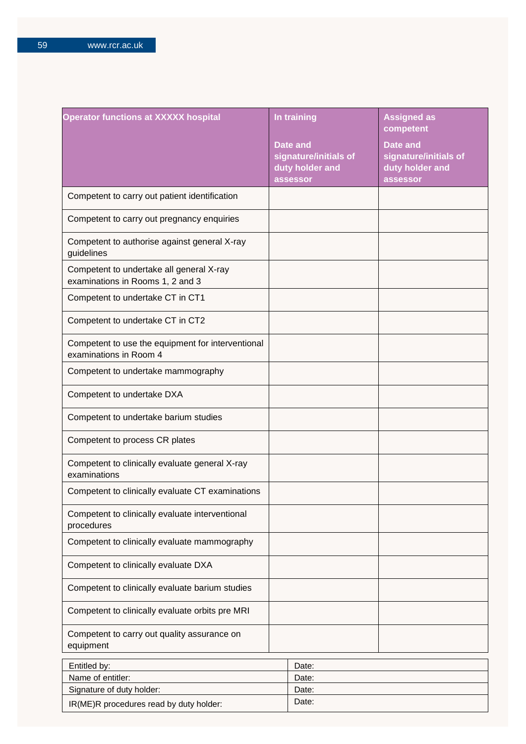| Operator functions at XXXXX hospital | In training<br><br>Date and signature/initials of duty holder and assessor | Assigned as competent<br><br>Date and signature/initials of duty holder and assessor |
|---|---|---|
| Competent to carry out patient identification | | |
| Competent to carry out pregnancy enquiries | | |
| Competent to authorise against general X-ray guidelines | | |
| Competent to undertake all general X-ray examinations in Rooms 1, 2 and 3 | | |
| Competent to undertake CT in CT1 | | |
| Competent to undertake CT in CT2 | | |
| Competent to use the equipment for interventional examinations in Room 4 | | |
| Competent to undertake mammography | | |
| Competent to undertake DXA | | |
| Competent to undertake barium studies | | |
| Competent to process CR plates | | |
| Competent to clinically evaluate general X-ray examinations | | |
| Competent to clinically evaluate CT examinations | | |
| Competent to clinically evaluate interventional procedures | | |
| Competent to clinically evaluate mammography | | |
| Competent to clinically evaluate DXA | | |
| Competent to clinically evaluate barium studies | | |
| Competent to clinically evaluate orbits pre MRI | | |
| Competent to carry out quality assurance on equipment | | |

| Entitled by: | Date: |
|---|---|
| Name of entitler: | Date: |
| Signature of duty holder: | Date: |
| IR(ME)R procedures read by duty holder: | Date: |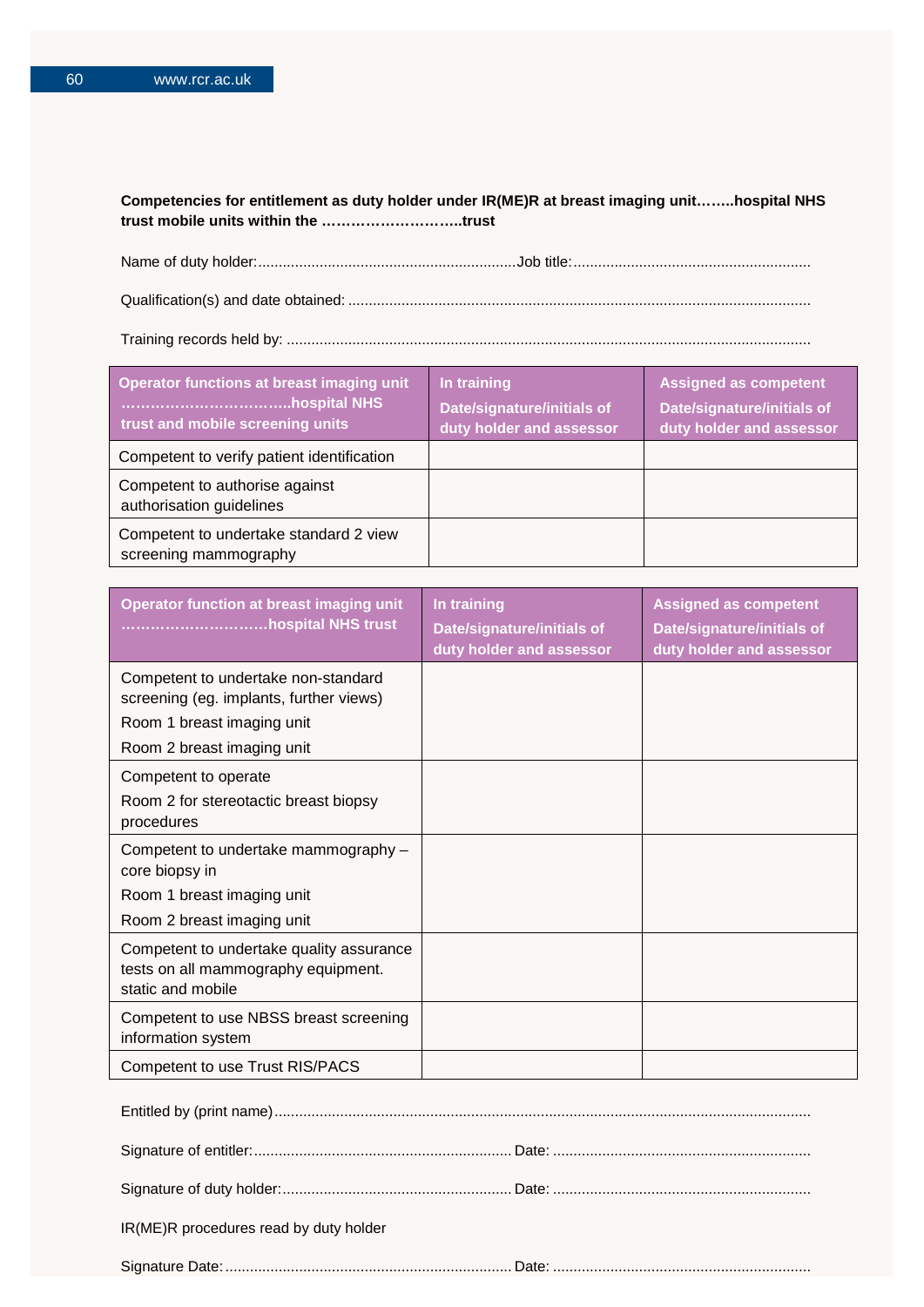**Competencies for entitlement as duty holder under IR(ME)R at breast imaging unit……..hospital NHS trust mobile units within the ………………………..trust**

Name of duty holder:...............................................................Job title:..........................................................

Qualification(s) and date obtained: .................................................................................................................

Training records held by: ..............................................................................................................................

| Operator functions at breast imaging unit …………………………..hospital NHS trust and mobile screening units | In training Date/signature/initials of duty holder and assessor | Assigned as competent Date/signature/initials of duty holder and assessor |
|---|---|---|
| Competent to verify patient identification | | |
| Competent to authorise against authorisation guidelines | | |
| Competent to undertake standard 2 view screening mammography | | |

| Operator function at breast imaging unit ………………………hospital NHS trust | In training Date/signature/initials of duty holder and assessor | Assigned as competent Date/signature/initials of duty holder and assessor |
|---|---|---|
| Competent to undertake non-standard screening (eg. implants, further views) Room 1 breast imaging unit Room 2 breast imaging unit | | |
| Competent to operate Room 2 for stereotactic breast biopsy procedures | | |
| Competent to undertake mammography – core biopsy in Room 1 breast imaging unit Room 2 breast imaging unit | | |
| Competent to undertake quality assurance tests on all mammography equipment. static and mobile | | |
| Competent to use NBSS breast screening information system | | |
| Competent to use Trust RIS/PACS | | |

Entitled by (print name).................................................................................................................................

Signature of entitler:............................................................... Date: ..............................................................

Signature of duty holder:........................................................ Date: ..............................................................

IR(ME)R procedures read by duty holder

Signature Date:...................................................................... Date: ..............................................................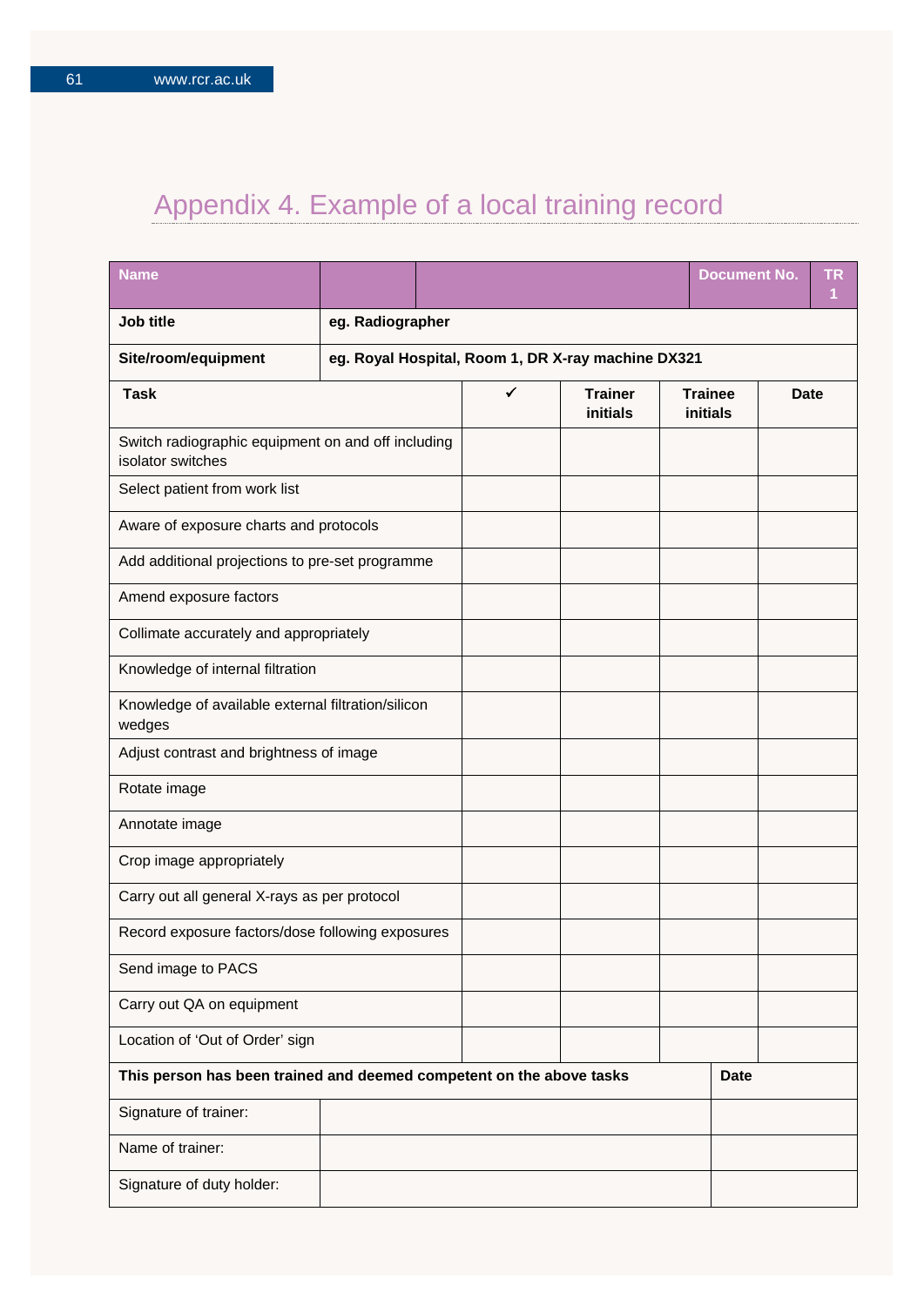# Appendix 4. Example of a local training record

| Name | | | | Document No. | TR 1 |
|---|---|---|---|---|---|
| **Job title** | **eg. Radiographer** | | | | |
| **Site/room/equipment** | **eg. Royal Hospital, Room 1, DR X-ray machine DX321** | | | | |

| Task | ✓ | Trainer initials | Trainee initials | Date |
|---|---|---|---|---|
| Switch radiographic equipment on and off including isolator switches | | | | |
| Select patient from work list | | | | |
| Aware of exposure charts and protocols | | | | |
| Add additional projections to pre-set programme | | | | |
| Amend exposure factors | | | | |
| Collimate accurately and appropriately | | | | |
| Knowledge of internal filtration | | | | |
| Knowledge of available external filtration/silicon wedges | | | | |
| Adjust contrast and brightness of image | | | | |
| Rotate image | | | | |
| Annotate image | | | | |
| Crop image appropriately | | | | |
| Carry out all general X-rays as per protocol | | | | |
| Record exposure factors/dose following exposures | | | | |
| Send image to PACS | | | | |
| Carry out QA on equipment | | | | |
| Location of 'Out of Order' sign | | | | |

| This person has been trained and deemed competent on the above tasks | | Date |
|---|---|---|
| Signature of trainer: | | |
| Name of trainer: | | |
| Signature of duty holder: | | |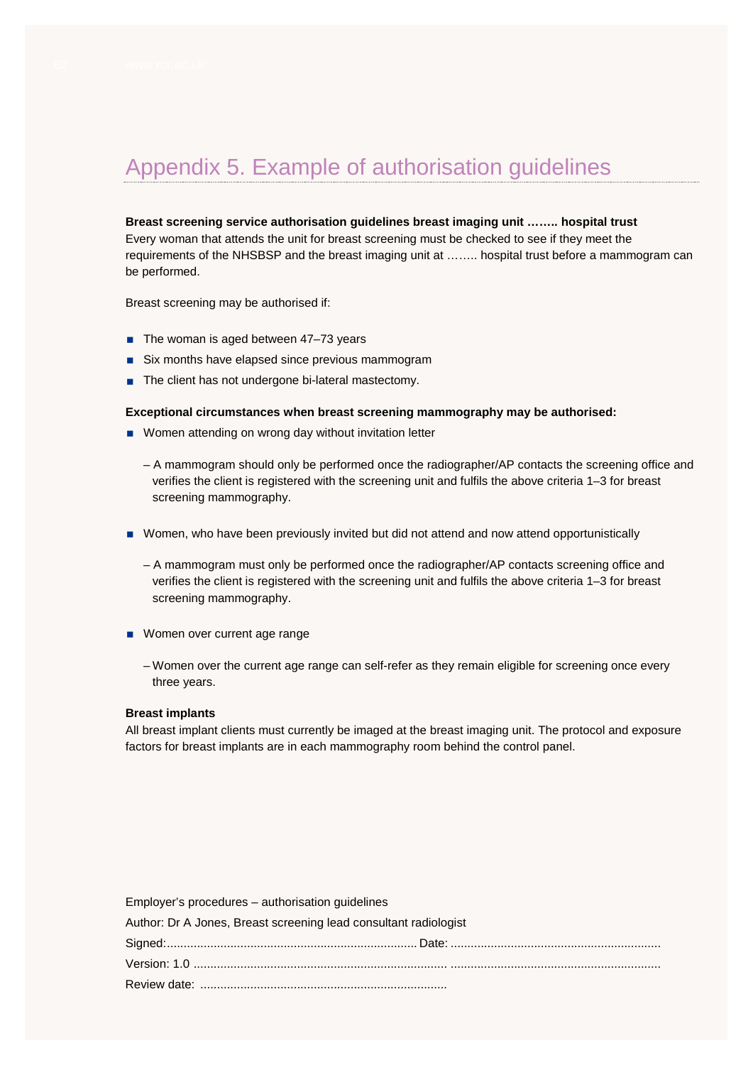# Appendix 5. Example of authorisation guidelines

**Breast screening service authorisation guidelines breast imaging unit …….. hospital trust**
Every woman that attends the unit for breast screening must be checked to see if they meet the requirements of the NHSBSP and the breast imaging unit at …….. hospital trust before a mammogram can be performed.

Breast screening may be authorised if:

- The woman is aged between 47–73 years
- Six months have elapsed since previous mammogram
- The client has not undergone bi-lateral mastectomy.

**Exceptional circumstances when breast screening mammography may be authorised:**

- Women attending on wrong day without invitation letter
  - A mammogram should only be performed once the radiographer/AP contacts the screening office and verifies the client is registered with the screening unit and fulfils the above criteria 1–3 for breast screening mammography.
- Women, who have been previously invited but did not attend and now attend opportunistically
  - A mammogram must only be performed once the radiographer/AP contacts screening office and verifies the client is registered with the screening unit and fulfils the above criteria 1–3 for breast screening mammography.
- Women over current age range
  - Women over the current age range can self-refer as they remain eligible for screening once every three years.

**Breast implants**
All breast implant clients must currently be imaged at the breast imaging unit. The protocol and exposure factors for breast implants are in each mammography room behind the control panel.

Employer's procedures – authorisation guidelines
Author: Dr A Jones, Breast screening lead consultant radiologist
Signed:........................................................................... Date: ..............................................................
Version: 1.0 ............................................................................ ..............................................................
Review date: ..........................................................................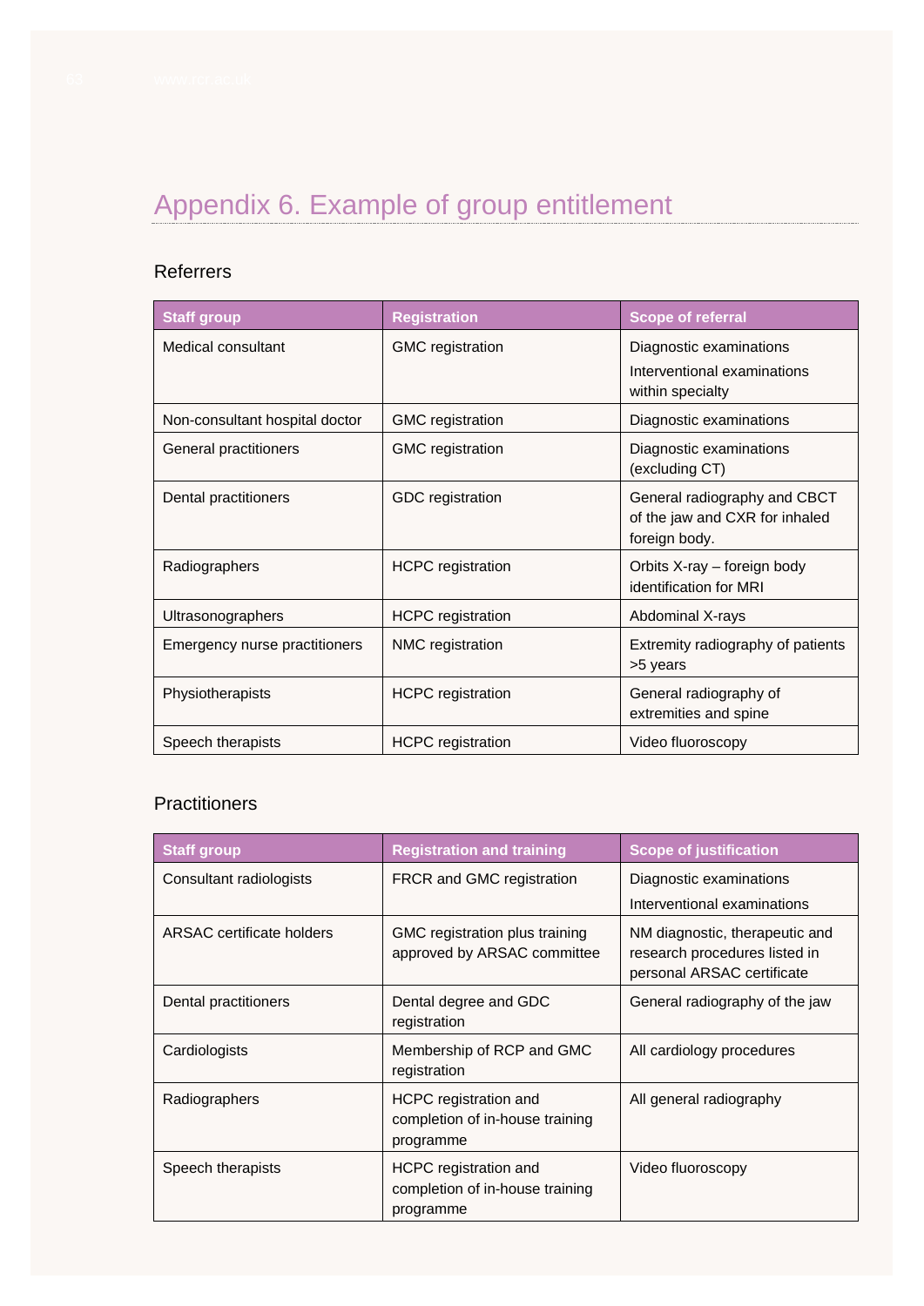# Appendix 6. Example of group entitlement

## Referrers

| Staff group | Registration | Scope of referral |
|---|---|---|
| Medical consultant | GMC registration | Diagnostic examinations<br>Interventional examinations within specialty |
| Non-consultant hospital doctor | GMC registration | Diagnostic examinations |
| General practitioners | GMC registration | Diagnostic examinations (excluding CT) |
| Dental practitioners | GDC registration | General radiography and CBCT of the jaw and CXR for inhaled foreign body. |
| Radiographers | HCPC registration | Orbits X-ray – foreign body identification for MRI |
| Ultrasonographers | HCPC registration | Abdominal X-rays |
| Emergency nurse practitioners | NMC registration | Extremity radiography of patients >5 years |
| Physiotherapists | HCPC registration | General radiography of extremities and spine |
| Speech therapists | HCPC registration | Video fluoroscopy |

## Practitioners

| Staff group | Registration and training | Scope of justification |
|---|---|---|
| Consultant radiologists | FRCR and GMC registration | Diagnostic examinations<br>Interventional examinations |
| ARSAC certificate holders | GMC registration plus training approved by ARSAC committee | NM diagnostic, therapeutic and research procedures listed in personal ARSAC certificate |
| Dental practitioners | Dental degree and GDC registration | General radiography of the jaw |
| Cardiologists | Membership of RCP and GMC registration | All cardiology procedures |
| Radiographers | HCPC registration and completion of in-house training programme | All general radiography |
| Speech therapists | HCPC registration and completion of in-house training programme | Video fluoroscopy |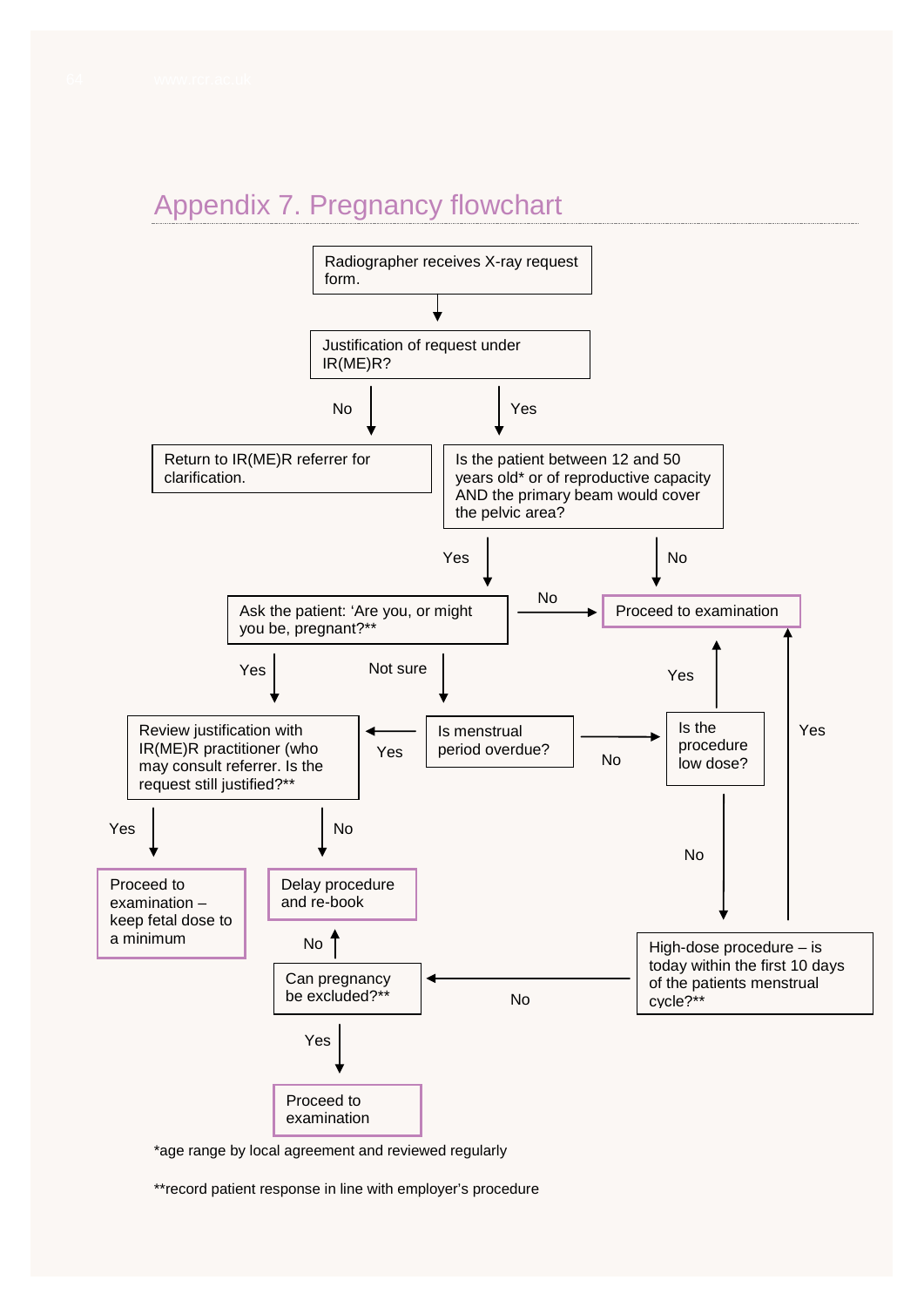## Appendix 7. Pregnancy flowchart

Radiographer receives X-ray request form.

Justification of request under IR(ME)R?

- **No** → Return to IR(ME)R referrer for clarification.
- **Yes** → Is the patient between 12 and 50 years old* or of reproductive capacity AND the primary beam would cover the pelvic area?
  - **No** → Proceed to examination
  - **Yes** → Ask the patient: 'Are you, or might you be, pregnant?**
    - **No** → Proceed to examination
    - **Yes** → Review justification with IR(ME)R practitioner (who may consult referrer. Is the request still justified?**
      - **Yes** → Proceed to examination – keep fetal dose to a minimum
      - **No** → Delay procedure and re-book
    - **Not sure** → Is menstrual period overdue?
      - **Yes** → Review justification with IR(ME)R practitioner (who may consult referrer. Is the request still justified?**
      - **No** → Is the procedure low dose?
        - **Yes** → Proceed to examination
        - **No** → High-dose procedure – is today within the first 10 days of the patients menstrual cycle?**
          - **Yes** → Proceed to examination
          - **No** → Can pregnancy be excluded?**
            - **Yes** → Proceed to examination
            - **No** → Delay procedure and re-book

*age range by local agreement and reviewed regularly

**record patient response in line with employer's procedure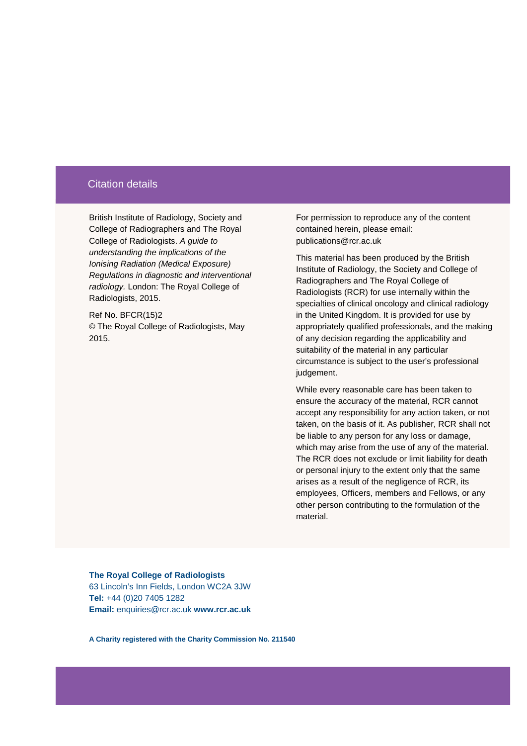## Citation details

British Institute of Radiology, Society and College of Radiographers and The Royal College of Radiologists. *A guide to understanding the implications of the Ionising Radiation (Medical Exposure) Regulations in diagnostic and interventional radiology.* London: The Royal College of Radiologists, 2015.

Ref No. BFCR(15)2
© The Royal College of Radiologists, May 2015.

For permission to reproduce any of the content contained herein, please email: publications@rcr.ac.uk

This material has been produced by the British Institute of Radiology, the Society and College of Radiographers and The Royal College of Radiologists (RCR) for use internally within the specialties of clinical oncology and clinical radiology in the United Kingdom. It is provided for use by appropriately qualified professionals, and the making of any decision regarding the applicability and suitability of the material in any particular circumstance is subject to the user's professional judgement.

While every reasonable care has been taken to ensure the accuracy of the material, RCR cannot accept any responsibility for any action taken, or not taken, on the basis of it. As publisher, RCR shall not be liable to any person for any loss or damage, which may arise from the use of any of the material. The RCR does not exclude or limit liability for death or personal injury to the extent only that the same arises as a result of the negligence of RCR, its employees, Officers, members and Fellows, or any other person contributing to the formulation of the material.

**The Royal College of Radiologists**
63 Lincoln's Inn Fields, London WC2A 3JW
**Tel:** +44 (0)20 7405 1282
**Email:** enquiries@rcr.ac.uk **www.rcr.ac.uk**

**A Charity registered with the Charity Commission No. 211540**